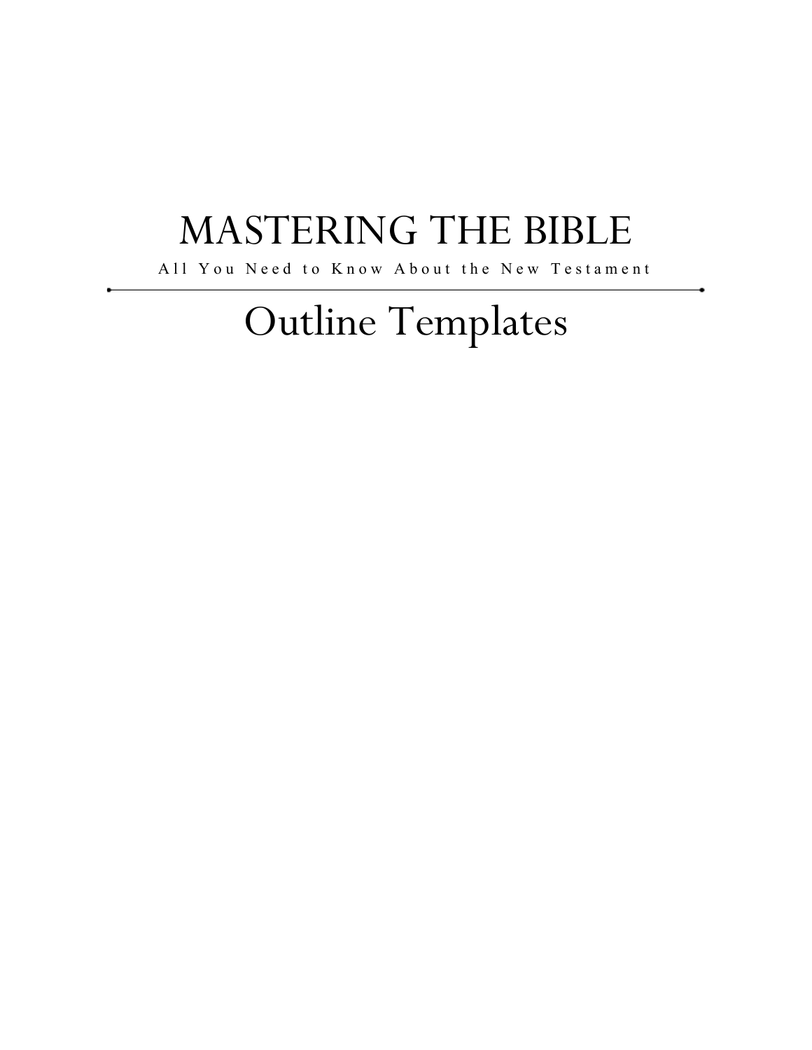# MASTERING THE BIBLE

All You Need to Know About the New Testament

---

# Outline Templates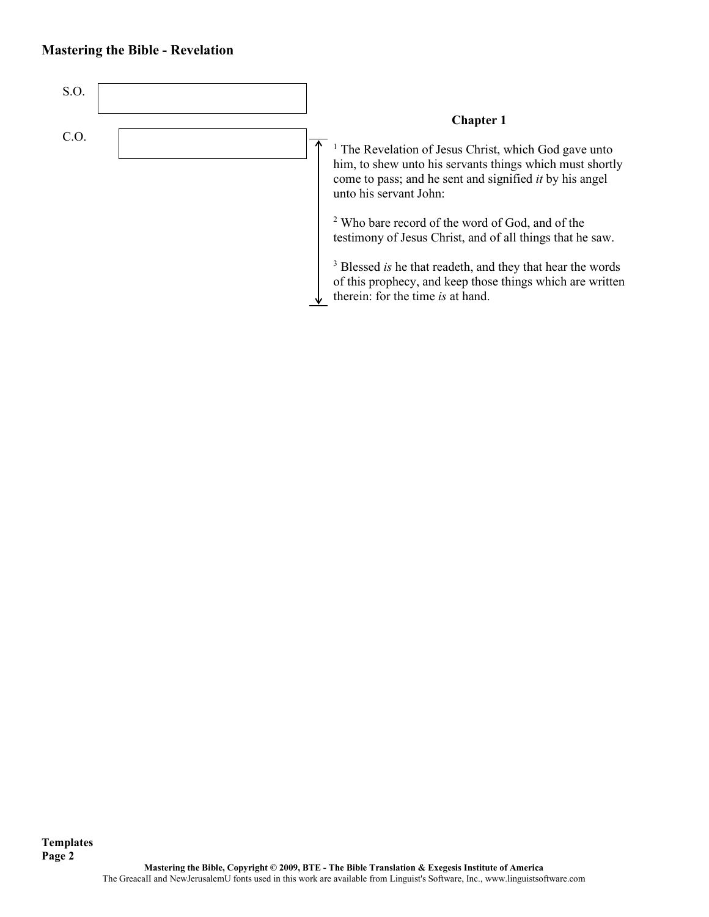S.O.

C.O.

## Chapter 1

[1] The Revelation of Jesus Christ, which God gave unto him, to shew unto his servants things which must shortly come to pass; and he sent and signified *it* by his angel unto his servant John:

[2] Who bare record of the word of God, and of the testimony of Jesus Christ, and of all things that he saw.

[3] Blessed *is* he that readeth, and they that hear the words of this prophecy, and keep those things which are written therein: for the time *is* at hand.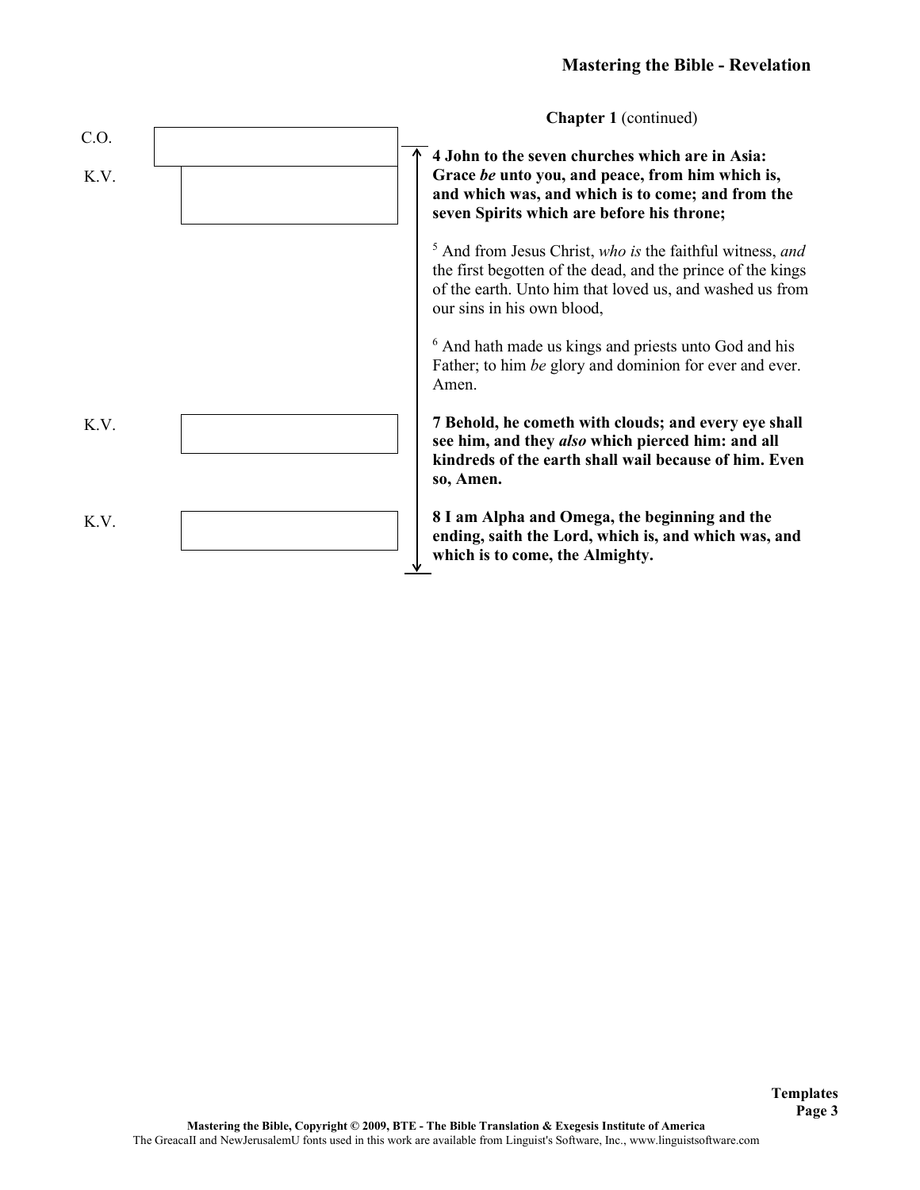**Chapter 1** (continued)

C.O.

K.V.

**4 John to the seven churches which are in Asia: Grace *be* unto you, and peace, from him which is, and which was, and which is to come; and from the seven Spirits which are before his throne;**

[5] And from Jesus Christ, *who is* the faithful witness, *and* the first begotten of the dead, and the prince of the kings of the earth. Unto him that loved us, and washed us from our sins in his own blood,

[6] And hath made us kings and priests unto God and his Father; to him *be* glory and dominion for ever and ever. Amen.

K.V.

**7 Behold, he cometh with clouds; and every eye shall see him, and they *also* which pierced him: and all kindreds of the earth shall wail because of him. Even so, Amen.**

K.V.

**8 I am Alpha and Omega, the beginning and the ending, saith the Lord, which is, and which was, and which is to come, the Almighty.**

**Templates**

Mastering the Bible, Copyright © 2009, BTE - The Bible Translation & Exegesis Institute of America
The GreacaII and NewJerusalemU fonts used in this work are available from Linguist's Software, Inc., www.linguistsoftware.com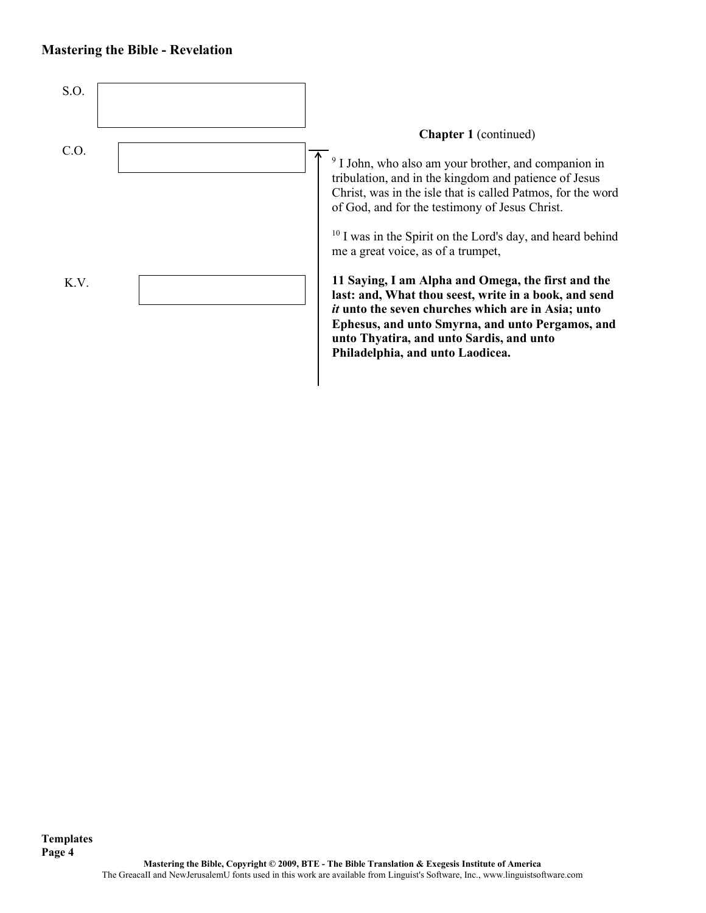S.O.

C.O.

K.V.

**Chapter 1** (continued)

[9] I John, who also am your brother, and companion in tribulation, and in the kingdom and patience of Jesus Christ, was in the isle that is called Patmos, for the word of God, and for the testimony of Jesus Christ.

[10] I was in the Spirit on the Lord's day, and heard behind me a great voice, as of a trumpet,

**11 Saying, I am Alpha and Omega, the first and the last: and, What thou seest, write in a book, and send *it* unto the seven churches which are in Asia; unto Ephesus, and unto Smyrna, and unto Pergamos, and unto Thyatira, and unto Sardis, and unto Philadelphia, and unto Laodicea.**

**Templates**

Mastering the Bible, Copyright © 2009, BTE - The Bible Translation & Exegesis Institute of America

The GreacaII and NewJerusalemU fonts used in this work are available from Linguist's Software, Inc., www.linguistsoftware.com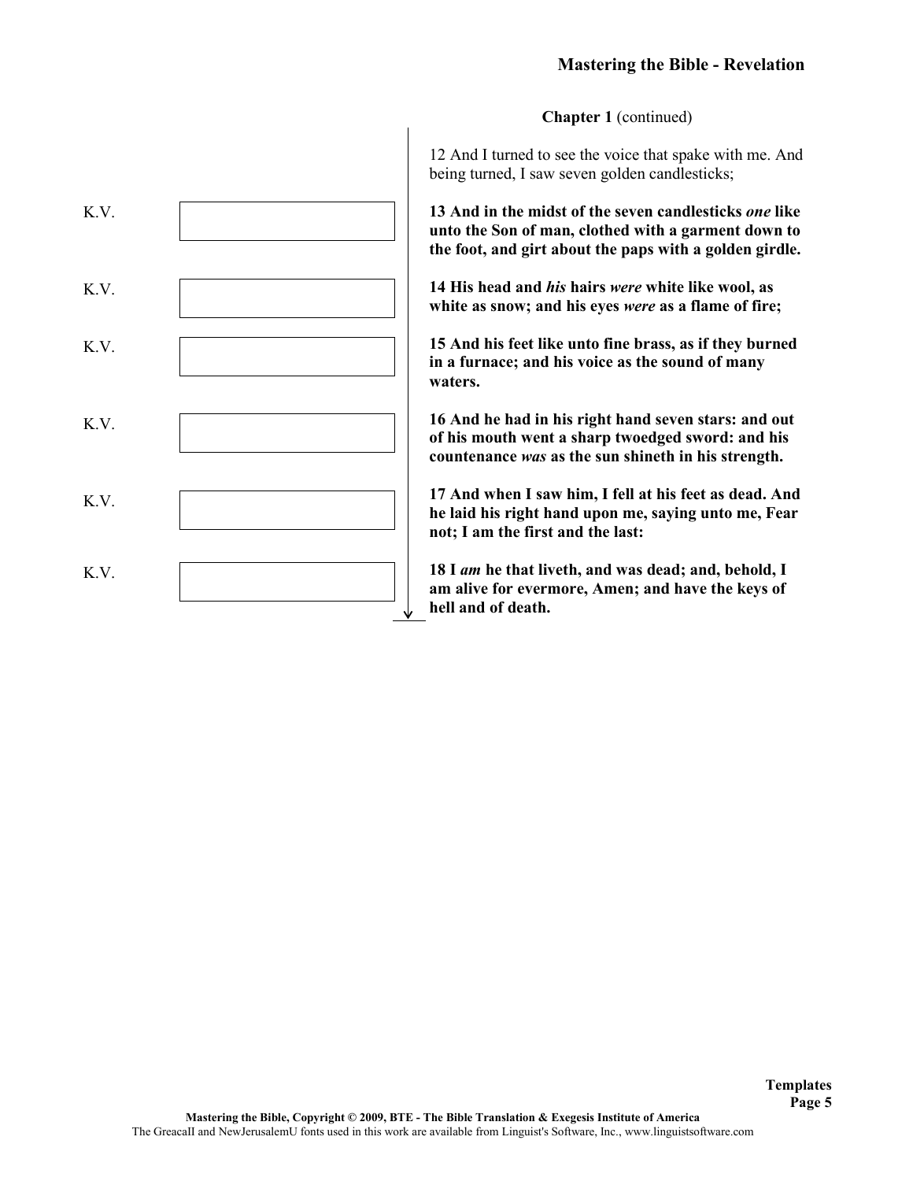**Chapter 1** (continued)

12 And I turned to see the voice that spake with me. And being turned, I saw seven golden candlesticks;

K.V.

**13 And in the midst of the seven candlesticks *one* like unto the Son of man, clothed with a garment down to the foot, and girt about the paps with a golden girdle.**

K.V.

**14 His head and *his* hairs *were* white like wool, as white as snow; and his eyes *were* as a flame of fire;**

K.V.

**15 And his feet like unto fine brass, as if they burned in a furnace; and his voice as the sound of many waters.**

K.V.

**16 And he had in his right hand seven stars: and out of his mouth went a sharp twoedged sword: and his countenance *was* as the sun shineth in his strength.**

K.V.

**17 And when I saw him, I fell at his feet as dead. And he laid his right hand upon me, saying unto me, Fear not; I am the first and the last:**

K.V.

**18 I *am* he that liveth, and was dead; and, behold, I am alive for evermore, Amen; and have the keys of hell and of death.**

Templates

Mastering the Bible, Copyright © 2009, BTE - The Bible Translation & Exegesis Institute of America
The GreacaII and NewJerusalemU fonts used in this work are available from Linguist's Software, Inc., www.linguistsoftware.com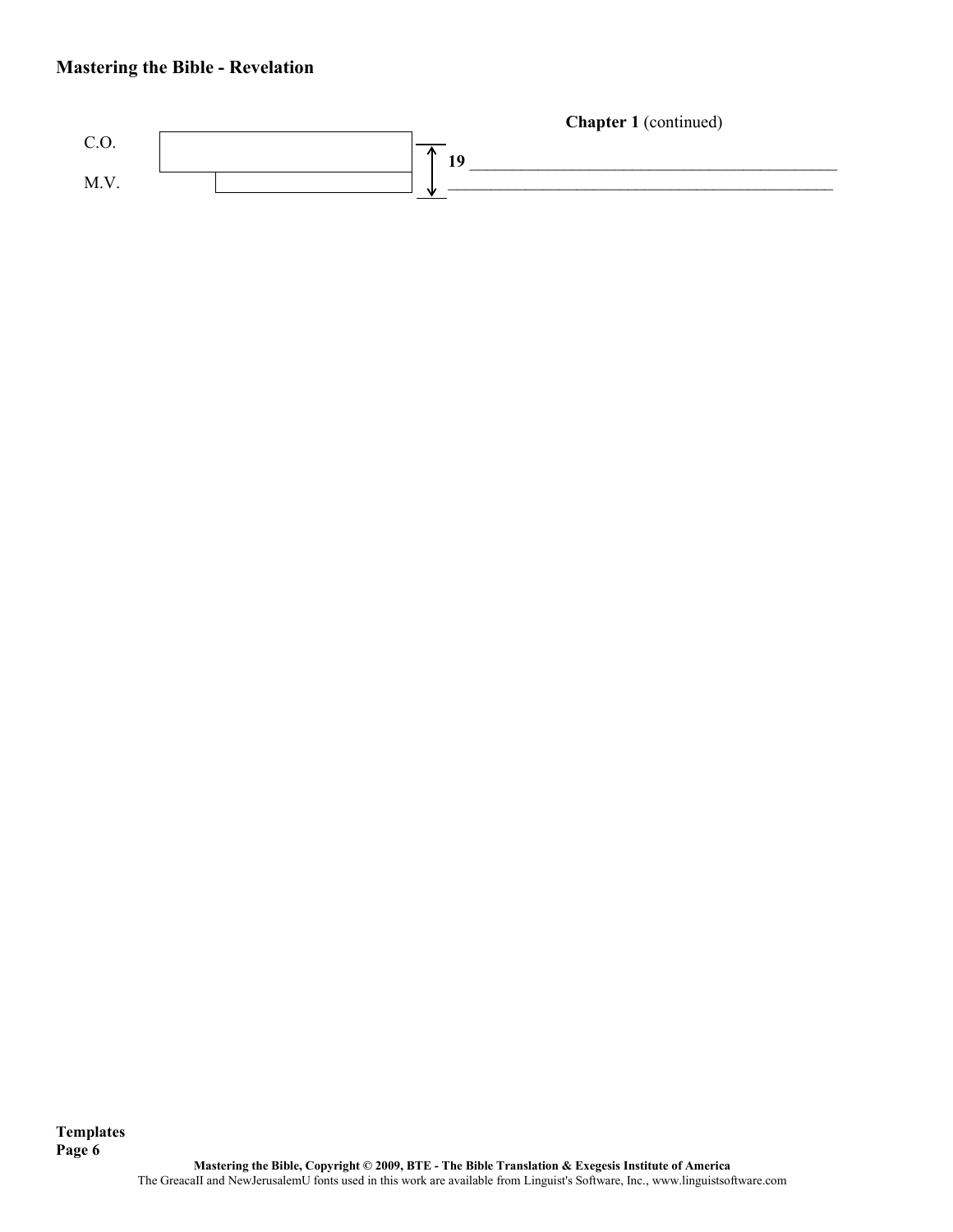**Chapter 1** (continued)

C.O.

M.V.

**19** ____________________________________________
_______________________________________________

**Templates**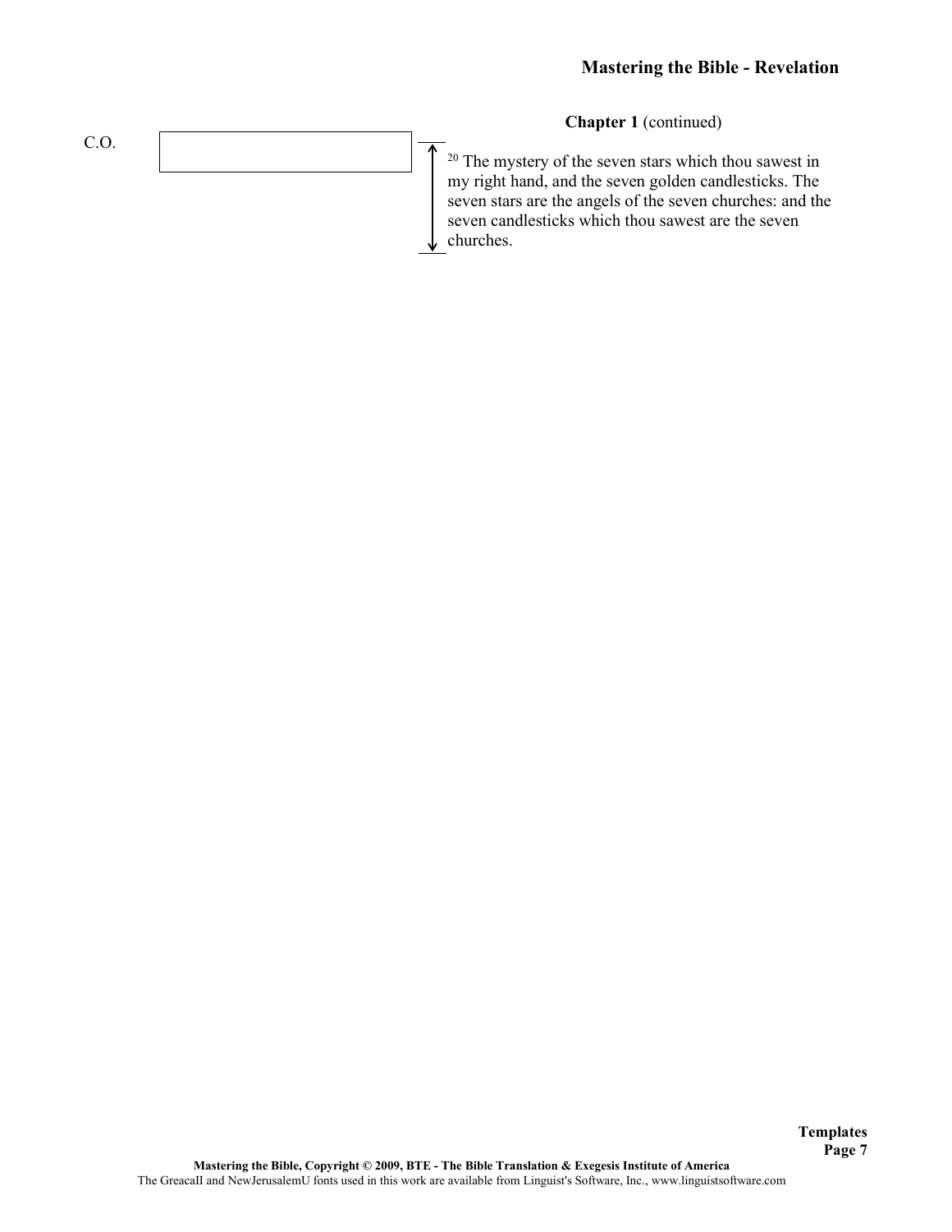**Chapter 1** (continued)

C.O.

[20] The mystery of the seven stars which thou sawest in my right hand, and the seven golden candlesticks. The seven stars are the angels of the seven churches: and the seven candlesticks which thou sawest are the seven churches.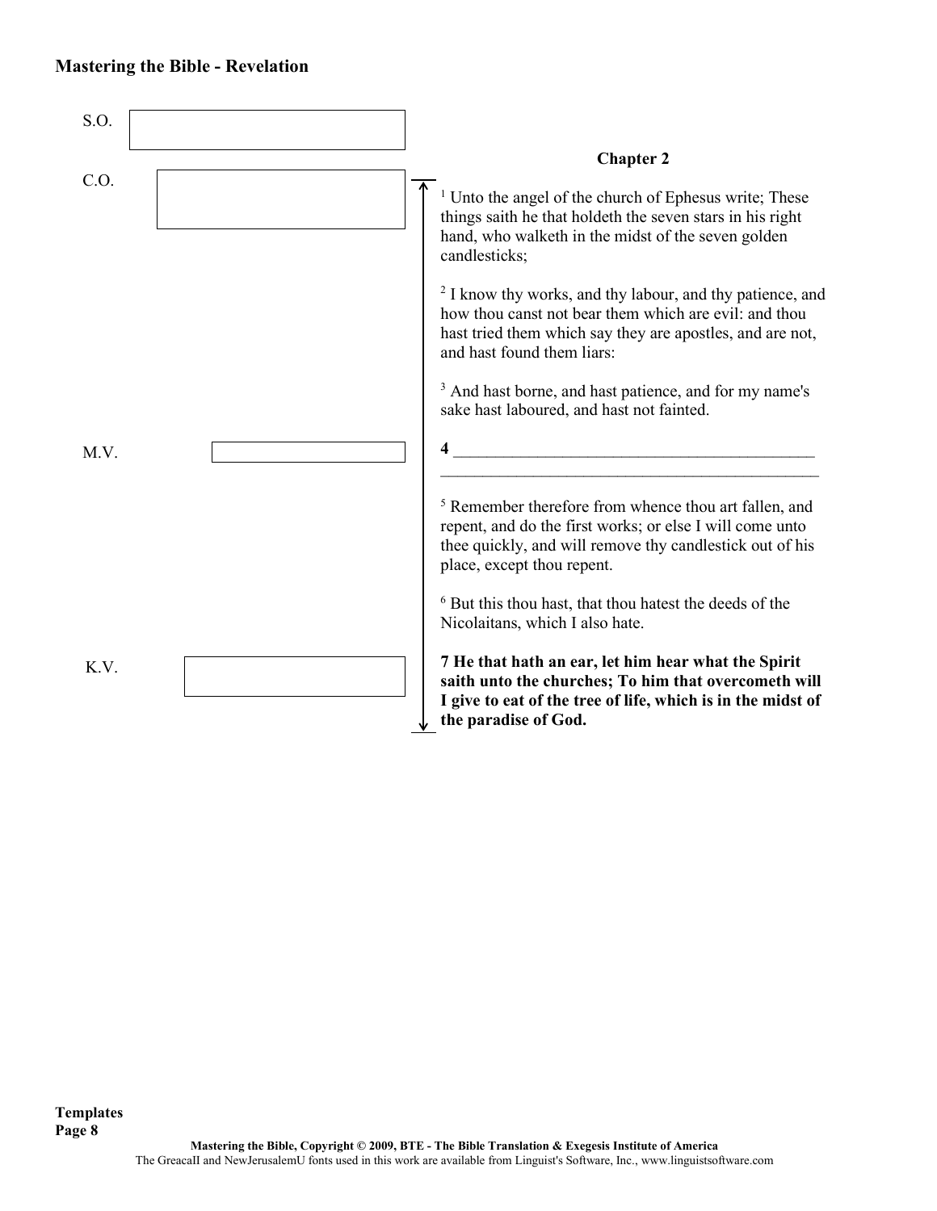S.O. [ ]

C.O. [ ]

M.V. [ ]

K.V. [ ]

## Chapter 2

[1] Unto the angel of the church of Ephesus write; These things saith he that holdeth the seven stars in his right hand, who walketh in the midst of the seven golden candlesticks;

[2] I know thy works, and thy labour, and thy patience, and how thou canst not bear them which are evil: and thou hast tried them which say they are apostles, and are not, and hast found them liars:

[3] And hast borne, and hast patience, and for my name's sake hast laboured, and hast not fainted.

**4** ____________________________________________
____________________________________________

[5] Remember therefore from whence thou art fallen, and repent, and do the first works; or else I will come unto thee quickly, and will remove thy candlestick out of his place, except thou repent.

[6] But this thou hast, that thou hatest the deeds of the Nicolaitans, which I also hate.

**7 He that hath an ear, let him hear what the Spirit saith unto the churches; To him that overcometh will I give to eat of the tree of life, which is in the midst of the paradise of God.**

**Templates**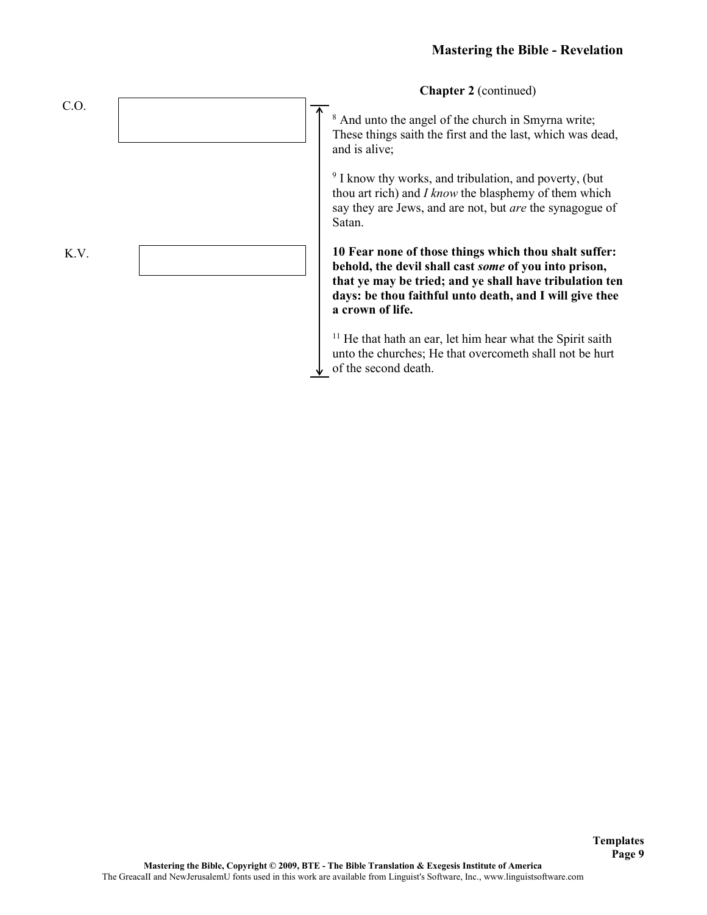**Chapter 2** (continued)

C.O.

[8] And unto the angel of the church in Smyrna write; These things saith the first and the last, which was dead, and is alive;

[9] I know thy works, and tribulation, and poverty, (but thou art rich) and *I know* the blasphemy of them which say they are Jews, and are not, but *are* the synagogue of Satan.

K.V.

**10 Fear none of those things which thou shalt suffer: behold, the devil shall cast *some* of you into prison, that ye may be tried; and ye shall have tribulation ten days: be thou faithful unto death, and I will give thee a crown of life.**

[11] He that hath an ear, let him hear what the Spirit saith unto the churches; He that overcometh shall not be hurt of the second death.

**Templates**
**Page 9**

**Mastering the Bible, Copyright © 2009, BTE - The Bible Translation & Exegesis Institute of America**
The GreacaII and NewJerusalemU fonts used in this work are available from Linguist's Software, Inc., www.linguistsoftware.com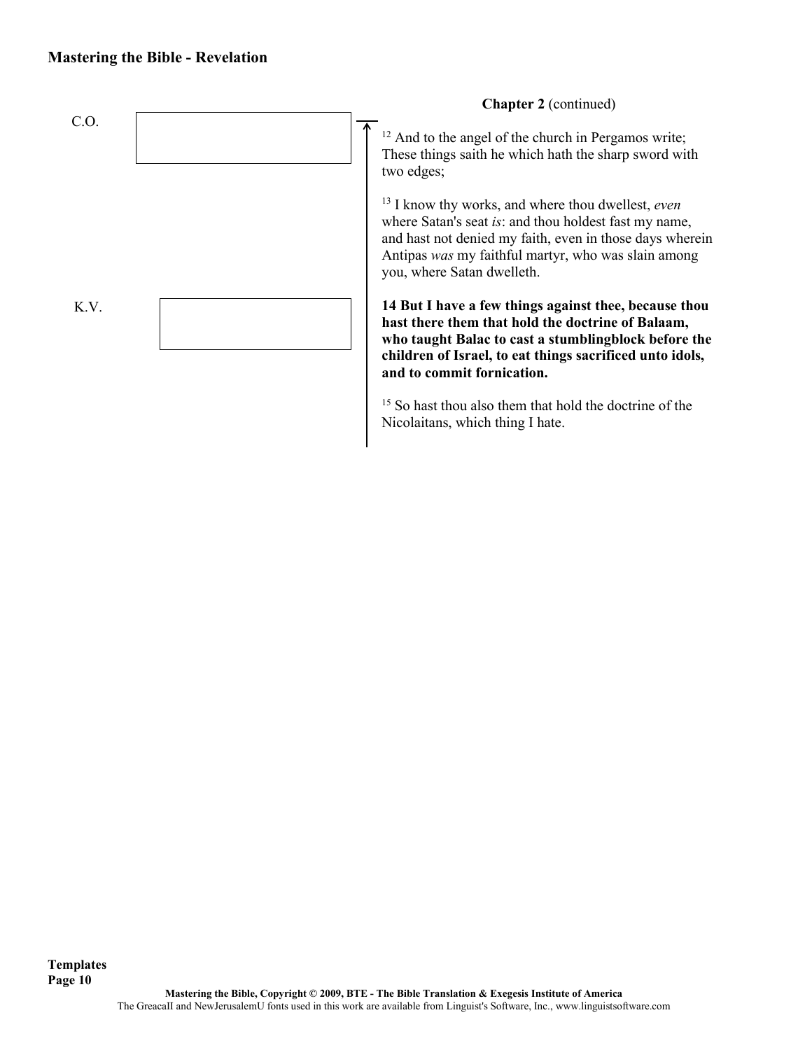**Chapter 2** (continued)

C.O.

[12] And to the angel of the church in Pergamos write; These things saith he which hath the sharp sword with two edges;

[13] I know thy works, and where thou dwellest, *even* where Satan's seat *is*: and thou holdest fast my name, and hast not denied my faith, even in those days wherein Antipas *was* my faithful martyr, who was slain among you, where Satan dwelleth.

K.V.

**14 But I have a few things against thee, because thou hast there them that hold the doctrine of Balaam, who taught Balac to cast a stumblingblock before the children of Israel, to eat things sacrificed unto idols, and to commit fornication.**

[15] So hast thou also them that hold the doctrine of the Nicolaitans, which thing I hate.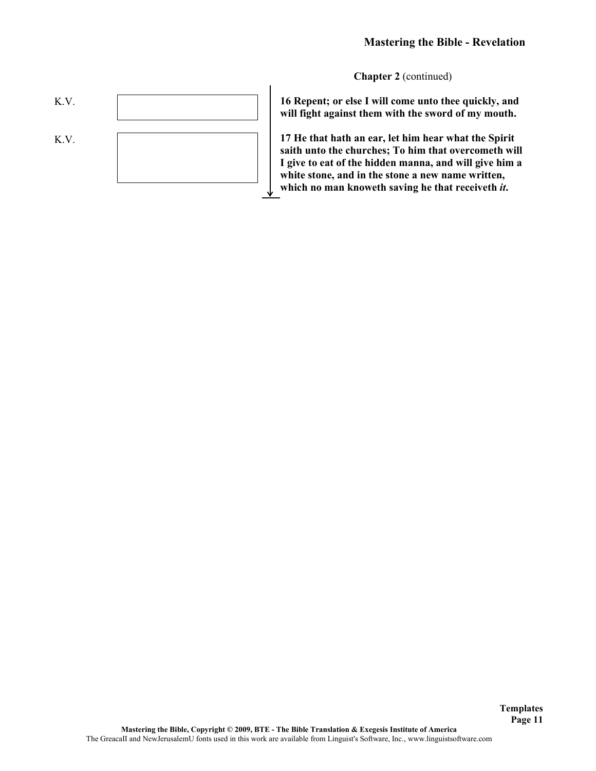**Chapter 2** (continued)

K.V.

**16 Repent; or else I will come unto thee quickly, and will fight against them with the sword of my mouth.**

K.V.

**17 He that hath an ear, let him hear what the Spirit saith unto the churches; To him that overcometh will I give to eat of the hidden manna, and will give him a white stone, and in the stone a new name written, which no man knoweth saving he that receiveth *it*.**

**Mastering the Bible, Copyright © 2009, BTE - The Bible Translation & Exegesis Institute of America**

The GreacaII and NewJerusalemU fonts used in this work are available from Linguist's Software, Inc., www.linguistsoftware.com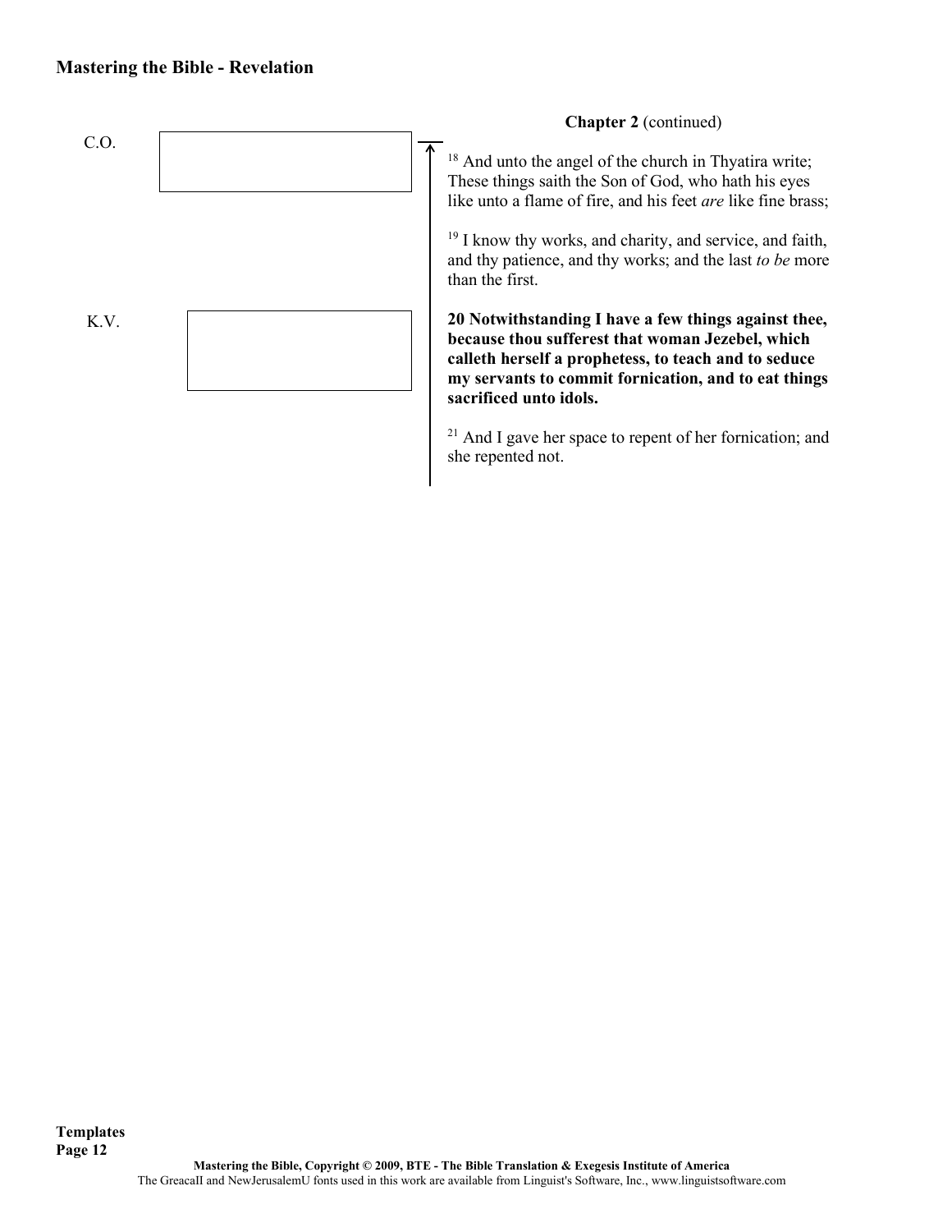**Chapter 2** (continued)

C.O.

K.V.

[18] And unto the angel of the church in Thyatira write; These things saith the Son of God, who hath his eyes like unto a flame of fire, and his feet *are* like fine brass;

[19] I know thy works, and charity, and service, and faith, and thy patience, and thy works; and the last *to be* more than the first.

**20 Notwithstanding I have a few things against thee, because thou sufferest that woman Jezebel, which calleth herself a prophetess, to teach and to seduce my servants to commit fornication, and to eat things sacrificed unto idols.**

[21] And I gave her space to repent of her fornication; and she repented not.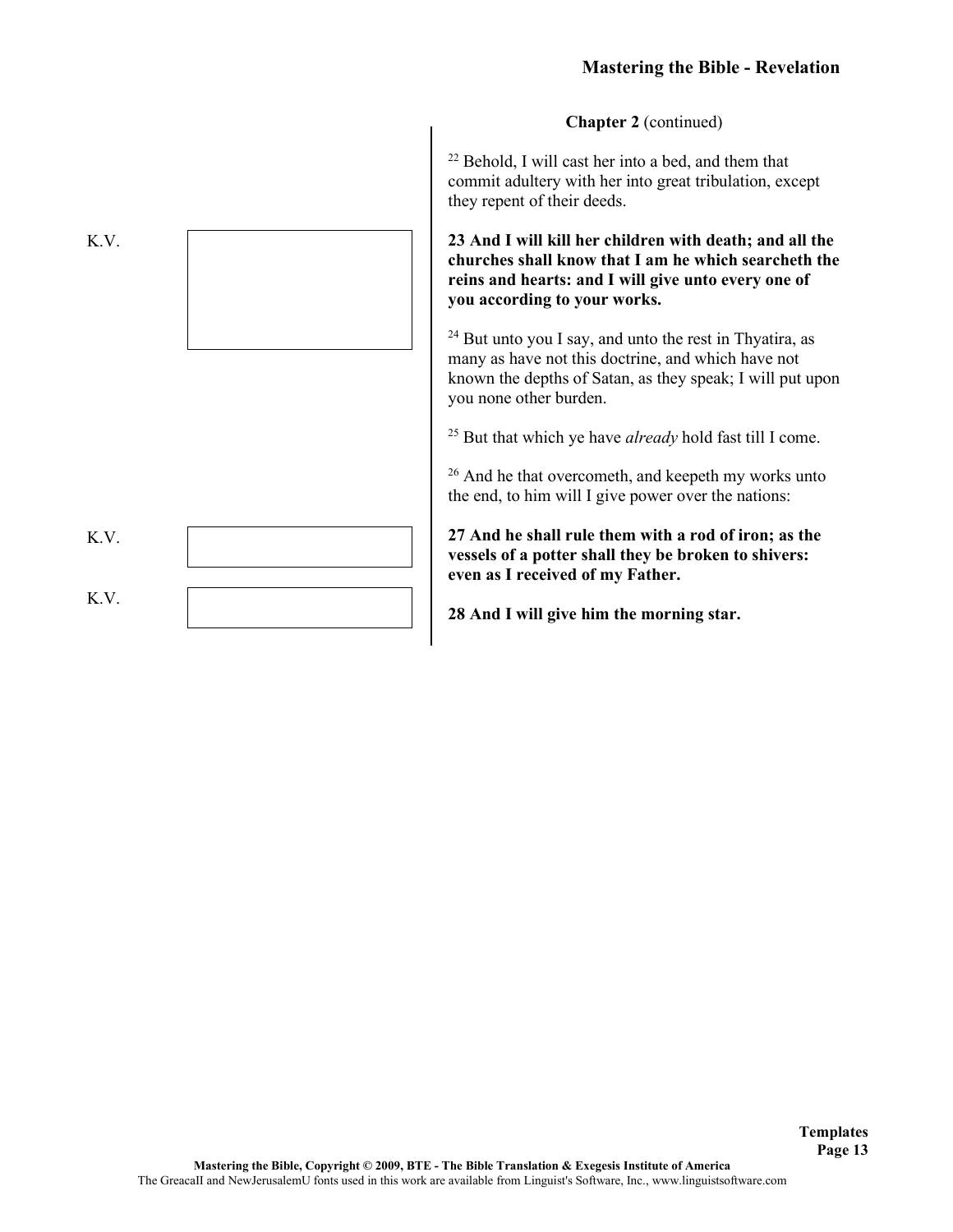**Chapter 2** (continued)

[22] Behold, I will cast her into a bed, and them that commit adultery with her into great tribulation, except they repent of their deeds.

K.V.

**23 And I will kill her children with death; and all the churches shall know that I am he which searcheth the reins and hearts: and I will give unto every one of you according to your works.**

[24] But unto you I say, and unto the rest in Thyatira, as many as have not this doctrine, and which have not known the depths of Satan, as they speak; I will put upon you none other burden.

[25] But that which ye have *already* hold fast till I come.

[26] And he that overcometh, and keepeth my works unto the end, to him will I give power over the nations:

K.V.

**27 And he shall rule them with a rod of iron; as the vessels of a potter shall they be broken to shivers: even as I received of my Father.**

K.V.

**28 And I will give him the morning star.**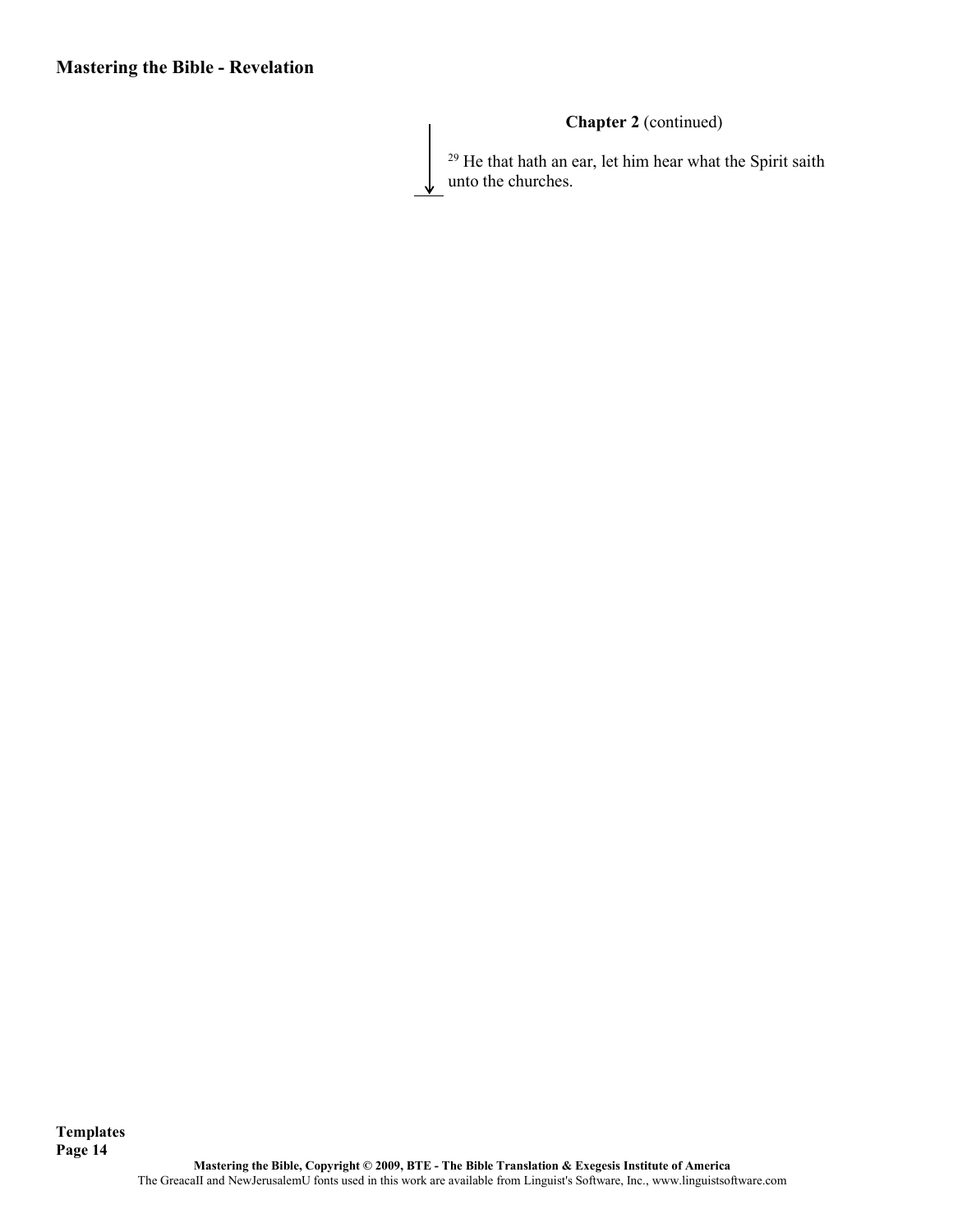**Chapter 2** (continued)

[29] He that hath an ear, let him hear what the Spirit saith unto the churches.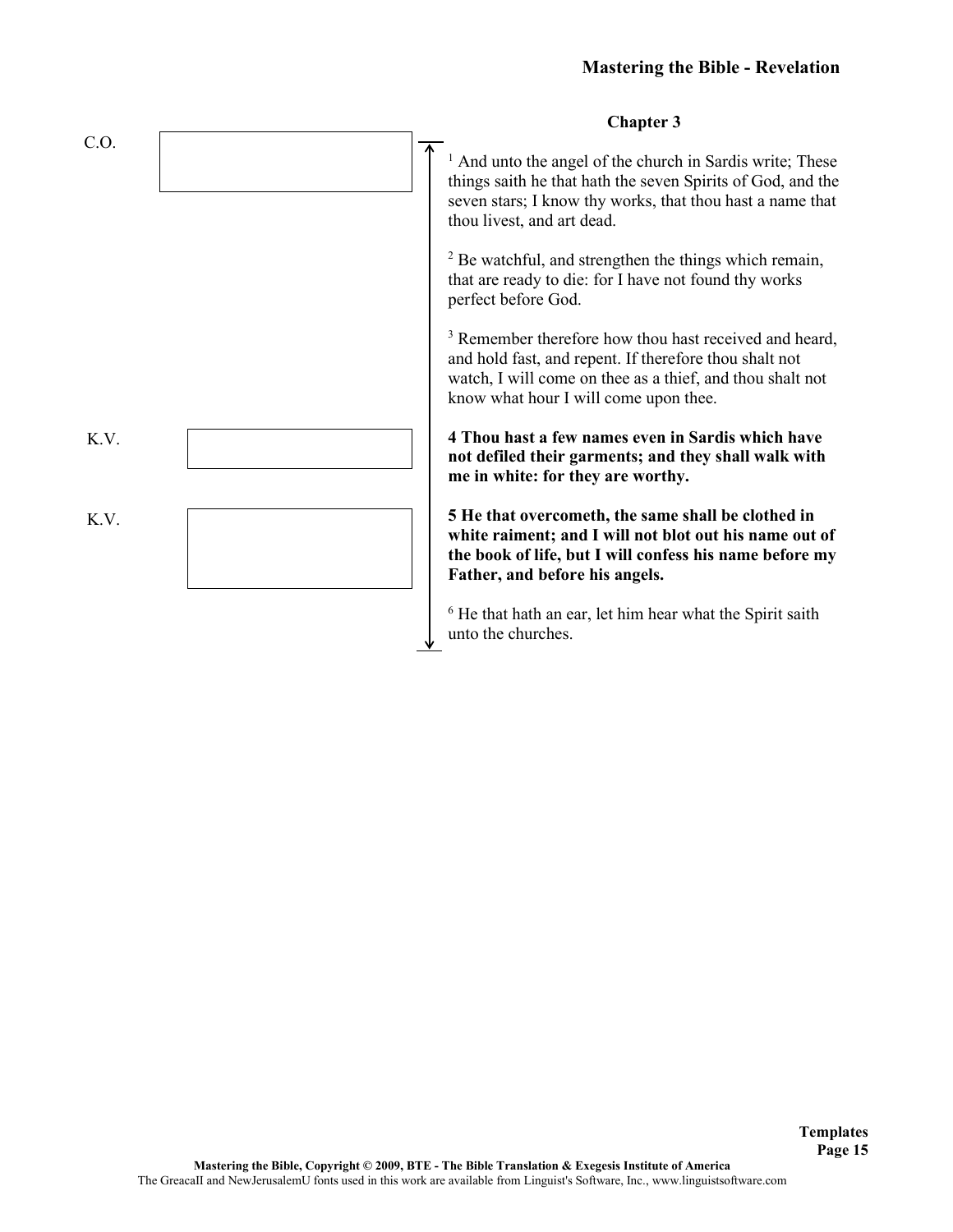## Chapter 3

C.O.

[1] And unto the angel of the church in Sardis write; These things saith he that hath the seven Spirits of God, and the seven stars; I know thy works, that thou hast a name that thou livest, and art dead.

[2] Be watchful, and strengthen the things which remain, that are ready to die: for I have not found thy works perfect before God.

[3] Remember therefore how thou hast received and heard, and hold fast, and repent. If therefore thou shalt not watch, I will come on thee as a thief, and thou shalt not know what hour I will come upon thee.

K.V.

**4 Thou hast a few names even in Sardis which have not defiled their garments; and they shall walk with me in white: for they are worthy.**

K.V.

**5 He that overcometh, the same shall be clothed in white raiment; and I will not blot out his name out of the book of life, but I will confess his name before my Father, and before his angels.**

[6] He that hath an ear, let him hear what the Spirit saith unto the churches.

Templates

Mastering the Bible, Copyright © 2009, BTE - The Bible Translation & Exegesis Institute of America
The GreacaII and NewJerusalemU fonts used in this work are available from Linguist's Software, Inc., www.linguistsoftware.com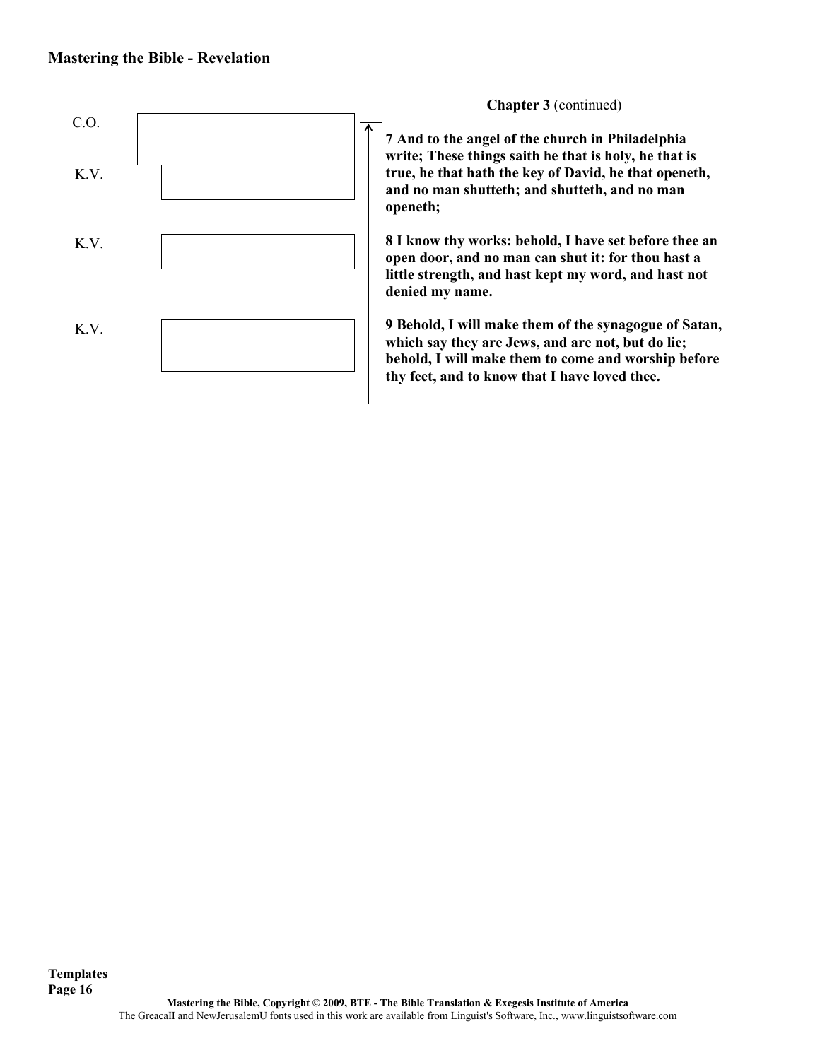**Chapter 3** (continued)

C.O.

K.V.

**7 And to the angel of the church in Philadelphia write; These things saith he that is holy, he that is true, he that hath the key of David, he that openeth, and no man shutteth; and shutteth, and no man openeth;**

K.V.

**8 I know thy works: behold, I have set before thee an open door, and no man can shut it: for thou hast a little strength, and hast kept my word, and hast not denied my name.**

K.V.

**9 Behold, I will make them of the synagogue of Satan, which say they are Jews, and are not, but do lie; behold, I will make them to come and worship before thy feet, and to know that I have loved thee.**

**Templates**

**Mastering the Bible, Copyright © 2009, BTE - The Bible Translation & Exegesis Institute of America**

The GreacaII and NewJerusalemU fonts used in this work are available from Linguist's Software, Inc., www.linguistsoftware.com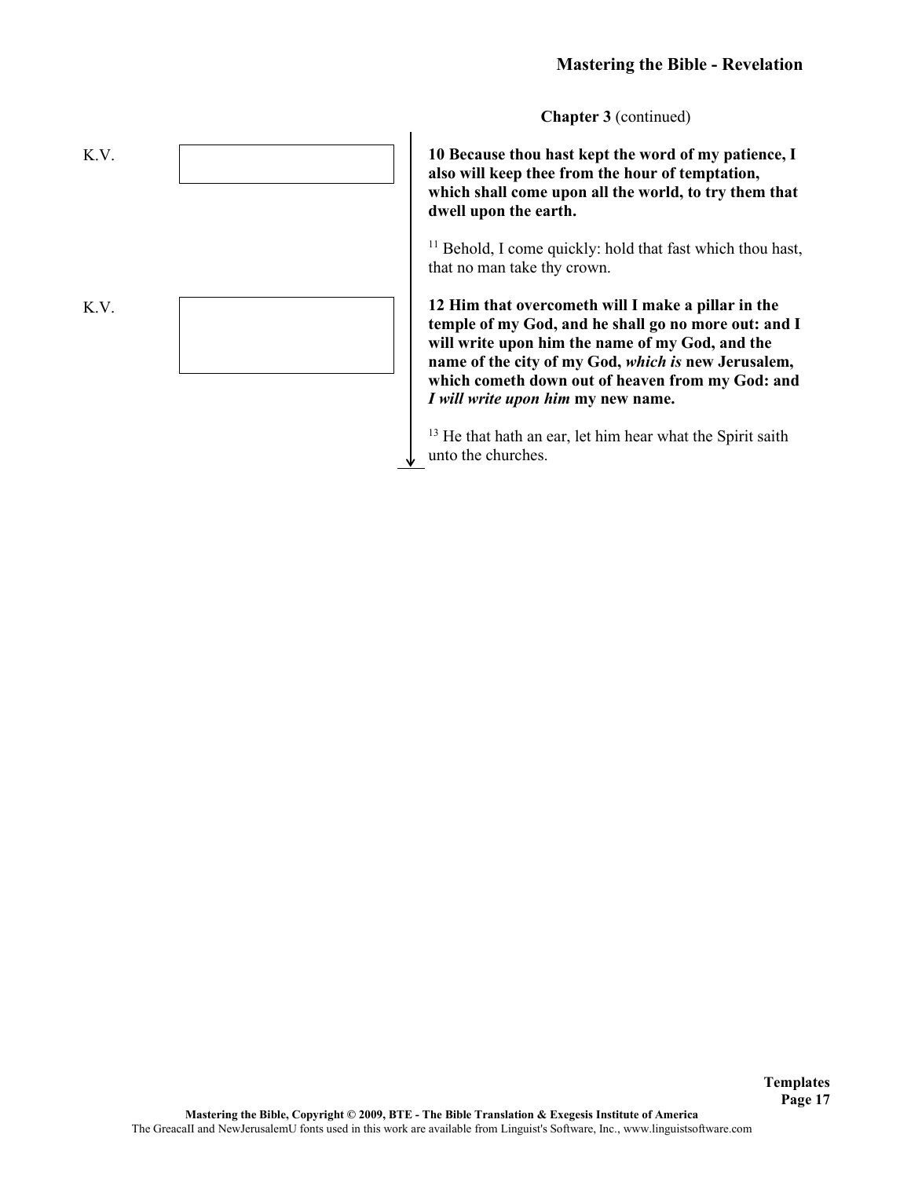**Chapter 3** (continued)

K.V.

**10 Because thou hast kept the word of my patience, I also will keep thee from the hour of temptation, which shall come upon all the world, to try them that dwell upon the earth.**

[11] Behold, I come quickly: hold that fast which thou hast, that no man take thy crown.

K.V.

**12 Him that overcometh will I make a pillar in the temple of my God, and he shall go no more out: and I will write upon him the name of my God, and the name of the city of my God, *which is* new Jerusalem, which cometh down out of heaven from my God: and *I will write upon him* my new name.**

[13] He that hath an ear, let him hear what the Spirit saith unto the churches.

Mastering the Bible, Copyright © 2009, BTE - The Bible Translation & Exegesis Institute of America
The GreacaII and NewJerusalemU fonts used in this work are available from Linguist's Software, Inc., www.linguistsoftware.com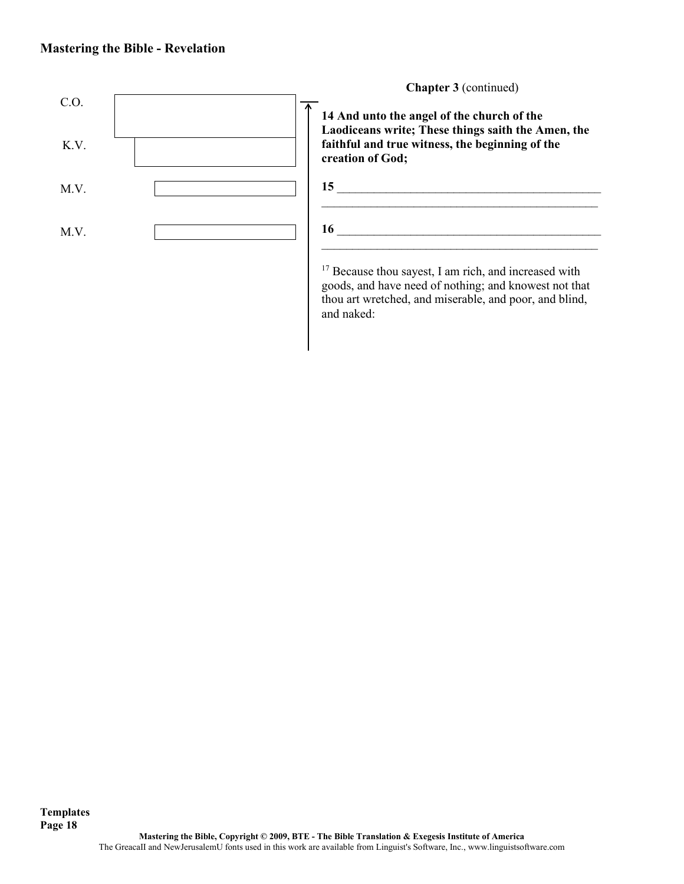**Chapter 3** (continued)

C.O.

K.V.

M.V.

M.V.

**14 And unto the angel of the church of the Laodiceans write; These things saith the Amen, the faithful and true witness, the beginning of the creation of God;**

**15** _____________________________________________
_______________________________________________

**16** _____________________________________________
_______________________________________________

[17] Because thou sayest, I am rich, and increased with goods, and have need of nothing; and knowest not that thou art wretched, and miserable, and poor, and blind, and naked:

**Templates**
**Page 18**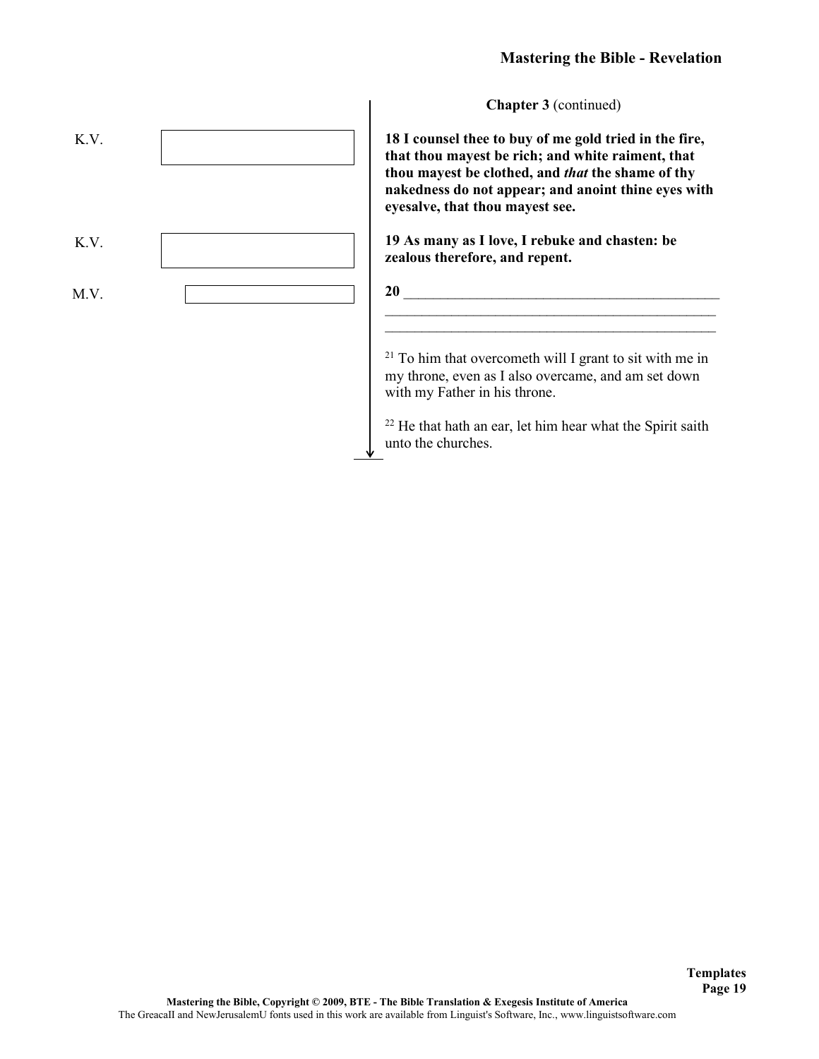**Chapter 3** (continued)

K.V.

**18 I counsel thee to buy of me gold tried in the fire, that thou mayest be rich; and white raiment, that thou mayest be clothed, and *that* the shame of thy nakedness do not appear; and anoint thine eyes with eyesalve, that thou mayest see.**

K.V.

**19 As many as I love, I rebuke and chasten: be zealous therefore, and repent.**

M.V.

**20** ____________________________________________
______________________________________________
______________________________________________

[21] To him that overcometh will I grant to sit with me in my throne, even as I also overcame, and am set down with my Father in his throne.

[22] He that hath an ear, let him hear what the Spirit saith unto the churches.

Templates

Mastering the Bible, Copyright © 2009, BTE - The Bible Translation & Exegesis Institute of America
The GreacaII and NewJerusalemU fonts used in this work are available from Linguist's Software, Inc., www.linguistsoftware.com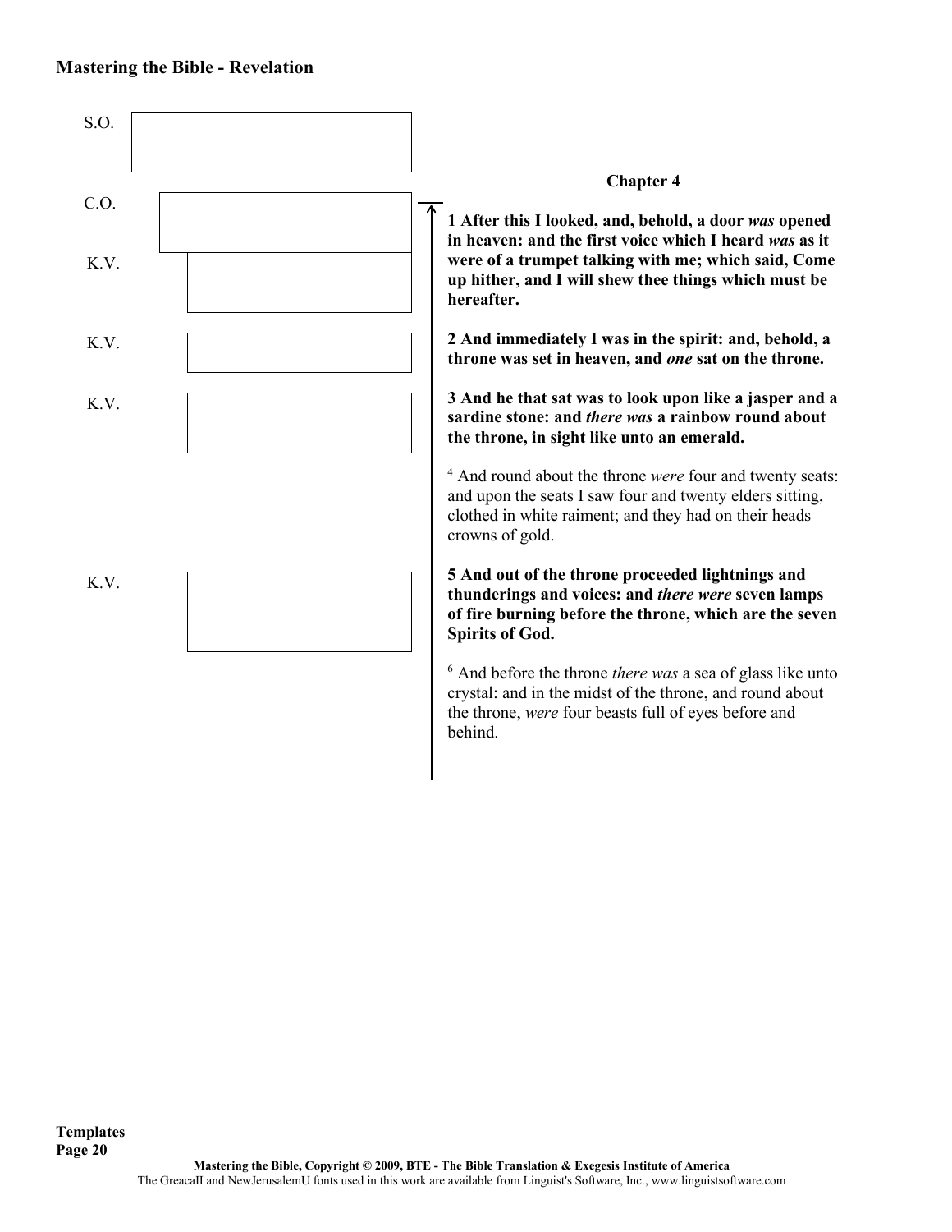S.O.

C.O.

K.V.

K.V.

K.V.

K.V.

## Chapter 4

**1 After this I looked, and, behold, a door *was* opened in heaven: and the first voice which I heard *was* as it were of a trumpet talking with me; which said, Come up hither, and I will shew thee things which must be hereafter.**

**2 And immediately I was in the spirit: and, behold, a throne was set in heaven, and *one* sat on the throne.**

**3 And he that sat was to look upon like a jasper and a sardine stone: and *there was* a rainbow round about the throne, in sight like unto an emerald.**

[4] And round about the throne *were* four and twenty seats: and upon the seats I saw four and twenty elders sitting, clothed in white raiment; and they had on their heads crowns of gold.

**5 And out of the throne proceeded lightnings and thunderings and voices: and *there were* seven lamps of fire burning before the throne, which are the seven Spirits of God.**

[6] And before the throne *there was* a sea of glass like unto crystal: and in the midst of the throne, and round about the throne, *were* four beasts full of eyes before and behind.

Mastering the Bible, Copyright © 2009, BTE - The Bible Translation & Exegesis Institute of America
The GreacaII and NewJerusalemU fonts used in this work are available from Linguist's Software, Inc., www.linguistsoftware.com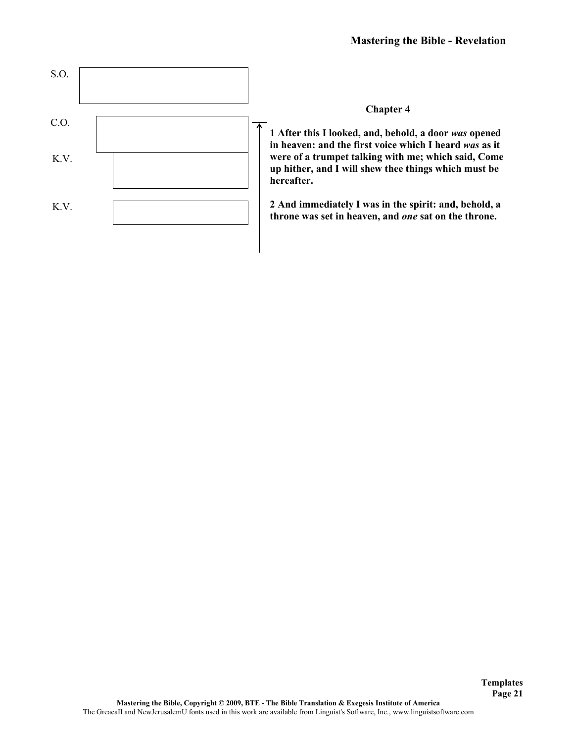S.O.

C.O.

K.V.

K.V.

**Chapter 4**

**1 After this I looked, and, behold, a door *was* opened in heaven: and the first voice which I heard *was* as it were of a trumpet talking with me; which said, Come up hither, and I will shew thee things which must be hereafter.**

**2 And immediately I was in the spirit: and, behold, a throne was set in heaven, and *one* sat on the throne.**

**Templates**

**Mastering the Bible, Copyright © 2009, BTE - The Bible Translation & Exegesis Institute of America**
The GreacaII and NewJerusalemU fonts used in this work are available from Linguist's Software, Inc., www.linguistsoftware.com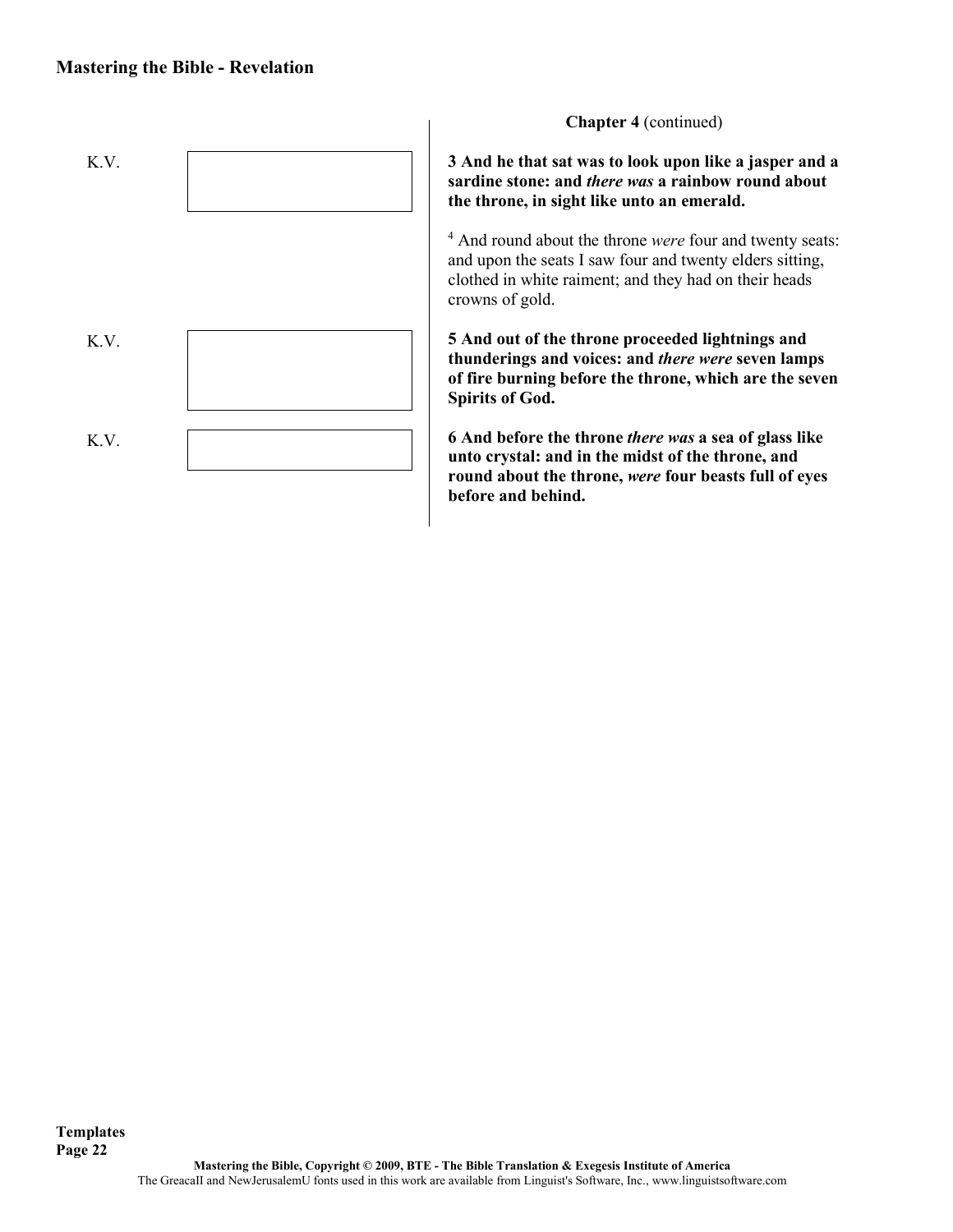**Chapter 4** (continued)

K.V.

**3 And he that sat was to look upon like a jasper and a sardine stone: and *there was* a rainbow round about the throne, in sight like unto an emerald.**

[4] And round about the throne *were* four and twenty seats: and upon the seats I saw four and twenty elders sitting, clothed in white raiment; and they had on their heads crowns of gold.

K.V.

**5 And out of the throne proceeded lightnings and thunderings and voices: and *there were* seven lamps of fire burning before the throne, which are the seven Spirits of God.**

K.V.

**6 And before the throne *there was* a sea of glass like unto crystal: and in the midst of the throne, and round about the throne, *were* four beasts full of eyes before and behind.**

**Mastering the Bible, Copyright © 2009, BTE - The Bible Translation & Exegesis Institute of America**
The GreacaII and NewJerusalemU fonts used in this work are available from Linguist's Software, Inc., www.linguistsoftware.com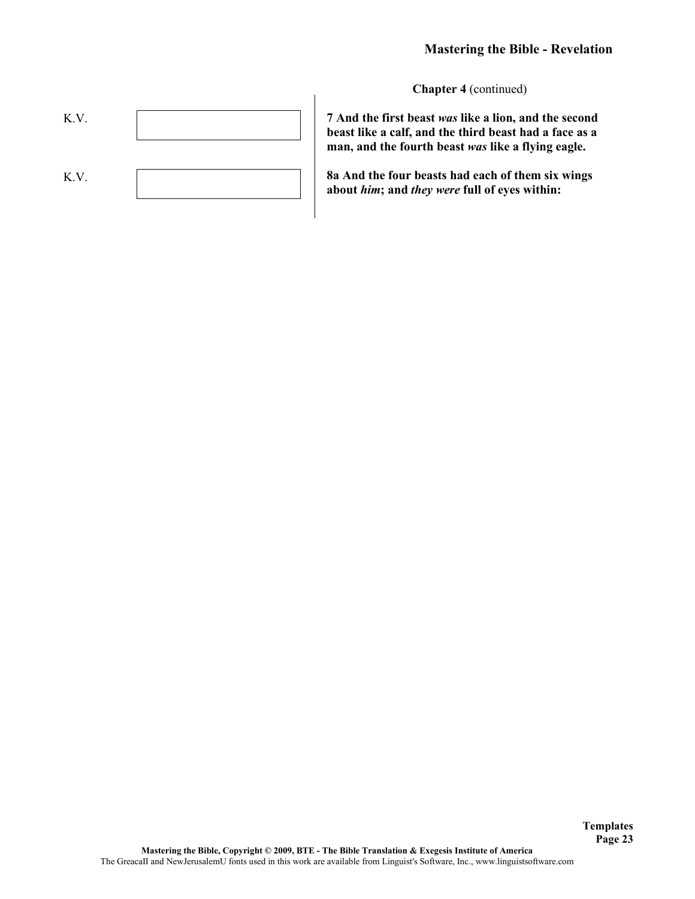**Chapter 4** (continued)

K.V.

**7 And the first beast *was* like a lion, and the second beast like a calf, and the third beast had a face as a man, and the fourth beast *was* like a flying eagle.**

K.V.

**8a And the four beasts had each of them six wings about *him*; and *they were* full of eyes within:**

**Mastering the Bible, Copyright © 2009, BTE - The Bible Translation & Exegesis Institute of America**
The GreacaII and NewJerusalemU fonts used in this work are available from Linguist's Software, Inc., www.linguistsoftware.com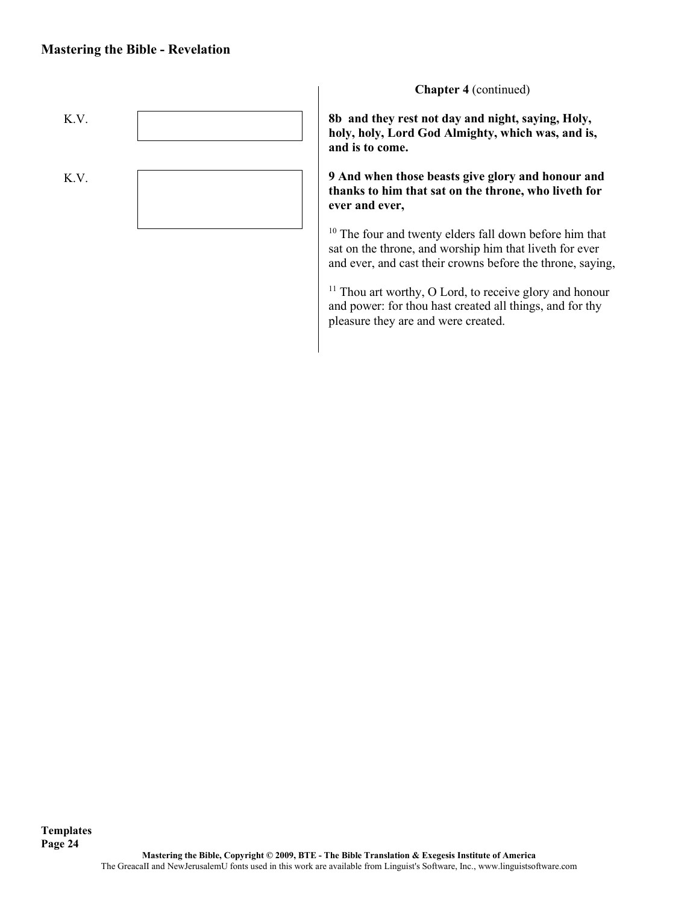**Chapter 4** (continued)

K.V.

**8b and they rest not day and night, saying, Holy, holy, holy, Lord God Almighty, which was, and is, and is to come.**

K.V.

**9 And when those beasts give glory and honour and thanks to him that sat on the throne, who liveth for ever and ever,**

[10] The four and twenty elders fall down before him that sat on the throne, and worship him that liveth for ever and ever, and cast their crowns before the throne, saying,

[11] Thou art worthy, O Lord, to receive glory and honour and power: for thou hast created all things, and for thy pleasure they are and were created.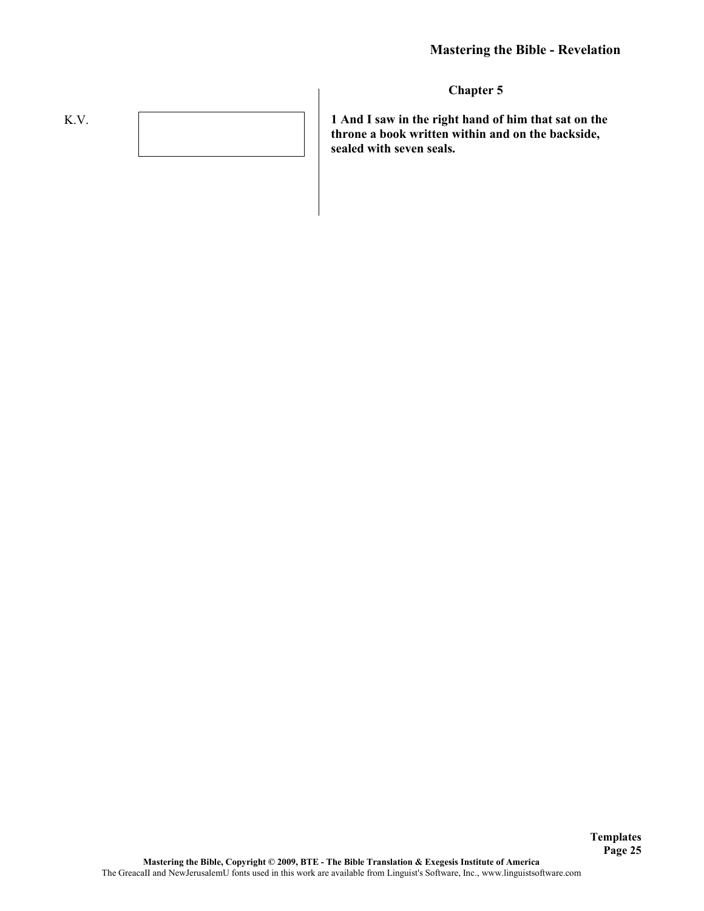## Chapter 5

K.V.

**1 And I saw in the right hand of him that sat on the throne a book written within and on the backside, sealed with seven seals.**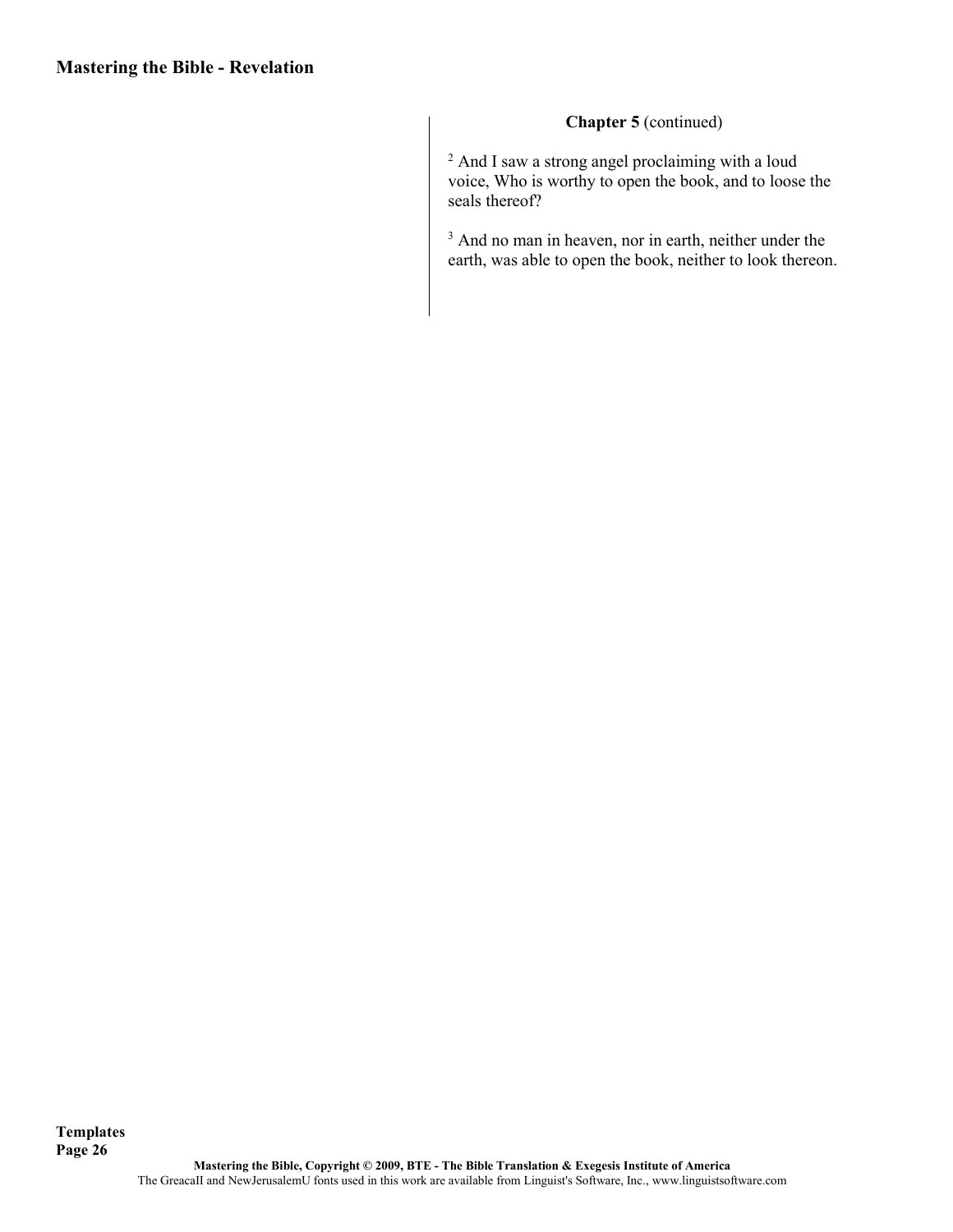**Chapter 5** (continued)

[2] And I saw a strong angel proclaiming with a loud voice, Who is worthy to open the book, and to loose the seals thereof?

[3] And no man in heaven, nor in earth, neither under the earth, was able to open the book, neither to look thereon.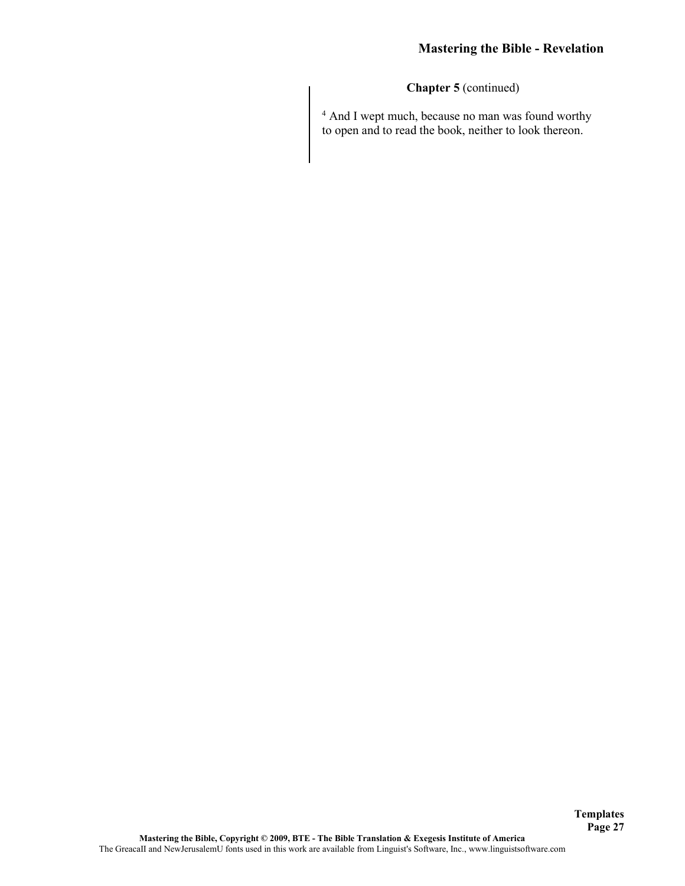**Chapter 5** (continued)

[4] And I wept much, because no man was found worthy to open and to read the book, neither to look thereon.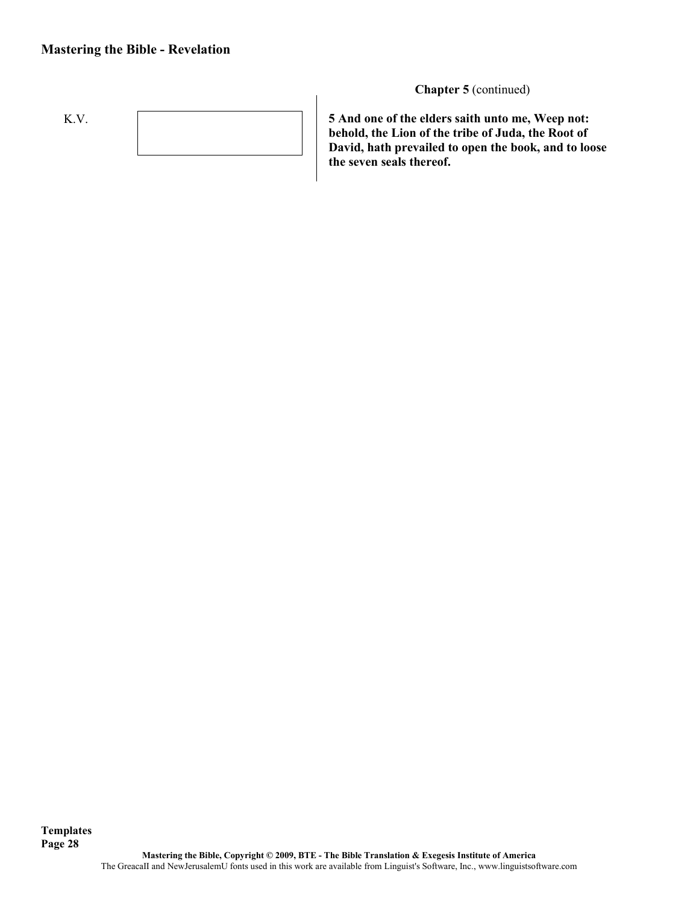**Chapter 5** (continued)

K.V.

**5 And one of the elders saith unto me, Weep not: behold, the Lion of the tribe of Juda, the Root of David, hath prevailed to open the book, and to loose the seven seals thereof.**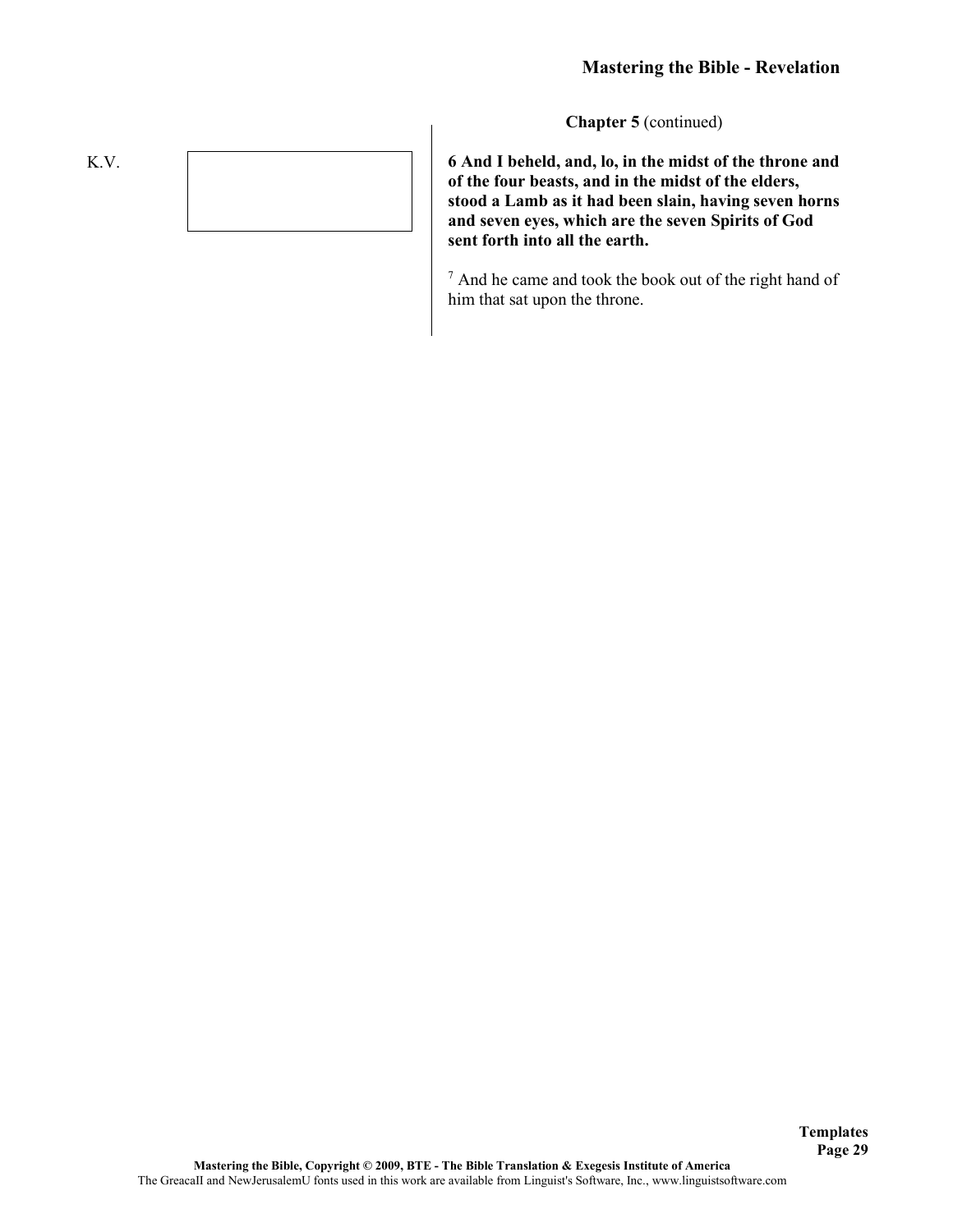**Chapter 5** (continued)

K.V.

**6 And I beheld, and, lo, in the midst of the throne and of the four beasts, and in the midst of the elders, stood a Lamb as it had been slain, having seven horns and seven eyes, which are the seven Spirits of God sent forth into all the earth.**

7 And he came and took the book out of the right hand of him that sat upon the throne.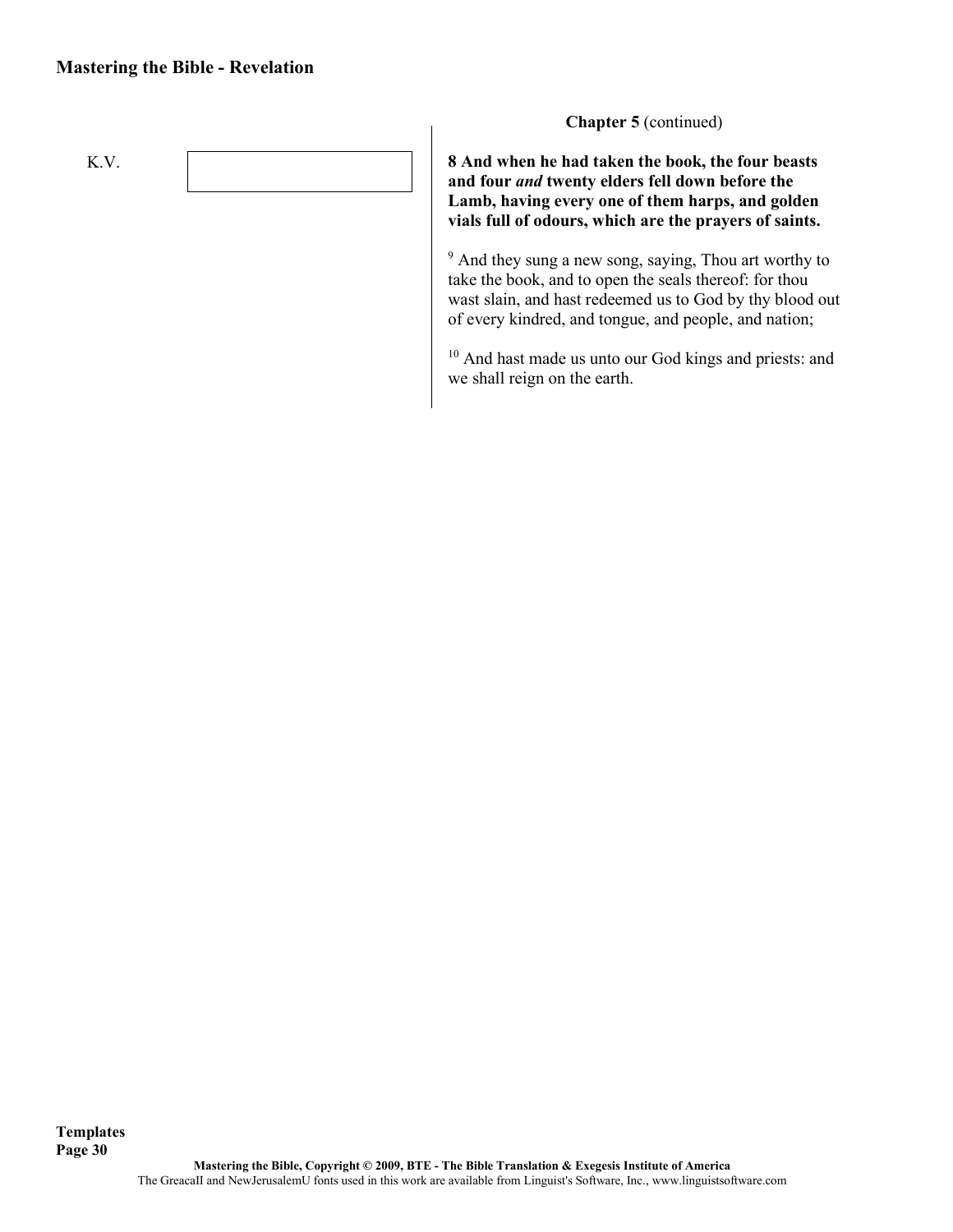**Chapter 5** (continued)

K.V.

**8 And when he had taken the book, the four beasts and four *and* twenty elders fell down before the Lamb, having every one of them harps, and golden vials full of odours, which are the prayers of saints.**

[9] And they sung a new song, saying, Thou art worthy to take the book, and to open the seals thereof: for thou wast slain, and hast redeemed us to God by thy blood out of every kindred, and tongue, and people, and nation;

[10] And hast made us unto our God kings and priests: and we shall reign on the earth.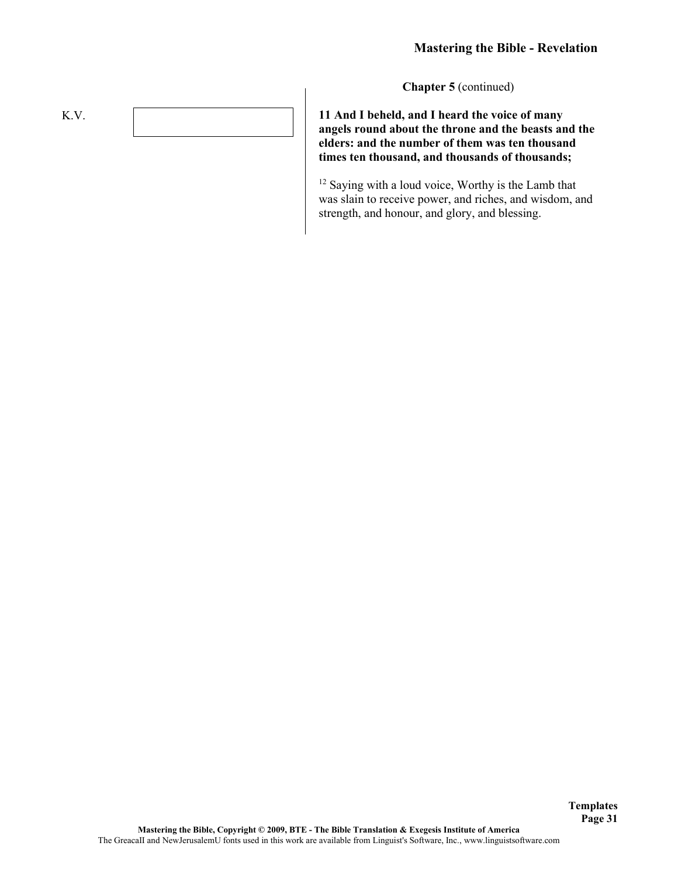**Chapter 5** (continued)

K.V.

**11 And I beheld, and I heard the voice of many angels round about the throne and the beasts and the elders: and the number of them was ten thousand times ten thousand, and thousands of thousands;**

12 Saying with a loud voice, Worthy is the Lamb that was slain to receive power, and riches, and wisdom, and strength, and honour, and glory, and blessing.

Mastering the Bible, Copyright © 2009, BTE - The Bible Translation & Exegesis Institute of America
The GreacaII and NewJerusalemU fonts used in this work are available from Linguist's Software, Inc., www.linguistsoftware.com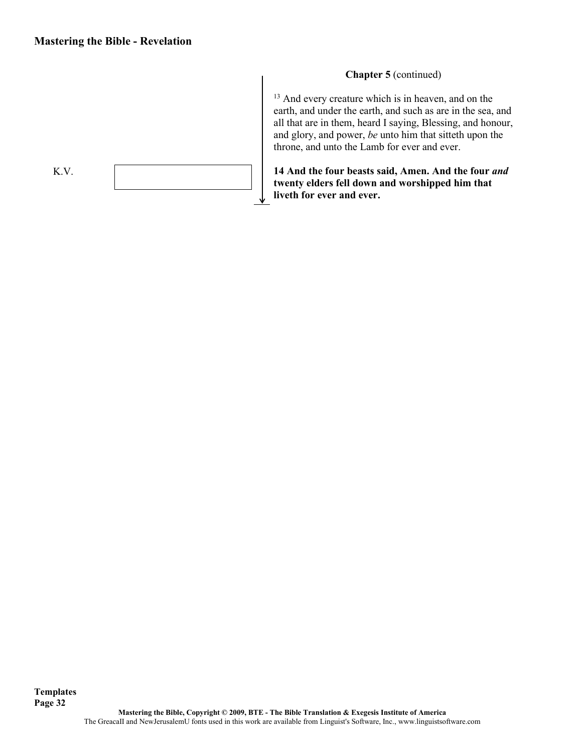**Chapter 5** (continued)

[13] And every creature which is in heaven, and on the earth, and under the earth, and such as are in the sea, and all that are in them, heard I saying, Blessing, and honour, and glory, and power, *be* unto him that sitteth upon the throne, and unto the Lamb for ever and ever.

K.V.

**14 And the four beasts said, Amen. And the four *and* twenty elders fell down and worshipped him that liveth for ever and ever.**

Templates

Mastering the Bible, Copyright © 2009, BTE - The Bible Translation & Exegesis Institute of America

The GreacaII and NewJerusalemU fonts used in this work are available from Linguist's Software, Inc., www.linguistsoftware.com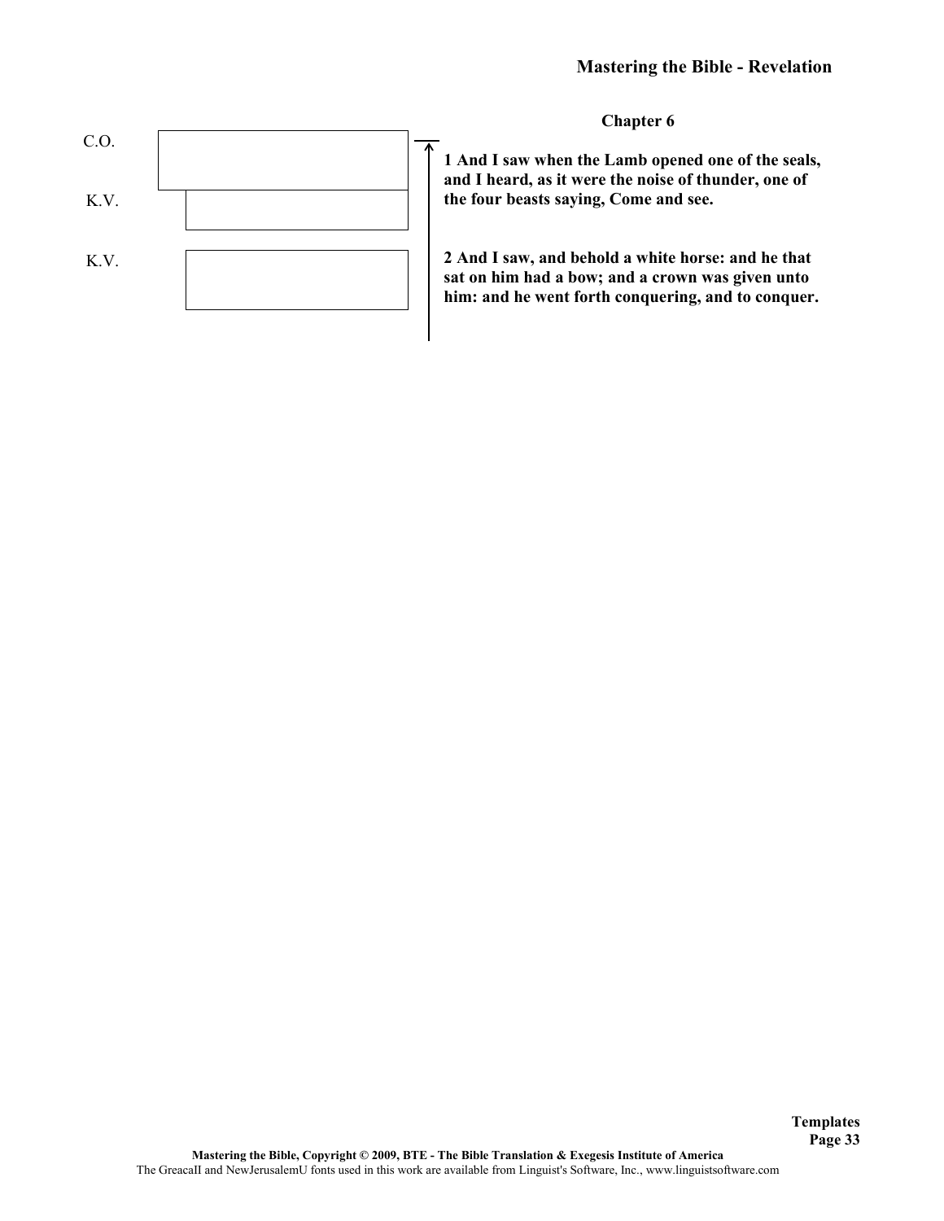## Chapter 6

C.O.

K.V.

**1 And I saw when the Lamb opened one of the seals, and I heard, as it were the noise of thunder, one of the four beasts saying, Come and see.**

K.V.

**2 And I saw, and behold a white horse: and he that sat on him had a bow; and a crown was given unto him: and he went forth conquering, and to conquer.**

Templates

**Mastering the Bible, Copyright © 2009, BTE - The Bible Translation & Exegesis Institute of America**

The GreacaII and NewJerusalemU fonts used in this work are available from Linguist's Software, Inc., www.linguistsoftware.com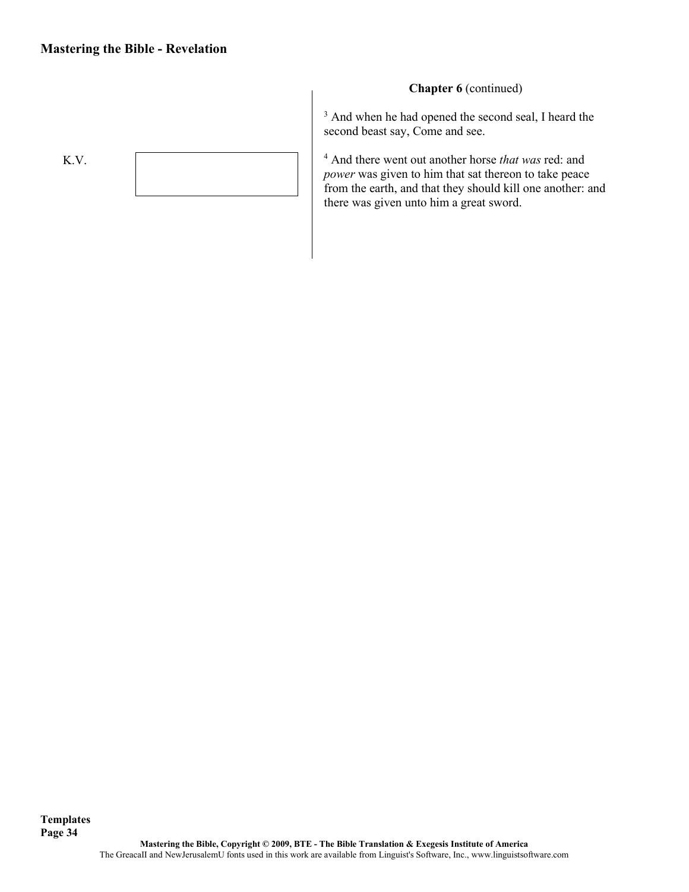K.V.

**Chapter 6** (continued)

[3] And when he had opened the second seal, I heard the second beast say, Come and see.

[4] And there went out another horse *that was* red: and *power* was given to him that sat thereon to take peace from the earth, and that they should kill one another: and there was given unto him a great sword.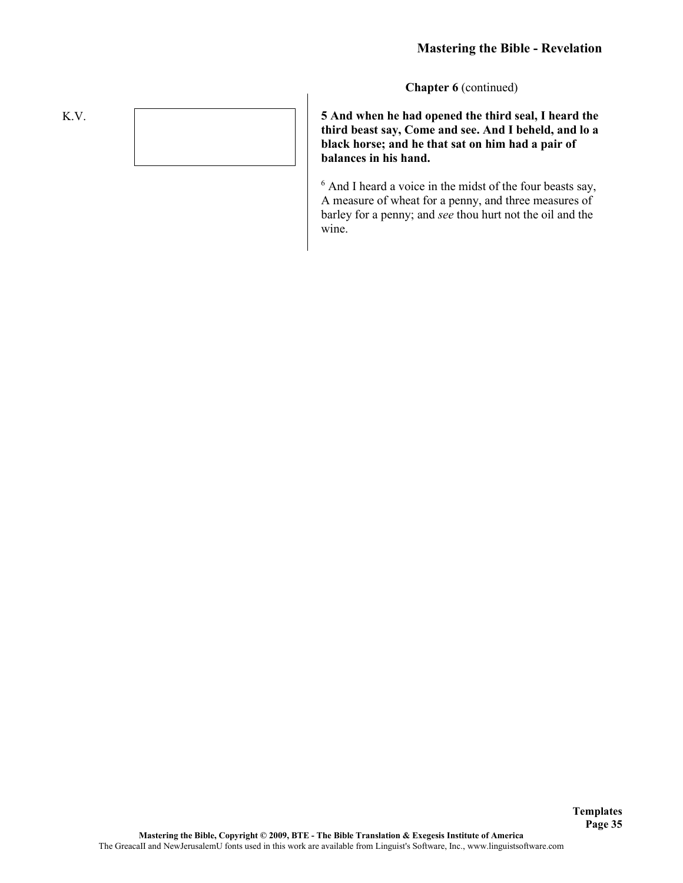**Chapter 6** (continued)

K.V.

**5 And when he had opened the third seal, I heard the third beast say, Come and see. And I beheld, and lo a black horse; and he that sat on him had a pair of balances in his hand.**

6 And I heard a voice in the midst of the four beasts say, A measure of wheat for a penny, and three measures of barley for a penny; and *see* thou hurt not the oil and the wine.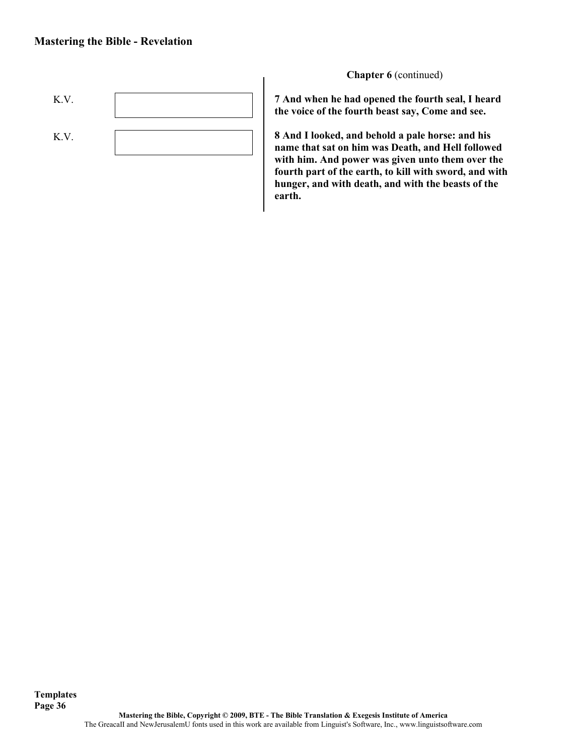**Chapter 6** (continued)

K.V.

**7 And when he had opened the fourth seal, I heard the voice of the fourth beast say, Come and see.**

K.V.

**8 And I looked, and behold a pale horse: and his name that sat on him was Death, and Hell followed with him. And power was given unto them over the fourth part of the earth, to kill with sword, and with hunger, and with death, and with the beasts of the earth.**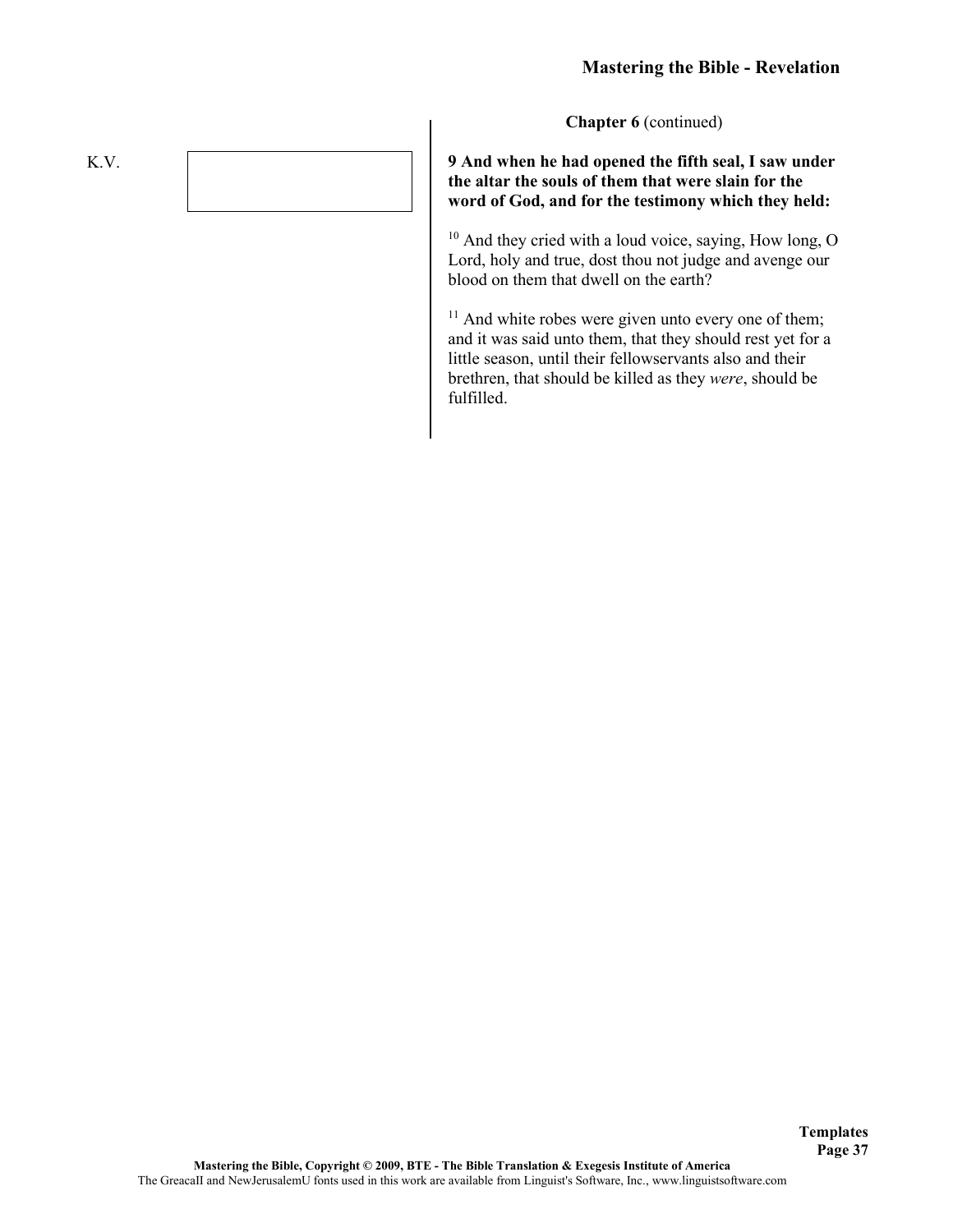**Chapter 6** (continued)

K.V.

**9 And when he had opened the fifth seal, I saw under the altar the souls of them that were slain for the word of God, and for the testimony which they held:**

10 And they cried with a loud voice, saying, How long, O Lord, holy and true, dost thou not judge and avenge our blood on them that dwell on the earth?

11 And white robes were given unto every one of them; and it was said unto them, that they should rest yet for a little season, until their fellowservants also and their brethren, that should be killed as they *were*, should be fulfilled.

Mastering the Bible, Copyright © 2009, BTE - The Bible Translation & Exegesis Institute of America
The GreacaII and NewJerusalemU fonts used in this work are available from Linguist's Software, Inc., www.linguistsoftware.com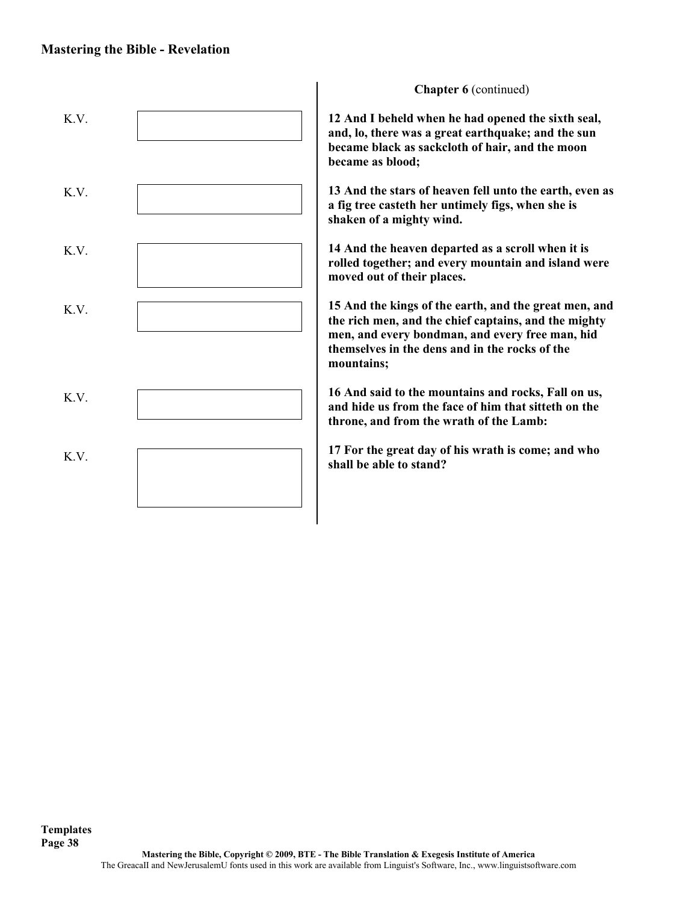**Chapter 6** (continued)

K.V.

**12 And I beheld when he had opened the sixth seal, and, lo, there was a great earthquake; and the sun became black as sackcloth of hair, and the moon became as blood;**

K.V.

**13 And the stars of heaven fell unto the earth, even as a fig tree casteth her untimely figs, when she is shaken of a mighty wind.**

K.V.

**14 And the heaven departed as a scroll when it is rolled together; and every mountain and island were moved out of their places.**

K.V.

**15 And the kings of the earth, and the great men, and the rich men, and the chief captains, and the mighty men, and every bondman, and every free man, hid themselves in the dens and in the rocks of the mountains;**

K.V.

**16 And said to the mountains and rocks, Fall on us, and hide us from the face of him that sitteth on the throne, and from the wrath of the Lamb:**

K.V.

**17 For the great day of his wrath is come; and who shall be able to stand?**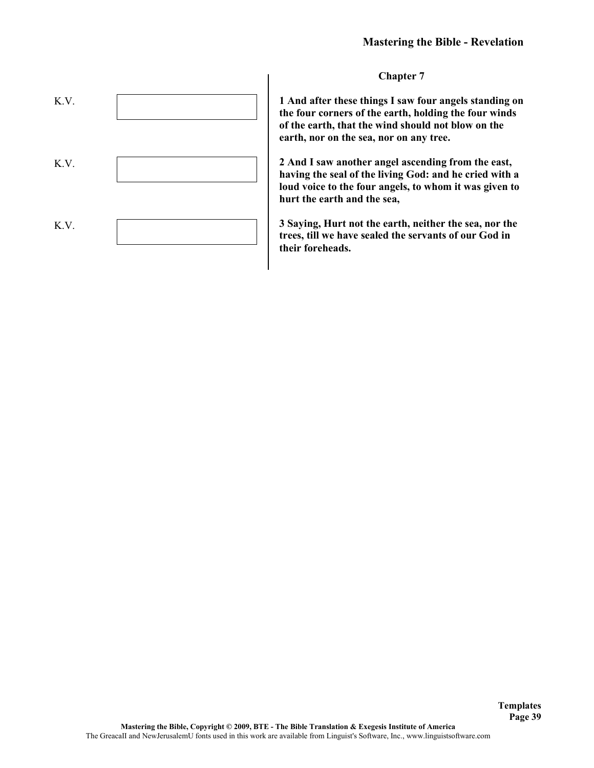## Chapter 7

K.V.

**1 And after these things I saw four angels standing on the four corners of the earth, holding the four winds of the earth, that the wind should not blow on the earth, nor on the sea, nor on any tree.**

K.V.

**2 And I saw another angel ascending from the east, having the seal of the living God: and he cried with a loud voice to the four angels, to whom it was given to hurt the earth and the sea,**

K.V.

**3 Saying, Hurt not the earth, neither the sea, nor the trees, till we have sealed the servants of our God in their foreheads.**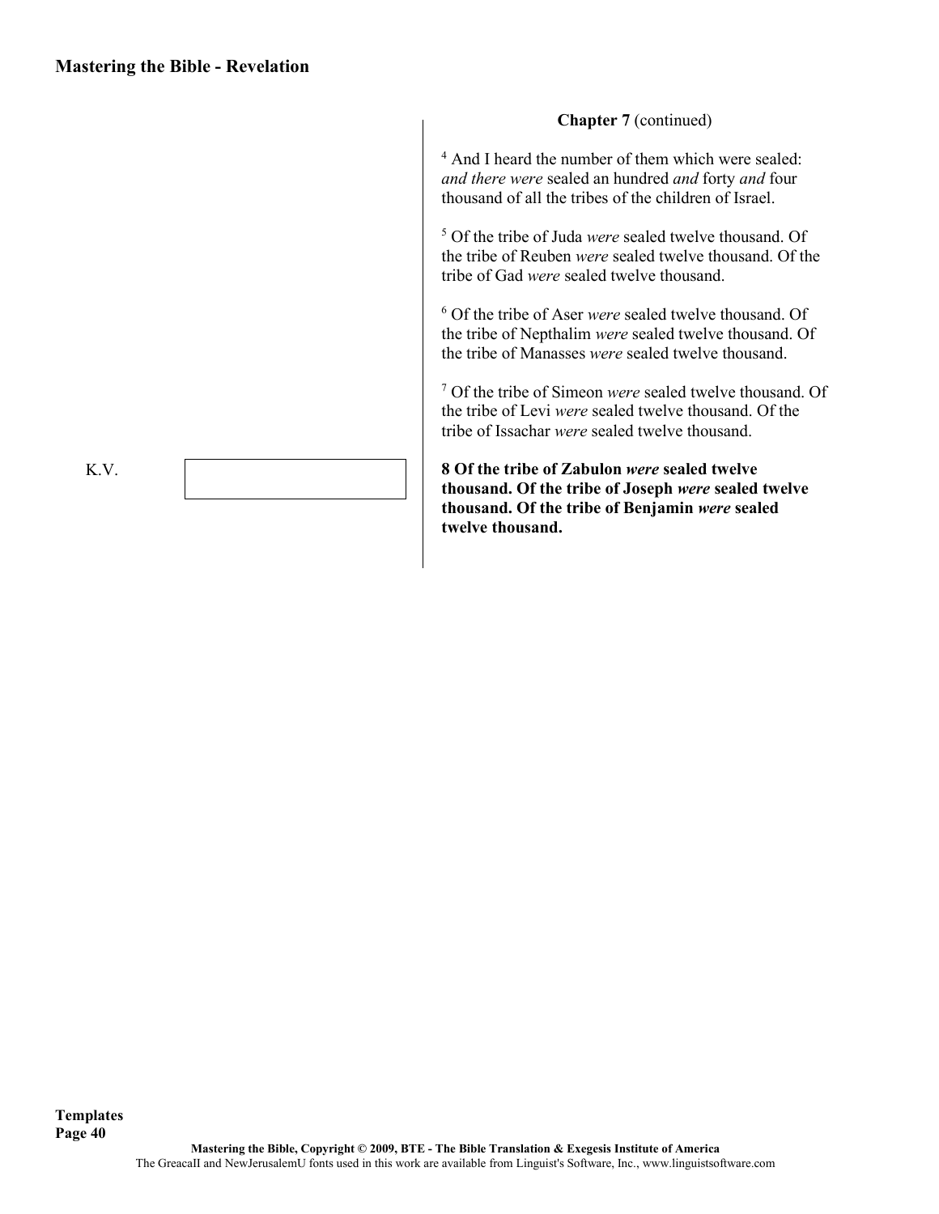**Chapter 7** (continued)

[4] And I heard the number of them which were sealed: *and there were* sealed an hundred *and* forty *and* four thousand of all the tribes of the children of Israel.

[5] Of the tribe of Juda *were* sealed twelve thousand. Of the tribe of Reuben *were* sealed twelve thousand. Of the tribe of Gad *were* sealed twelve thousand.

[6] Of the tribe of Aser *were* sealed twelve thousand. Of the tribe of Nepthalim *were* sealed twelve thousand. Of the tribe of Manasses *were* sealed twelve thousand.

[7] Of the tribe of Simeon *were* sealed twelve thousand. Of the tribe of Levi *were* sealed twelve thousand. Of the tribe of Issachar *were* sealed twelve thousand.

K.V.

**8 Of the tribe of Zabulon *were* sealed twelve thousand. Of the tribe of Joseph *were* sealed twelve thousand. Of the tribe of Benjamin *were* sealed twelve thousand.**

**Templates**

Mastering the Bible, Copyright © 2009, BTE - The Bible Translation & Exegesis Institute of America

The GreacaII and NewJerusalemU fonts used in this work are available from Linguist's Software, Inc., www.linguistsoftware.com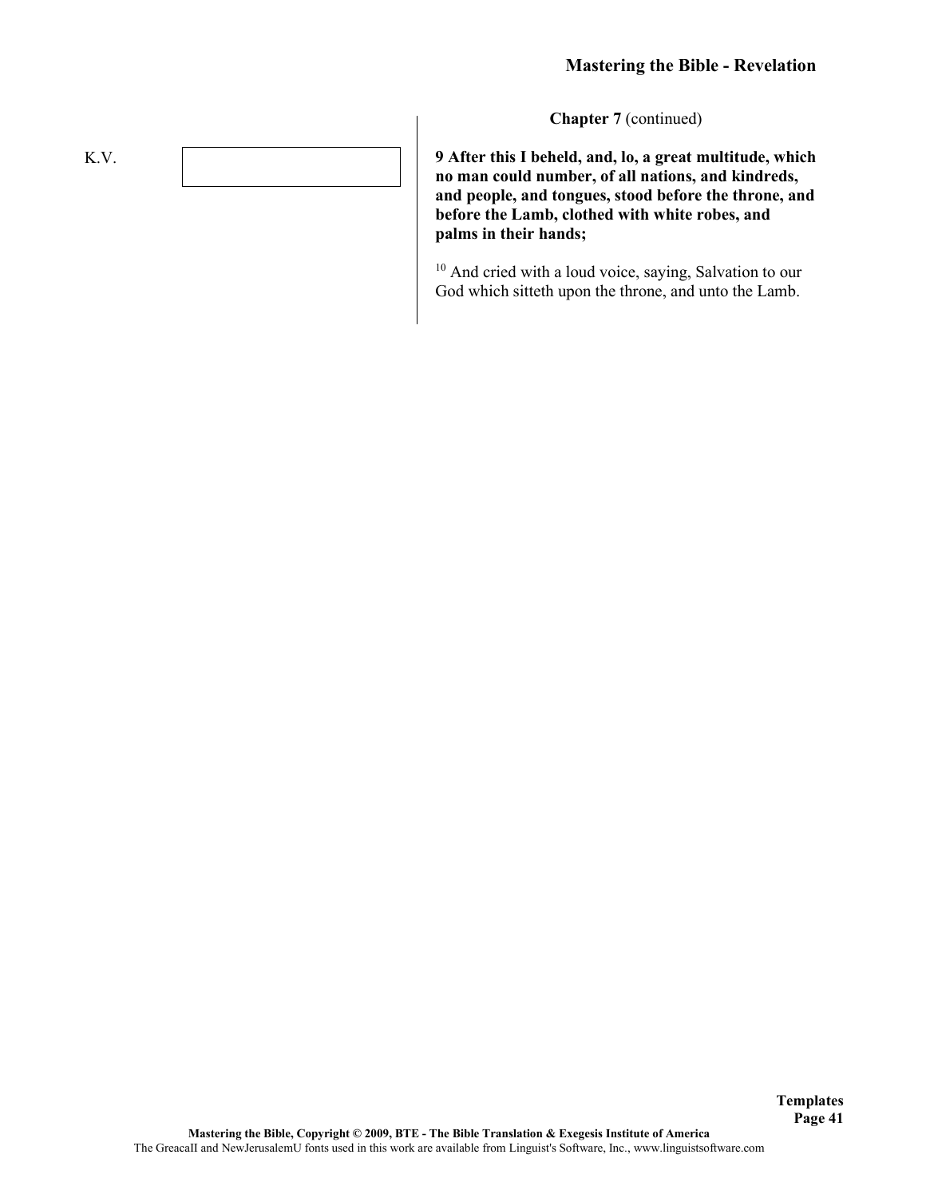**Chapter 7** (continued)

K.V.

**9 After this I beheld, and, lo, a great multitude, which no man could number, of all nations, and kindreds, and people, and tongues, stood before the throne, and before the Lamb, clothed with white robes, and palms in their hands;**

10 And cried with a loud voice, saying, Salvation to our God which sitteth upon the throne, and unto the Lamb.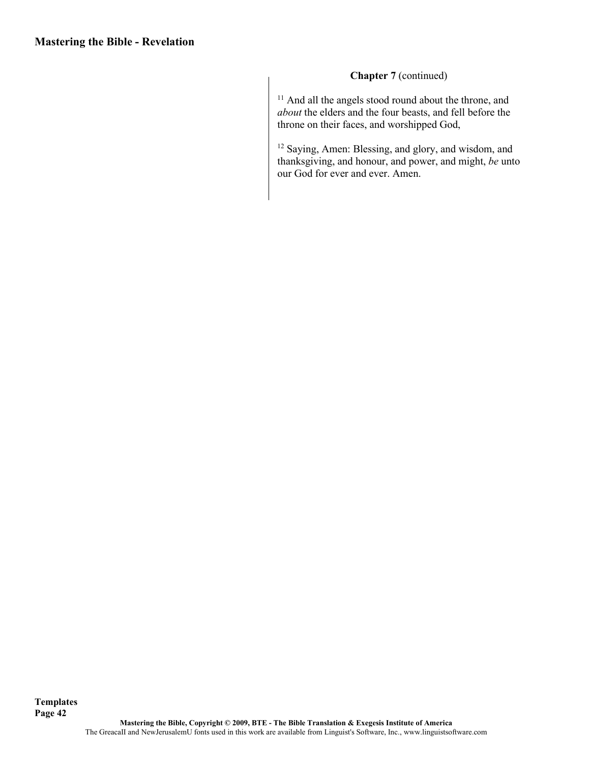**Chapter 7** (continued)

[11] And all the angels stood round about the throne, and *about* the elders and the four beasts, and fell before the throne on their faces, and worshipped God,

[12] Saying, Amen: Blessing, and glory, and wisdom, and thanksgiving, and honour, and power, and might, *be* unto our God for ever and ever. Amen.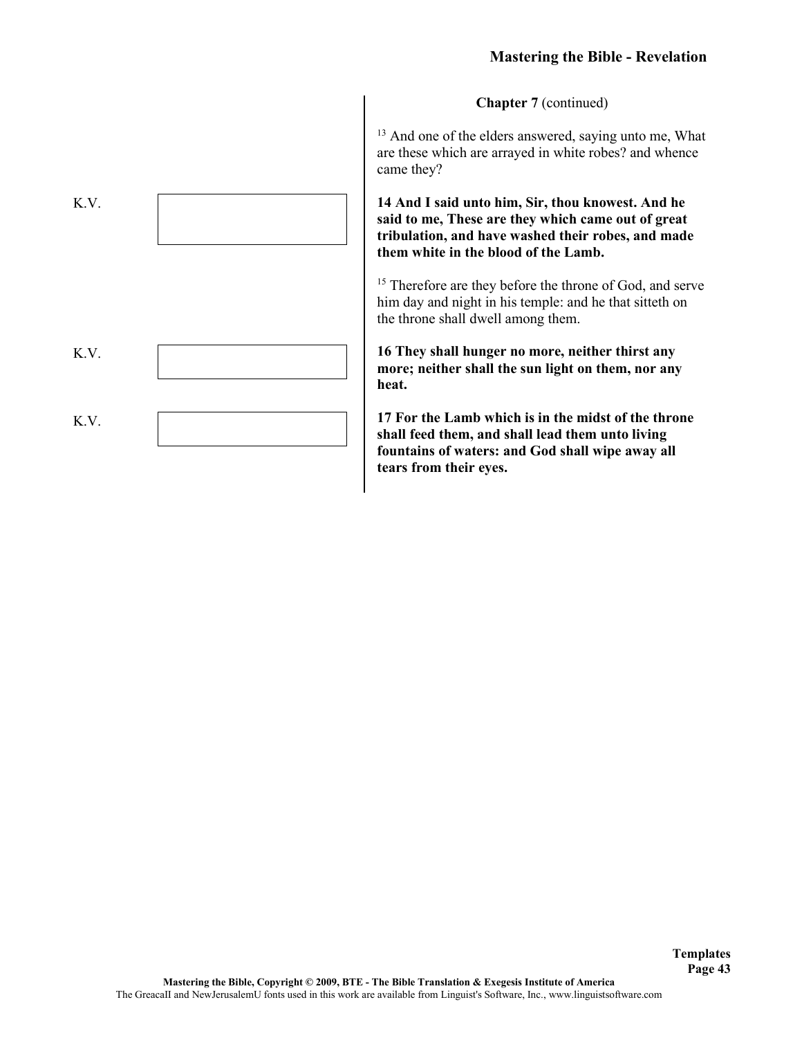**Chapter 7** (continued)

[13] And one of the elders answered, saying unto me, What are these which are arrayed in white robes? and whence came they?

K.V.

**14 And I said unto him, Sir, thou knowest. And he said to me, These are they which came out of great tribulation, and have washed their robes, and made them white in the blood of the Lamb.**

[15] Therefore are they before the throne of God, and serve him day and night in his temple: and he that sitteth on the throne shall dwell among them.

K.V.

**16 They shall hunger no more, neither thirst any more; neither shall the sun light on them, nor any heat.**

K.V.

**17 For the Lamb which is in the midst of the throne shall feed them, and shall lead them unto living fountains of waters: and God shall wipe away all tears from their eyes.**

Templates

Mastering the Bible, Copyright © 2009, BTE - The Bible Translation & Exegesis Institute of America
The GreacaII and NewJerusalemU fonts used in this work are available from Linguist's Software, Inc., www.linguistsoftware.com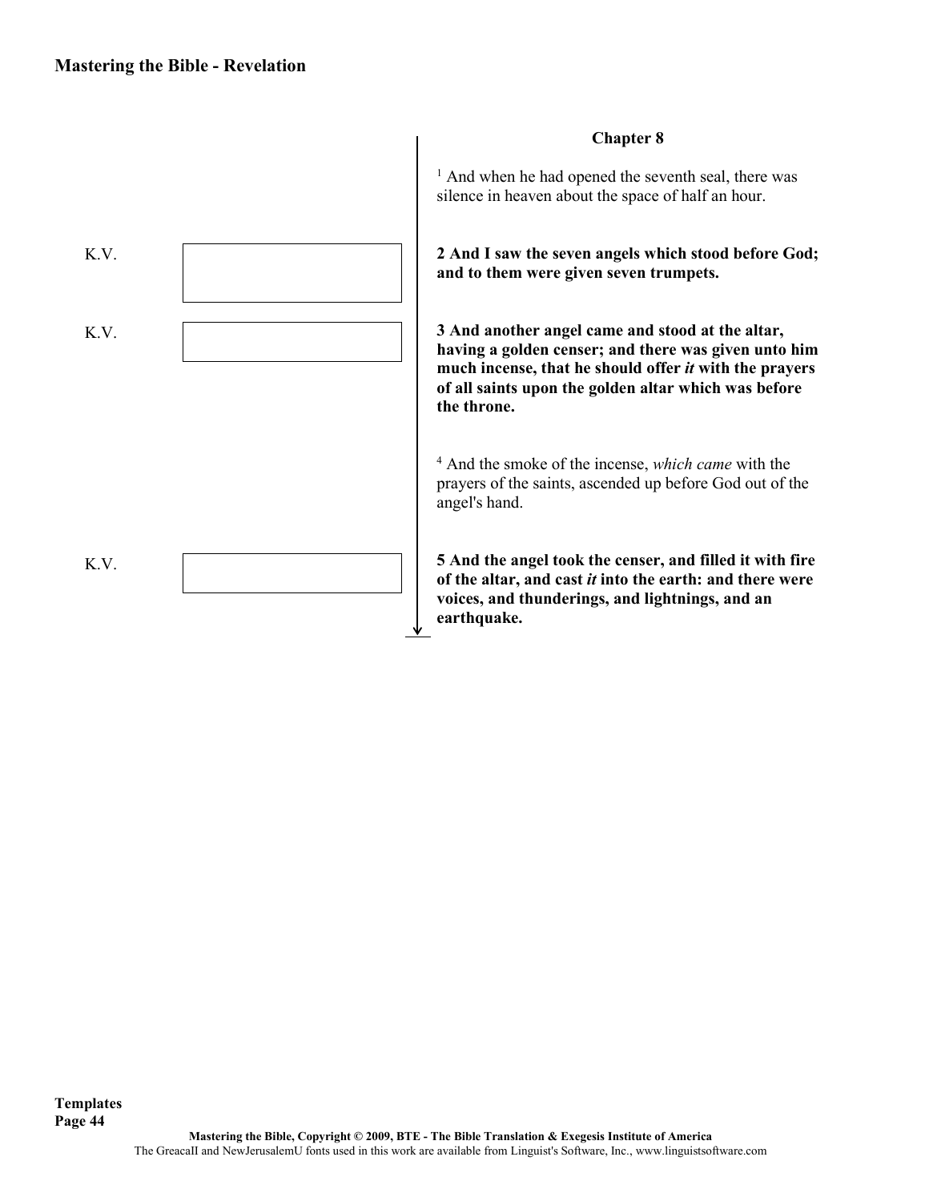## Chapter 8

[1] And when he had opened the seventh seal, there was silence in heaven about the space of half an hour.

K.V.

**2 And I saw the seven angels which stood before God; and to them were given seven trumpets.**

K.V.

**3 And another angel came and stood at the altar, having a golden censer; and there was given unto him much incense, that he should offer *it* with the prayers of all saints upon the golden altar which was before the throne.**

[4] And the smoke of the incense, *which came* with the prayers of the saints, ascended up before God out of the angel's hand.

K.V.

**5 And the angel took the censer, and filled it with fire of the altar, and cast *it* into the earth: and there were voices, and thunderings, and lightnings, and an earthquake.**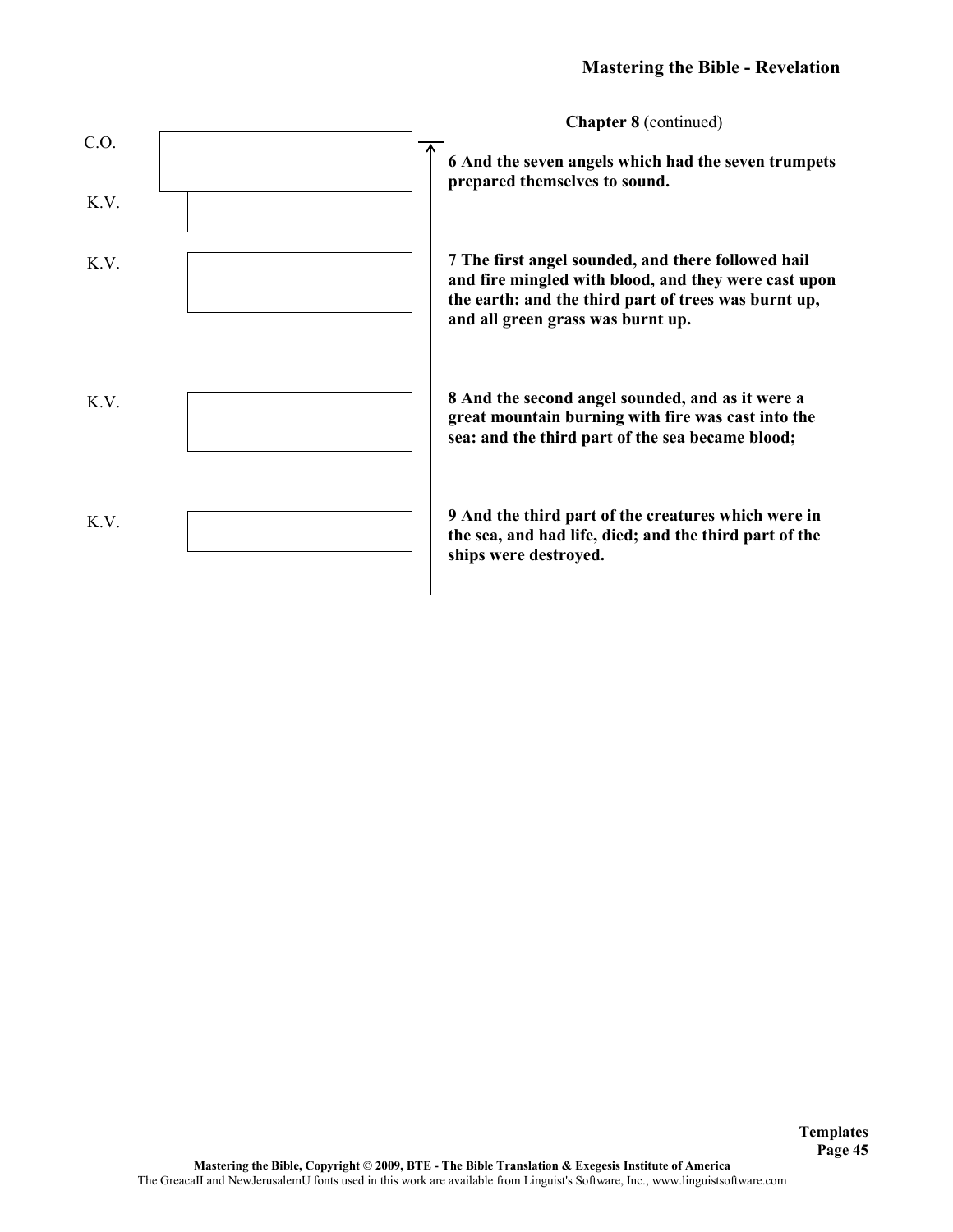**Chapter 8** (continued)

C.O.

K.V.

**6 And the seven angels which had the seven trumpets prepared themselves to sound.**

K.V.

**7 The first angel sounded, and there followed hail and fire mingled with blood, and they were cast upon the earth: and the third part of trees was burnt up, and all green grass was burnt up.**

K.V.

**8 And the second angel sounded, and as it were a great mountain burning with fire was cast into the sea: and the third part of the sea became blood;**

K.V.

**9 And the third part of the creatures which were in the sea, and had life, died; and the third part of the ships were destroyed.**

**Templates**

Mastering the Bible, Copyright © 2009, BTE - The Bible Translation & Exegesis Institute of America

The GreacaII and NewJerusalemU fonts used in this work are available from Linguist's Software, Inc., www.linguistsoftware.com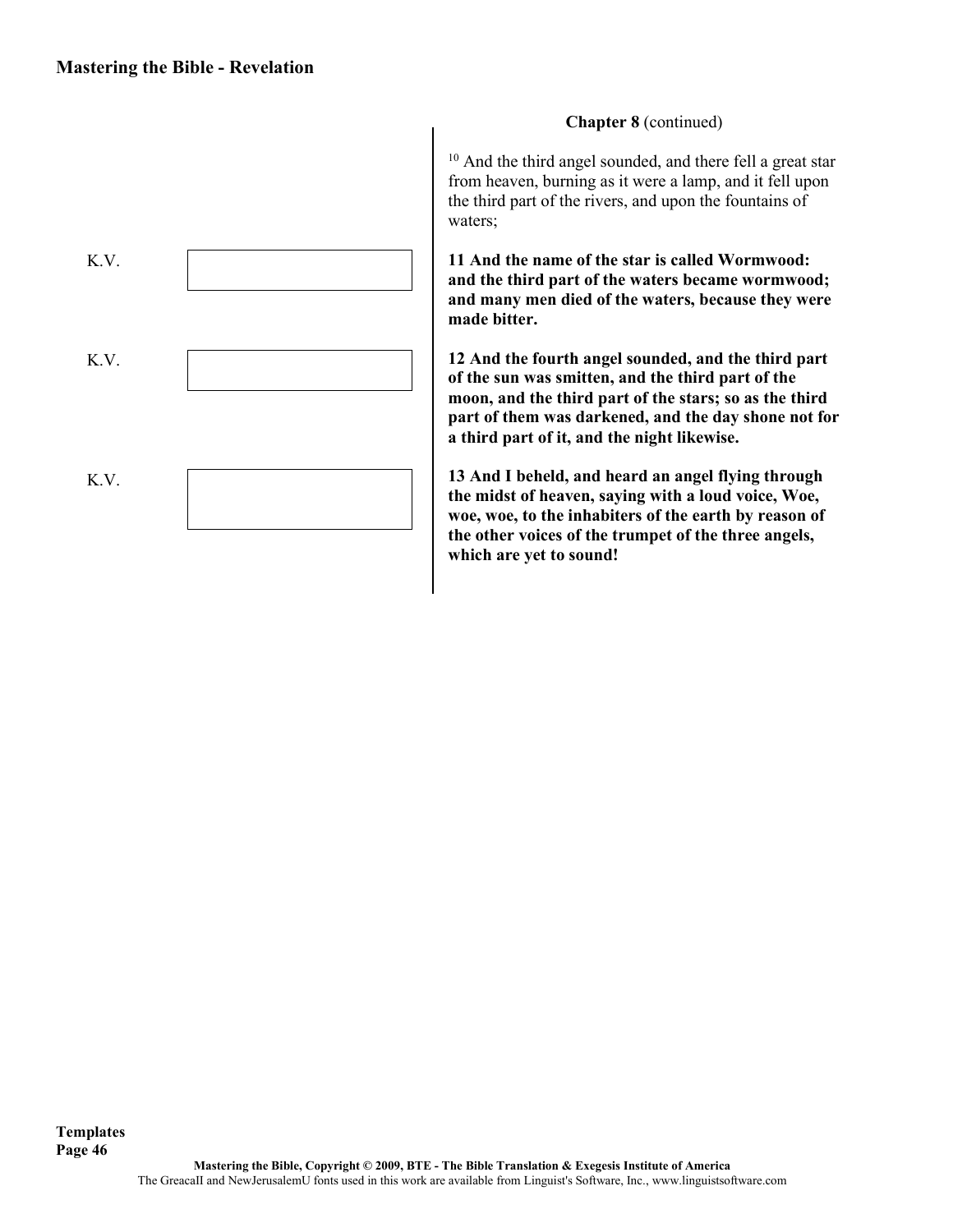**Chapter 8** (continued)

[10] And the third angel sounded, and there fell a great star from heaven, burning as it were a lamp, and it fell upon the third part of the rivers, and upon the fountains of waters;

K.V.

**11 And the name of the star is called Wormwood: and the third part of the waters became wormwood; and many men died of the waters, because they were made bitter.**

K.V.

**12 And the fourth angel sounded, and the third part of the sun was smitten, and the third part of the moon, and the third part of the stars; so as the third part of them was darkened, and the day shone not for a third part of it, and the night likewise.**

K.V.

**13 And I beheld, and heard an angel flying through the midst of heaven, saying with a loud voice, Woe, woe, woe, to the inhabiters of the earth by reason of the other voices of the trumpet of the three angels, which are yet to sound!**

Mastering the Bible, Copyright © 2009, BTE - The Bible Translation & Exegesis Institute of America
The GreacaII and NewJerusalemU fonts used in this work are available from Linguist's Software, Inc., www.linguistsoftware.com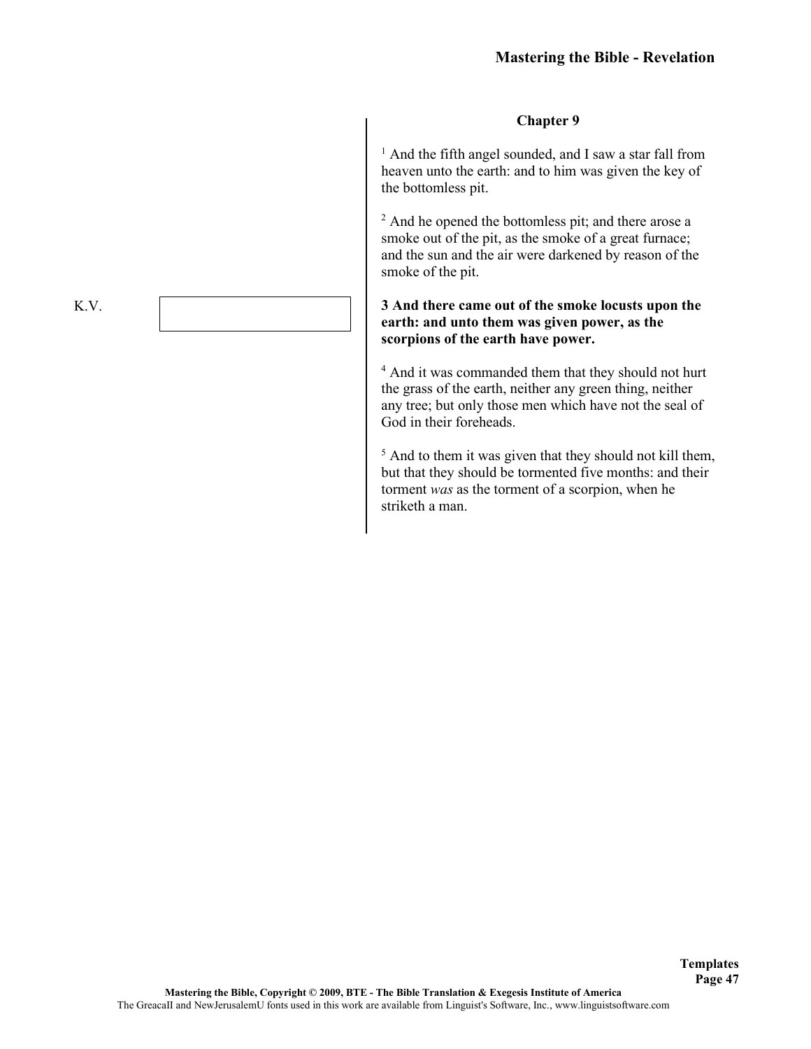## Chapter 9

[1] And the fifth angel sounded, and I saw a star fall from heaven unto the earth: and to him was given the key of the bottomless pit.

[2] And he opened the bottomless pit; and there arose a smoke out of the pit, as the smoke of a great furnace; and the sun and the air were darkened by reason of the smoke of the pit.

K.V.

**3 And there came out of the smoke locusts upon the earth: and unto them was given power, as the scorpions of the earth have power.**

[4] And it was commanded them that they should not hurt the grass of the earth, neither any green thing, neither any tree; but only those men which have not the seal of God in their foreheads.

[5] And to them it was given that they should not kill them, but that they should be tormented five months: and their torment *was* as the torment of a scorpion, when he striketh a man.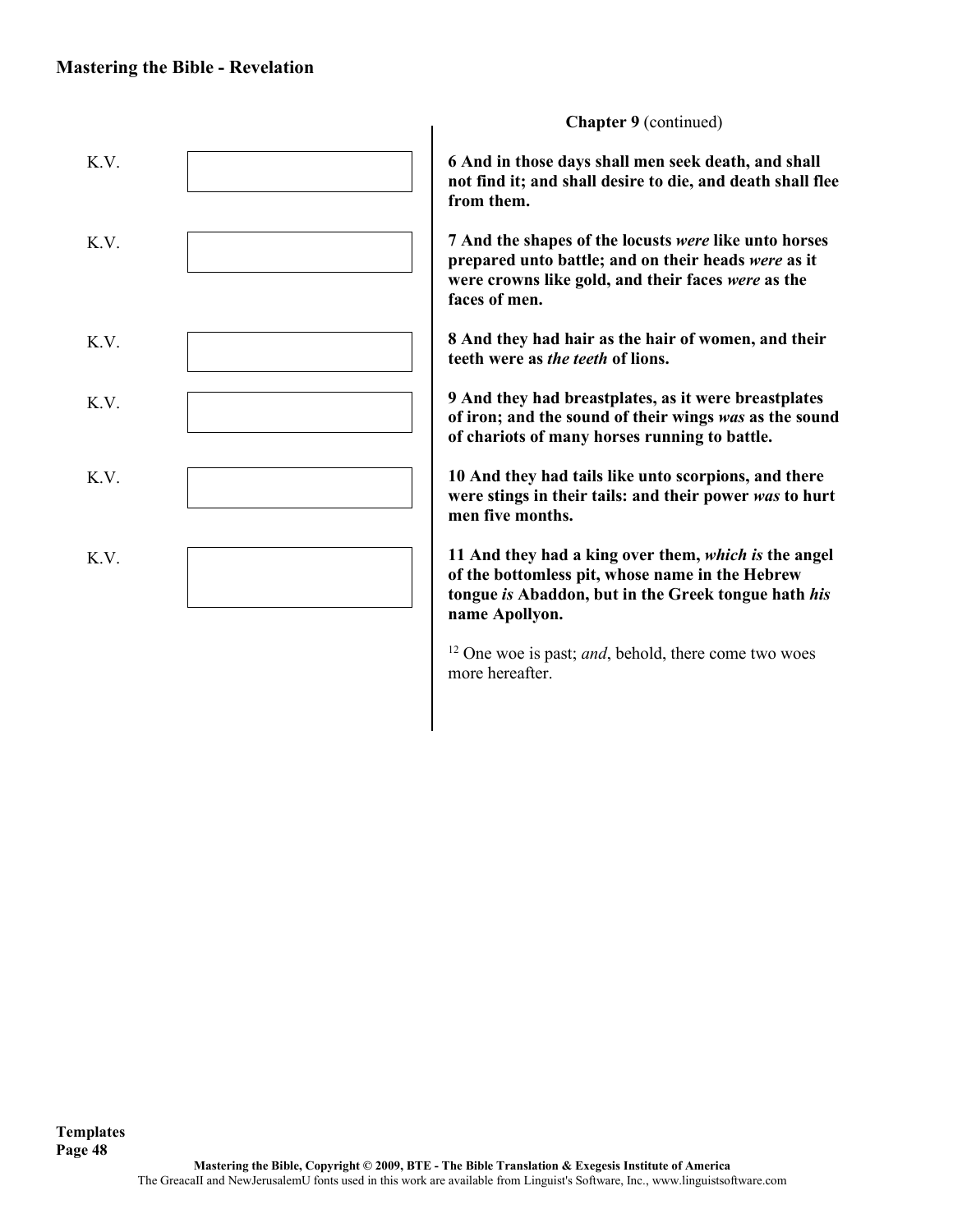**Chapter 9** (continued)

| | |
|---|---|
| K.V. | **6 And in those days shall men seek death, and shall not find it; and shall desire to die, and death shall flee from them.** |
| K.V. | **7 And the shapes of the locusts *were* like unto horses prepared unto battle; and on their heads *were* as it were crowns like gold, and their faces *were* as the faces of men.** |
| K.V. | **8 And they had hair as the hair of women, and their teeth were as *the teeth* of lions.** |
| K.V. | **9 And they had breastplates, as it were breastplates of iron; and the sound of their wings *was* as the sound of chariots of many horses running to battle.** |
| K.V. | **10 And they had tails like unto scorpions, and there were stings in their tails: and their power *was* to hurt men five months.** |
| K.V. | **11 And they had a king over them, *which is* the angel of the bottomless pit, whose name in the Hebrew tongue *is* Abaddon, but in the Greek tongue hath *his* name Apollyon.** |

[12] One woe is past; *and*, behold, there come two woes more hereafter.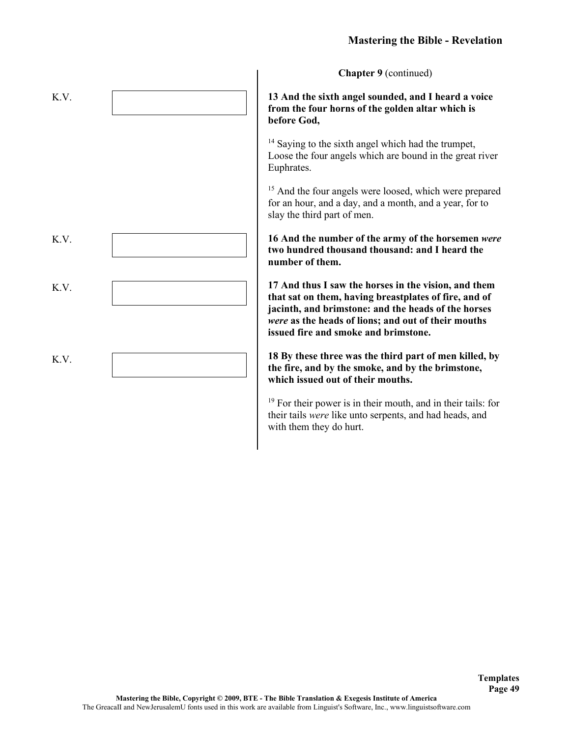**Chapter 9** (continued)

K.V.

**13 And the sixth angel sounded, and I heard a voice from the four horns of the golden altar which is before God,**

[14] Saying to the sixth angel which had the trumpet, Loose the four angels which are bound in the great river Euphrates.

[15] And the four angels were loosed, which were prepared for an hour, and a day, and a month, and a year, for to slay the third part of men.

K.V.

**16 And the number of the army of the horsemen *were* two hundred thousand thousand: and I heard the number of them.**

K.V.

**17 And thus I saw the horses in the vision, and them that sat on them, having breastplates of fire, and of jacinth, and brimstone: and the heads of the horses *were* as the heads of lions; and out of their mouths issued fire and smoke and brimstone.**

K.V.

**18 By these three was the third part of men killed, by the fire, and by the smoke, and by the brimstone, which issued out of their mouths.**

[19] For their power is in their mouth, and in their tails: for their tails *were* like unto serpents, and had heads, and with them they do hurt.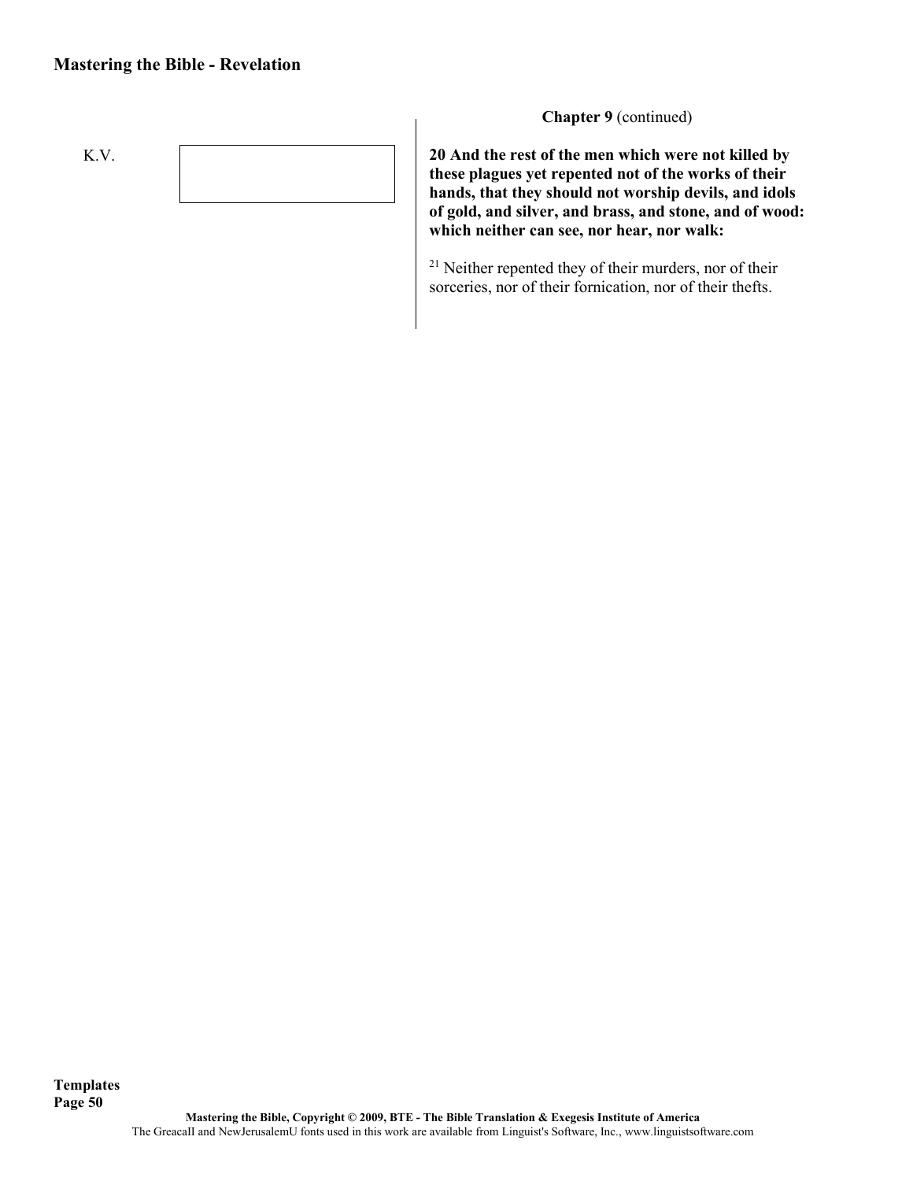K.V.

**Chapter 9** (continued)

**20 And the rest of the men which were not killed by these plagues yet repented not of the works of their hands, that they should not worship devils, and idols of gold, and silver, and brass, and stone, and of wood: which neither can see, nor hear, nor walk:**

[21] Neither repented they of their murders, nor of their sorceries, nor of their fornication, nor of their thefts.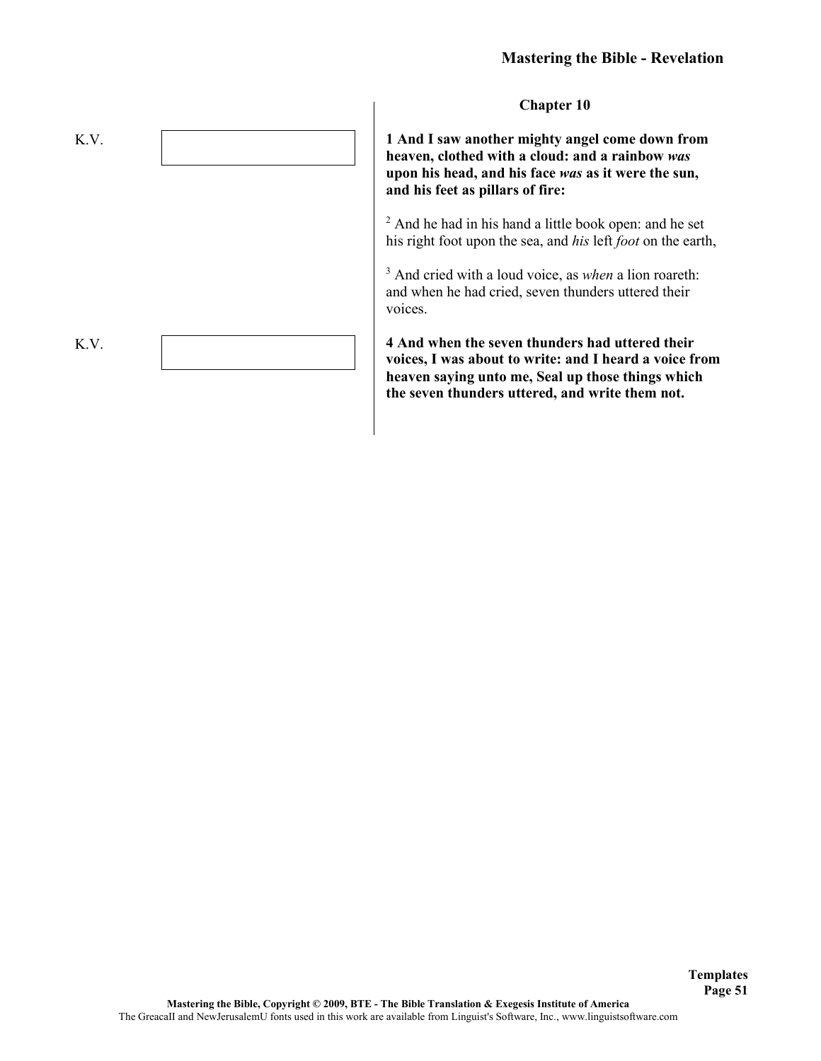## Chapter 10

K.V.

**1 And I saw another mighty angel come down from heaven, clothed with a cloud: and a rainbow *was* upon his head, and his face *was* as it were the sun, and his feet as pillars of fire:**

2 And he had in his hand a little book open: and he set his right foot upon the sea, and *his* left *foot* on the earth,

3 And cried with a loud voice, as *when* a lion roareth: and when he had cried, seven thunders uttered their voices.

K.V.

**4 And when the seven thunders had uttered their voices, I was about to write: and I heard a voice from heaven saying unto me, Seal up those things which the seven thunders uttered, and write them not.**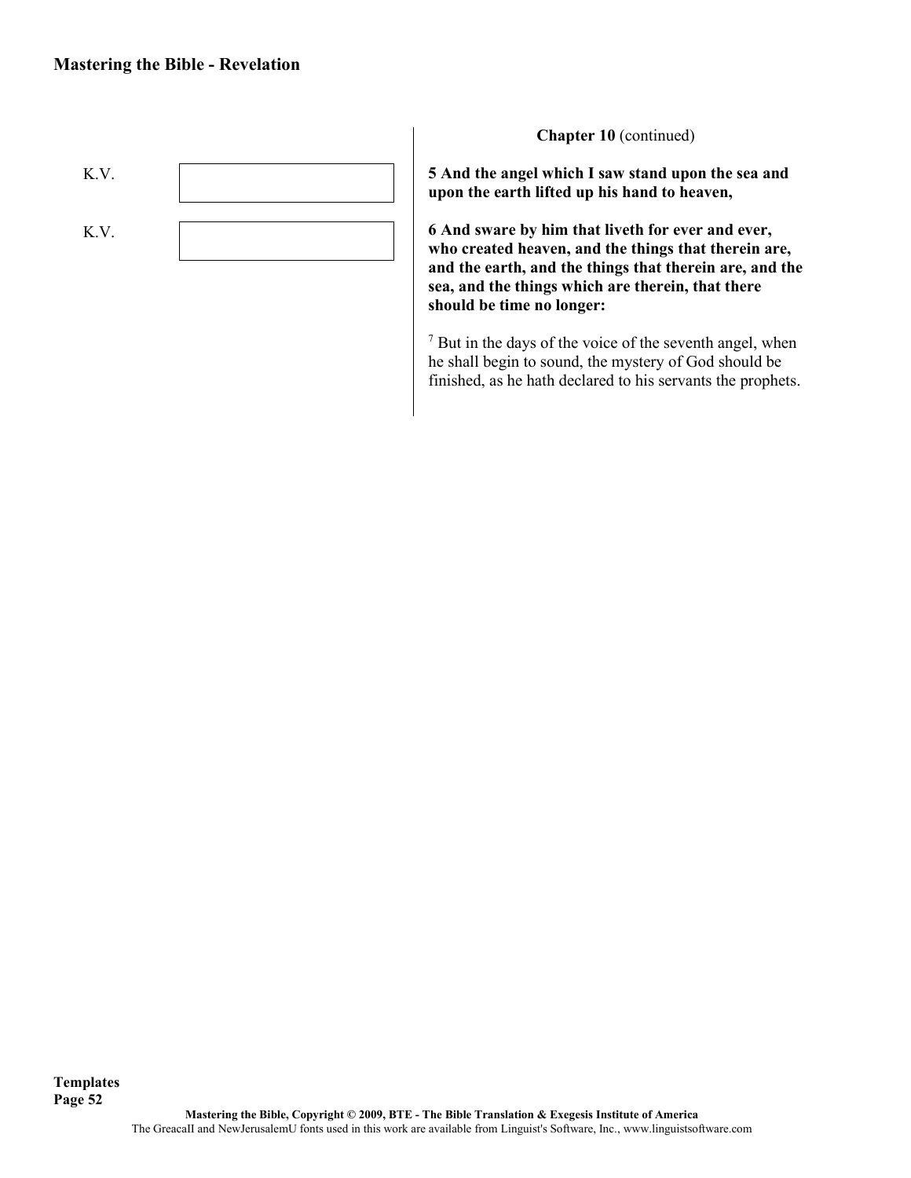**Chapter 10** (continued)

K.V.

**5 And the angel which I saw stand upon the sea and upon the earth lifted up his hand to heaven,**

K.V.

**6 And sware by him that liveth for ever and ever, who created heaven, and the things that therein are, and the earth, and the things that therein are, and the sea, and the things which are therein, that there should be time no longer:**

[7] But in the days of the voice of the seventh angel, when he shall begin to sound, the mystery of God should be finished, as he hath declared to his servants the prophets.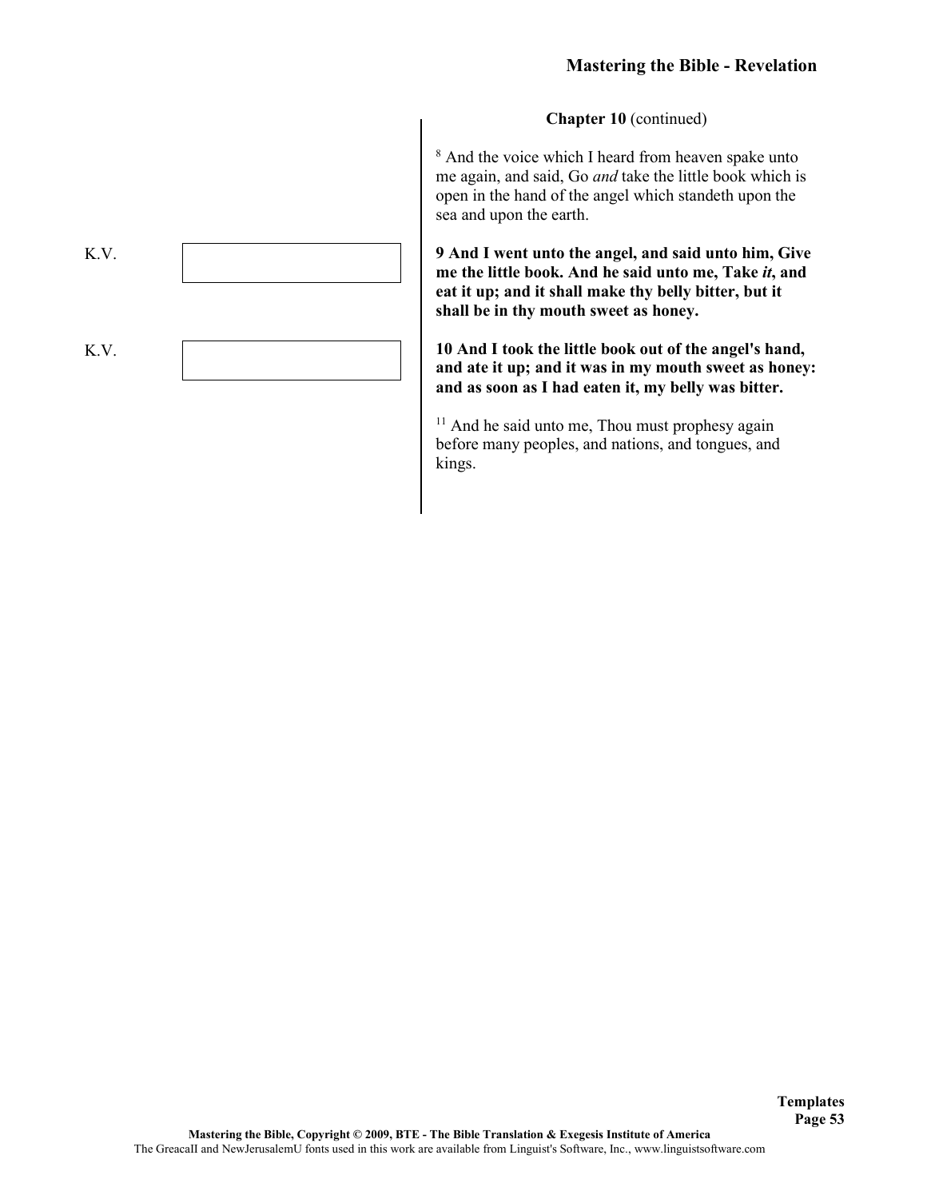**Chapter 10** (continued)

[8] And the voice which I heard from heaven spake unto me again, and said, Go *and* take the little book which is open in the hand of the angel which standeth upon the sea and upon the earth.

K.V.

**9 And I went unto the angel, and said unto him, Give me the little book. And he said unto me, Take *it*, and eat it up; and it shall make thy belly bitter, but it shall be in thy mouth sweet as honey.**

K.V.

**10 And I took the little book out of the angel's hand, and ate it up; and it was in my mouth sweet as honey: and as soon as I had eaten it, my belly was bitter.**

[11] And he said unto me, Thou must prophesy again before many peoples, and nations, and tongues, and kings.

**Templates**

Mastering the Bible, Copyright © 2009, BTE - The Bible Translation & Exegesis Institute of America
The GreacaII and NewJerusalemU fonts used in this work are available from Linguist's Software, Inc., www.linguistsoftware.com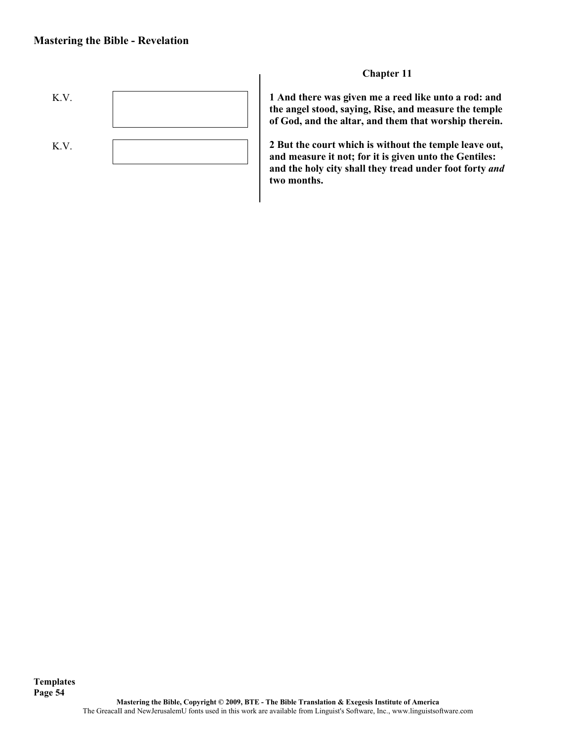K.V.

K.V.

**Chapter 11**

**1 And there was given me a reed like unto a rod: and the angel stood, saying, Rise, and measure the temple of God, and the altar, and them that worship therein.**

**2 But the court which is without the temple leave out, and measure it not; for it is given unto the Gentiles: and the holy city shall they tread under foot forty *and* two months.**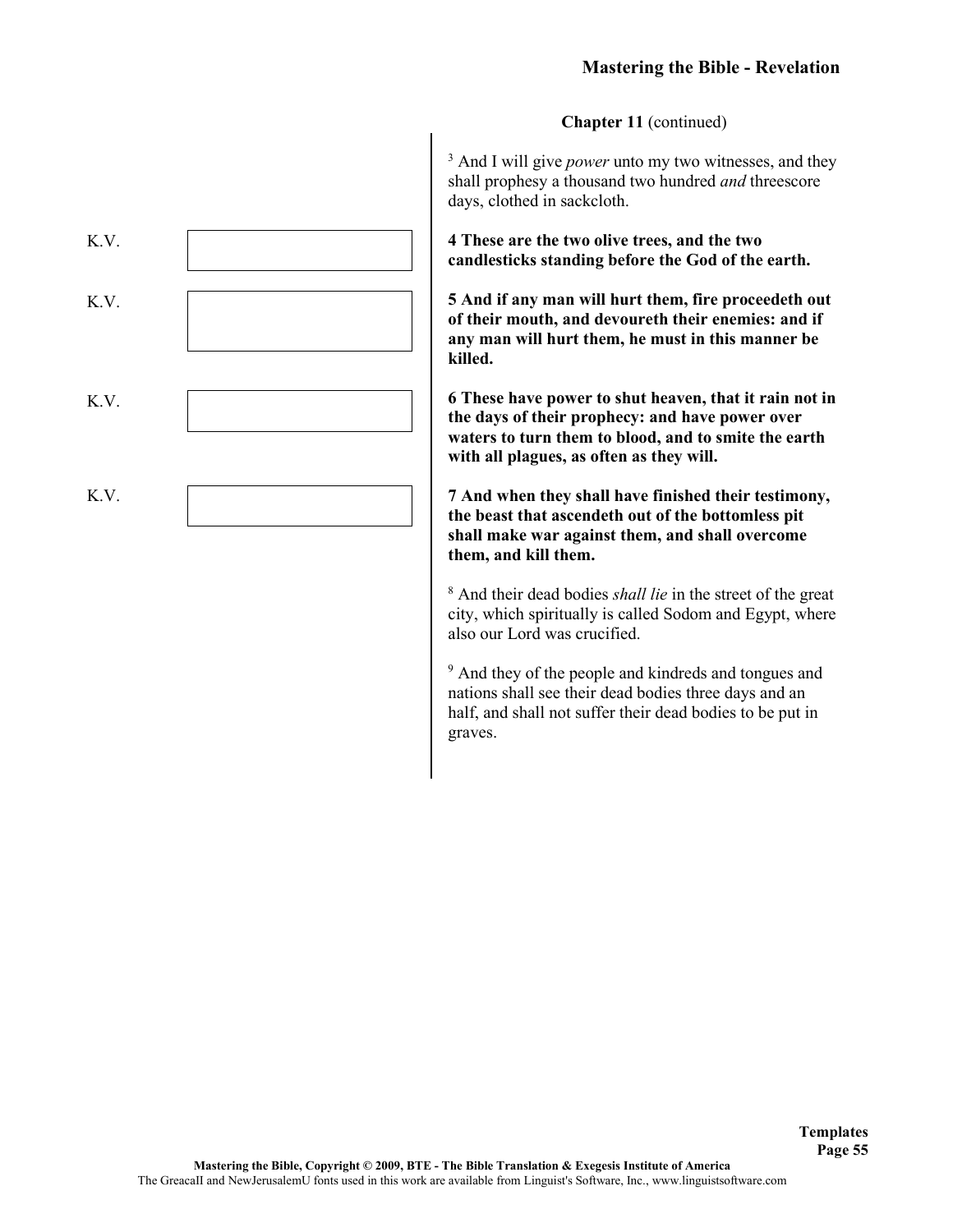**Chapter 11** (continued)

[3] And I will give *power* unto my two witnesses, and they shall prophesy a thousand two hundred *and* threescore days, clothed in sackcloth.

K.V. | | **4 These are the two olive trees, and the two candlesticks standing before the God of the earth.**

K.V. | | **5 And if any man will hurt them, fire proceedeth out of their mouth, and devoureth their enemies: and if any man will hurt them, he must in this manner be killed.**

K.V. | | **6 These have power to shut heaven, that it rain not in the days of their prophecy: and have power over waters to turn them to blood, and to smite the earth with all plagues, as often as they will.**

K.V. | | **7 And when they shall have finished their testimony, the beast that ascendeth out of the bottomless pit shall make war against them, and shall overcome them, and kill them.**

[8] And their dead bodies *shall lie* in the street of the great city, which spiritually is called Sodom and Egypt, where also our Lord was crucified.

[9] And they of the people and kindreds and tongues and nations shall see their dead bodies three days and an half, and shall not suffer their dead bodies to be put in graves.

**Templates**

Mastering the Bible, Copyright © 2009, BTE - The Bible Translation & Exegesis Institute of America
The GreacaII and NewJerusalemU fonts used in this work are available from Linguist's Software, Inc., www.linguistsoftware.com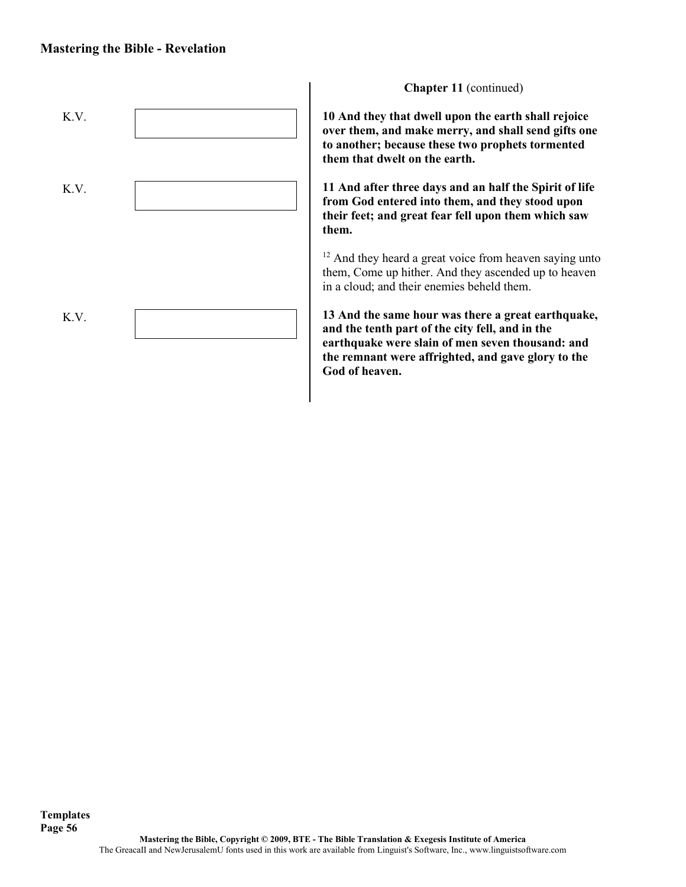**Chapter 11** (continued)

K.V.

**10 And they that dwell upon the earth shall rejoice over them, and make merry, and shall send gifts one to another; because these two prophets tormented them that dwelt on the earth.**

K.V.

**11 And after three days and an half the Spirit of life from God entered into them, and they stood upon their feet; and great fear fell upon them which saw them.**

[12] And they heard a great voice from heaven saying unto them, Come up hither. And they ascended up to heaven in a cloud; and their enemies beheld them.

K.V.

**13 And the same hour was there a great earthquake, and the tenth part of the city fell, and in the earthquake were slain of men seven thousand: and the remnant were affrighted, and gave glory to the God of heaven.**

Templates

Mastering the Bible, Copyright © 2009, BTE - The Bible Translation & Exegesis Institute of America
The GreacaII and NewJerusalemU fonts used in this work are available from Linguist's Software, Inc., www.linguistsoftware.com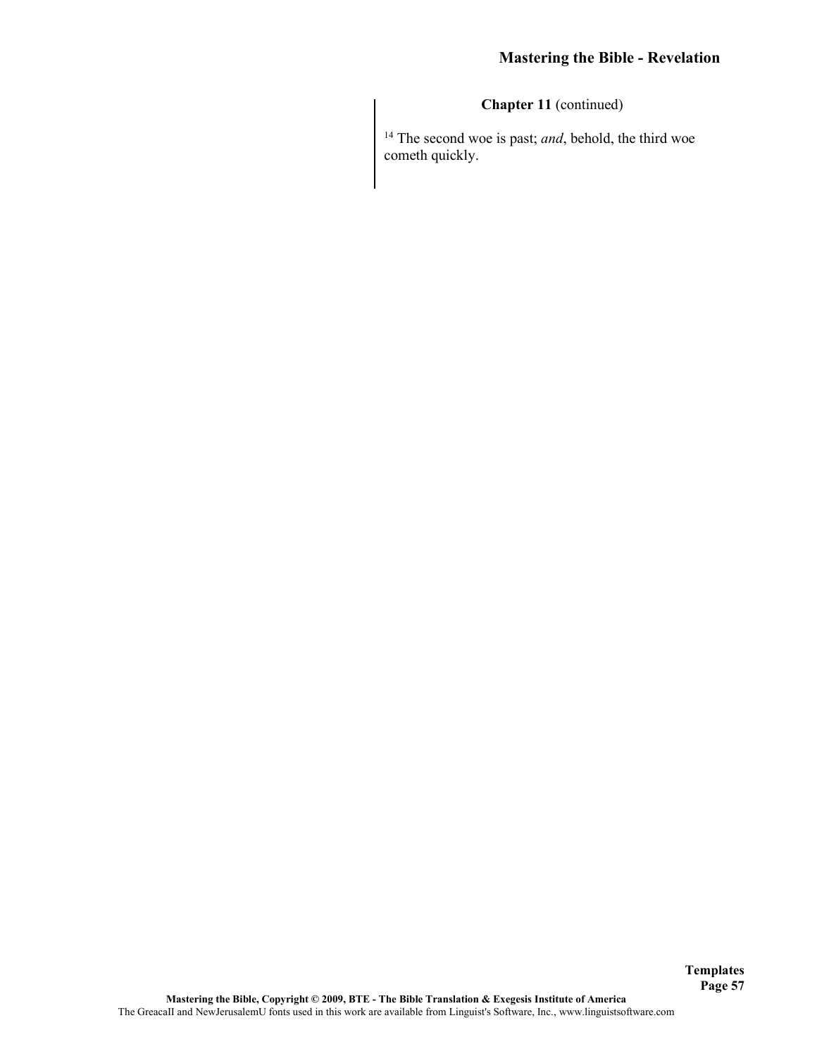**Chapter 11** (continued)

[14] The second woe is past; *and*, behold, the third woe cometh quickly.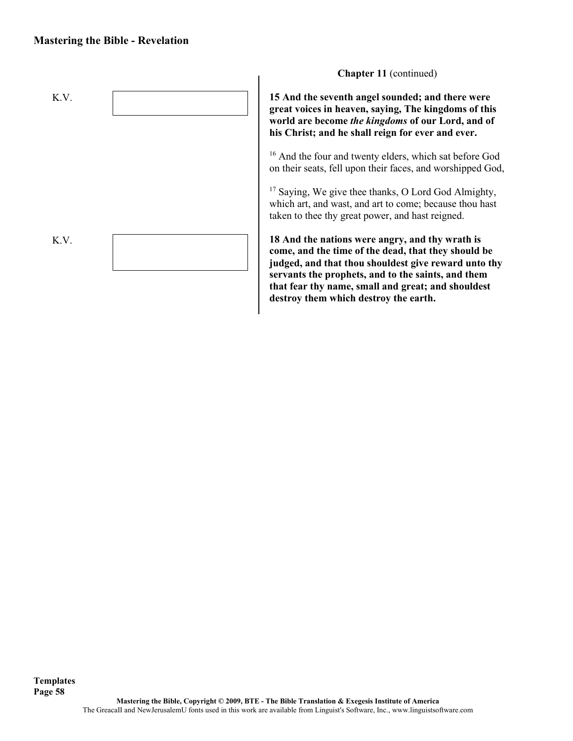**Chapter 11** (continued)

K.V.

**15 And the seventh angel sounded; and there were great voices in heaven, saying, The kingdoms of this world are become *the kingdoms* of our Lord, and of his Christ; and he shall reign for ever and ever.**

16 And the four and twenty elders, which sat before God on their seats, fell upon their faces, and worshipped God,

17 Saying, We give thee thanks, O Lord God Almighty, which art, and wast, and art to come; because thou hast taken to thee thy great power, and hast reigned.

K.V.

**18 And the nations were angry, and thy wrath is come, and the time of the dead, that they should be judged, and that thou shouldest give reward unto thy servants the prophets, and to the saints, and them that fear thy name, small and great; and shouldest destroy them which destroy the earth.**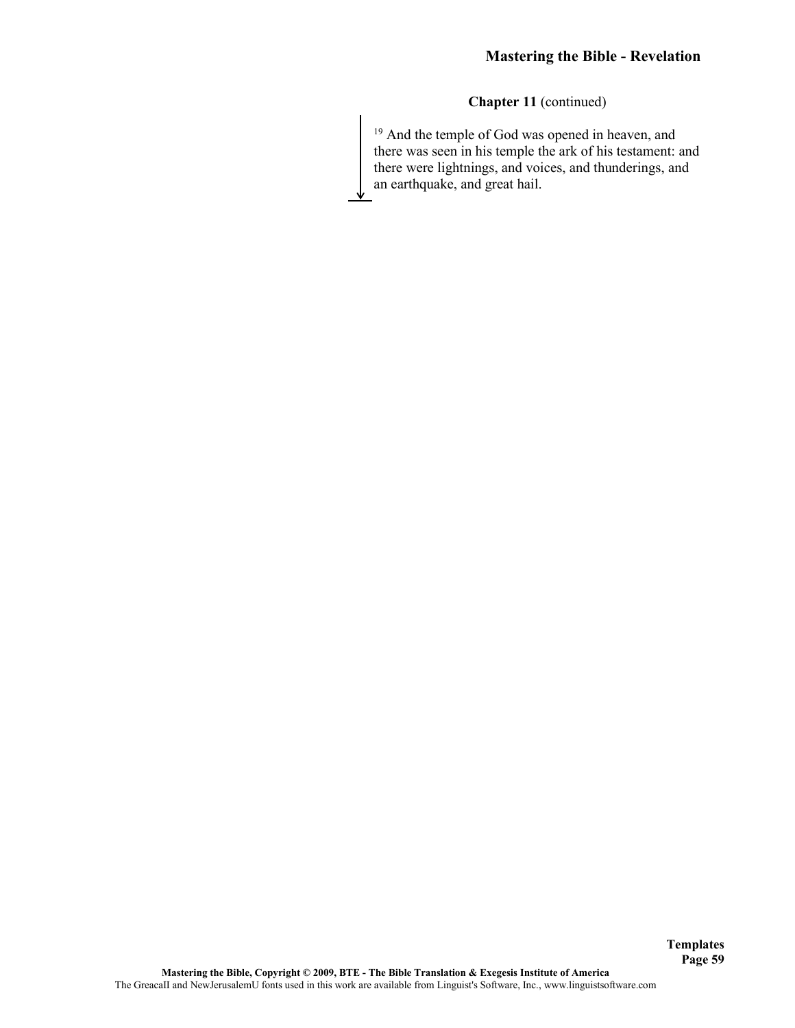**Chapter 11** (continued)

[19] And the temple of God was opened in heaven, and there was seen in his temple the ark of his testament: and there were lightnings, and voices, and thunderings, and an earthquake, and great hail.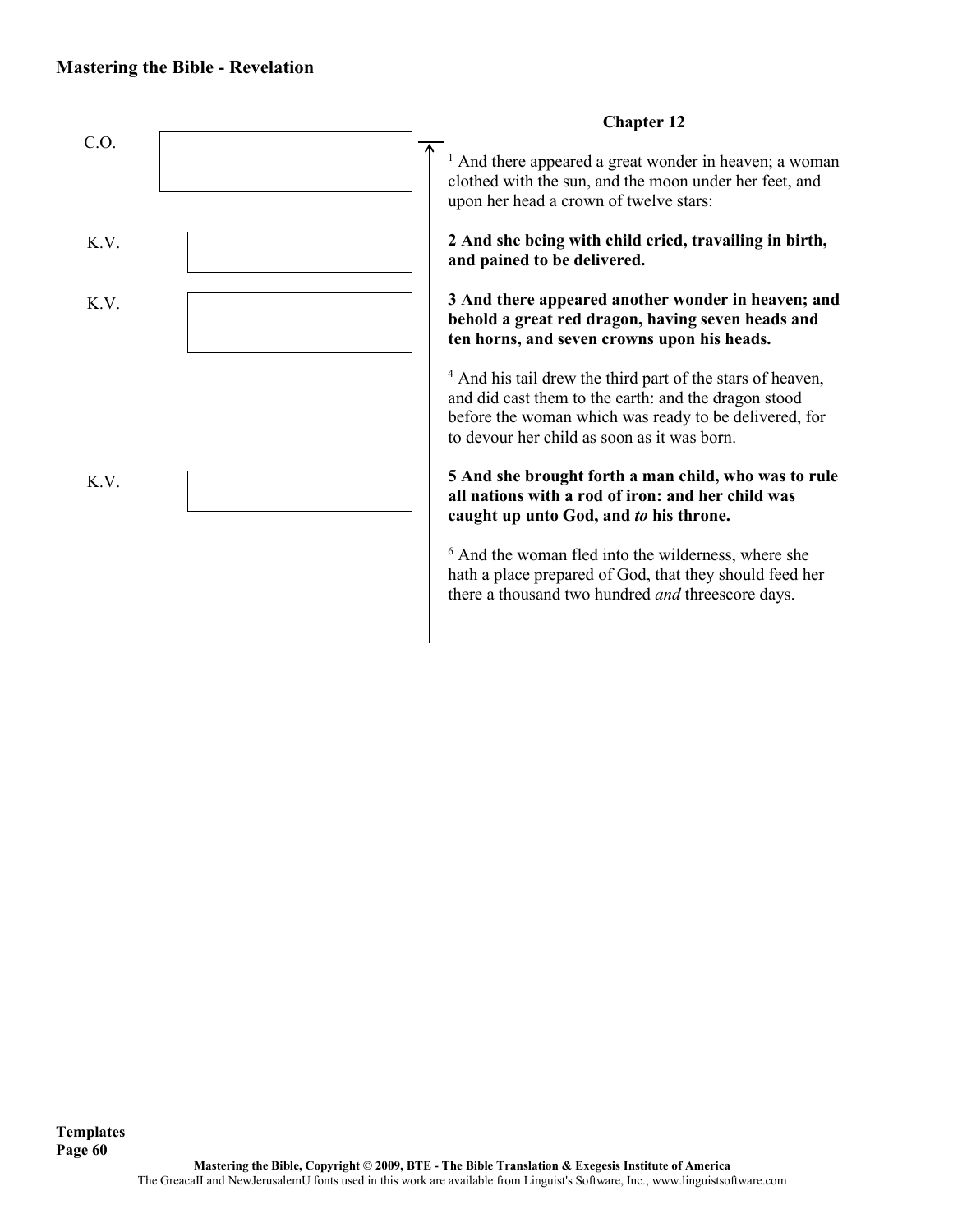## Chapter 12

C.O.

[1] And there appeared a great wonder in heaven; a woman clothed with the sun, and the moon under her feet, and upon her head a crown of twelve stars:

K.V.

**2 And she being with child cried, travailing in birth, and pained to be delivered.**

K.V.

**3 And there appeared another wonder in heaven; and behold a great red dragon, having seven heads and ten horns, and seven crowns upon his heads.**

[4] And his tail drew the third part of the stars of heaven, and did cast them to the earth: and the dragon stood before the woman which was ready to be delivered, for to devour her child as soon as it was born.

K.V.

**5 And she brought forth a man child, who was to rule all nations with a rod of iron: and her child was caught up unto God, and *to* his throne.**

[6] And the woman fled into the wilderness, where she hath a place prepared of God, that they should feed her there a thousand two hundred *and* threescore days.

Templates
Page 60

Mastering the Bible, Copyright © 2009, BTE - The Bible Translation & Exegesis Institute of America
The GreacaII and NewJerusalemU fonts used in this work are available from Linguist's Software, Inc., www.linguistsoftware.com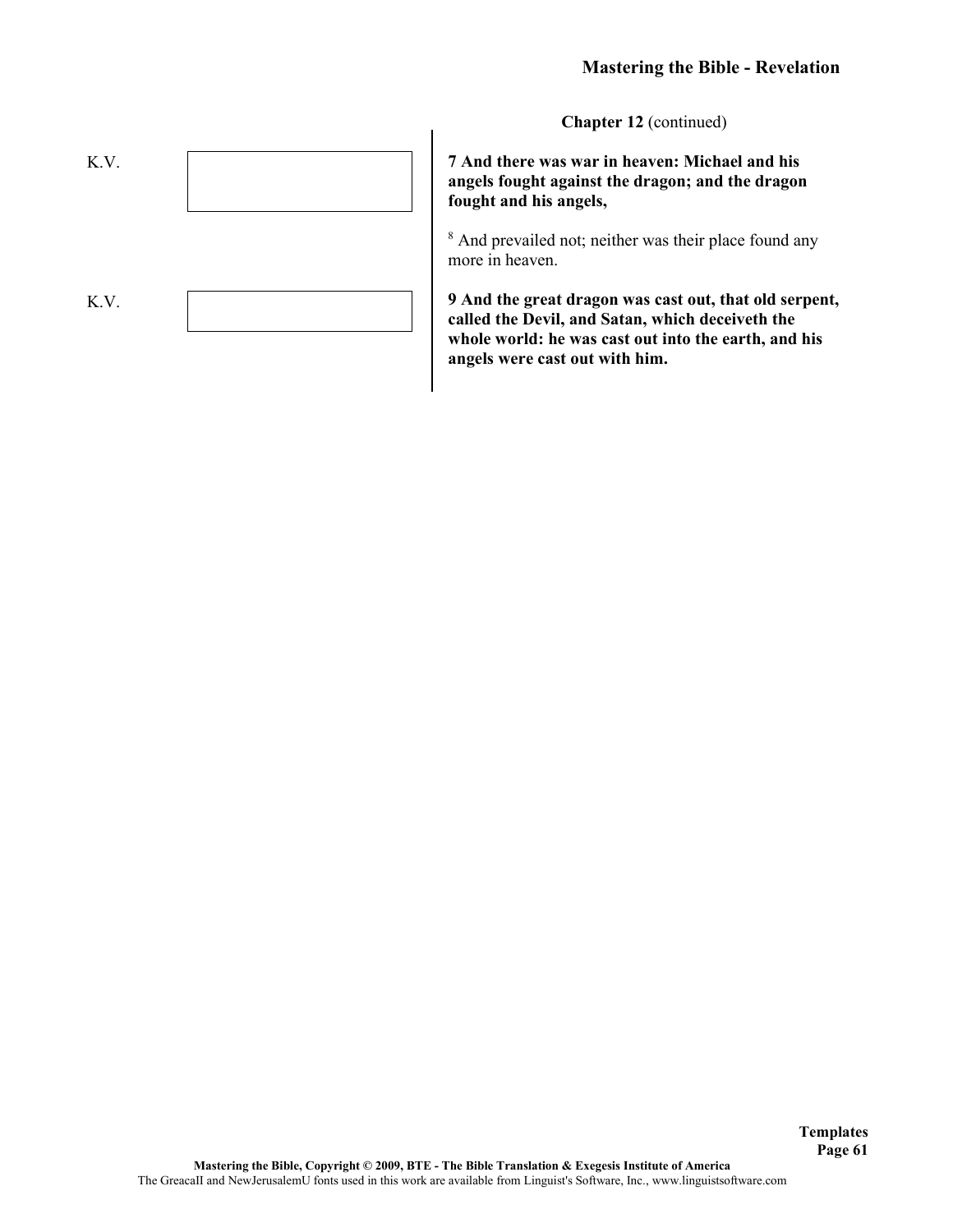**Chapter 12** (continued)

K.V.

**7 And there was war in heaven: Michael and his angels fought against the dragon; and the dragon fought and his angels,**

8 And prevailed not; neither was their place found any more in heaven.

K.V.

**9 And the great dragon was cast out, that old serpent, called the Devil, and Satan, which deceiveth the whole world: he was cast out into the earth, and his angels were cast out with him.**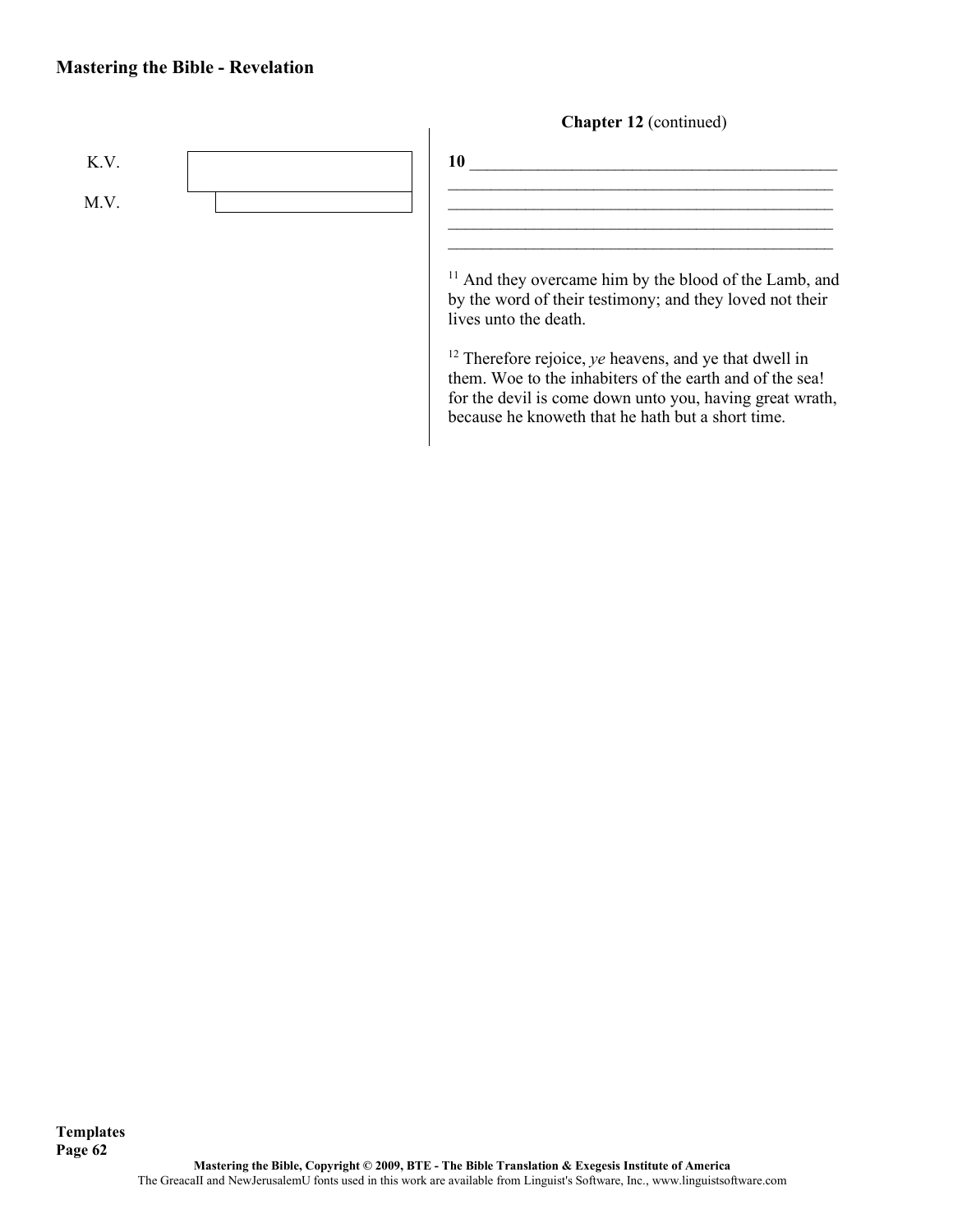K.V.

M.V.

**Chapter 12** (continued)

**10** ____________________________________________
________________________________________________
________________________________________________
________________________________________________
________________________________________________

[11] And they overcame him by the blood of the Lamb, and by the word of their testimony; and they loved not their lives unto the death.

[12] Therefore rejoice, *ye* heavens, and ye that dwell in them. Woe to the inhabiters of the earth and of the sea! for the devil is come down unto you, having great wrath, because he knoweth that he hath but a short time.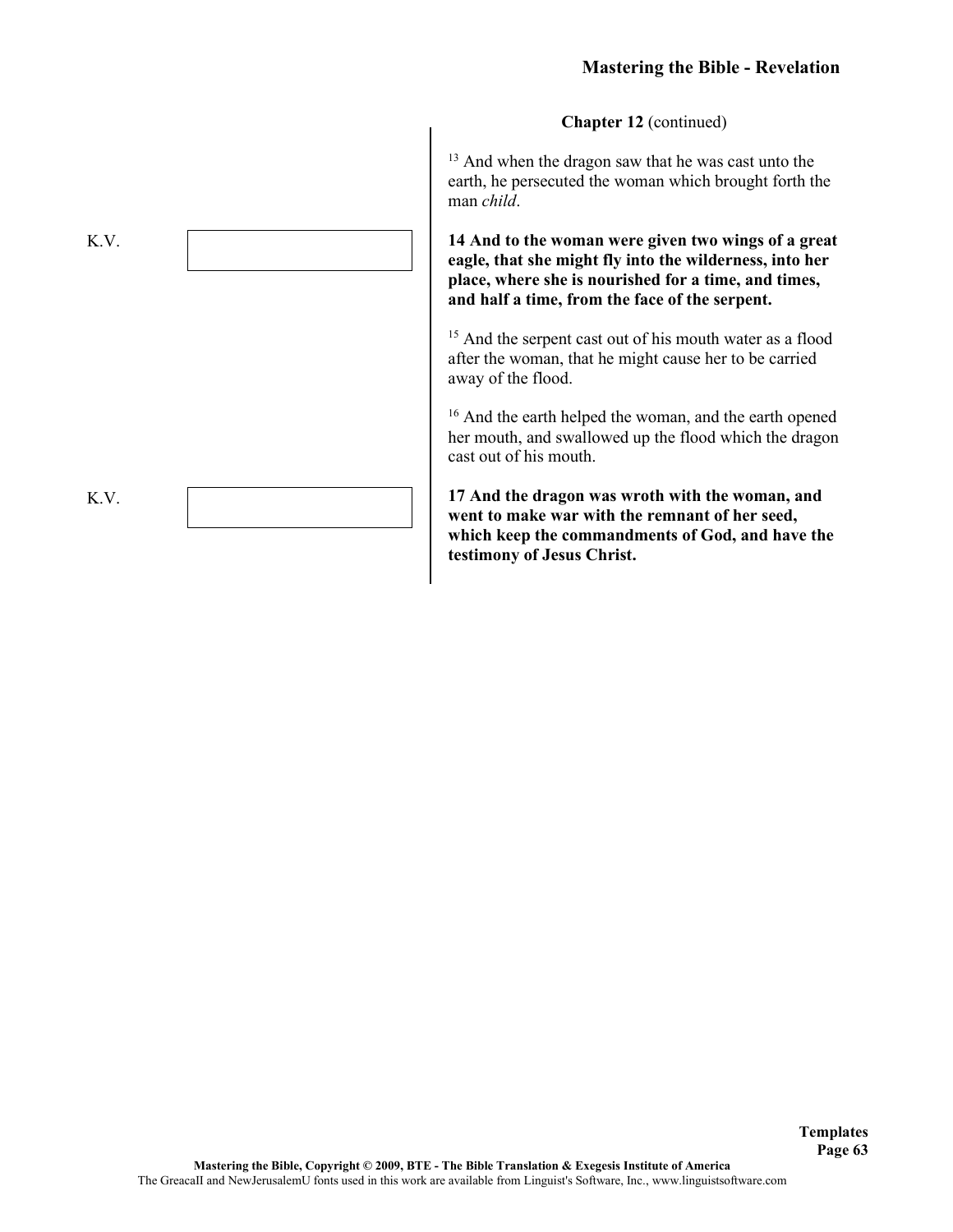**Chapter 12** (continued)

[13] And when the dragon saw that he was cast unto the earth, he persecuted the woman which brought forth the man *child*.

K.V.

**14 And to the woman were given two wings of a great eagle, that she might fly into the wilderness, into her place, where she is nourished for a time, and times, and half a time, from the face of the serpent.**

[15] And the serpent cast out of his mouth water as a flood after the woman, that he might cause her to be carried away of the flood.

[16] And the earth helped the woman, and the earth opened her mouth, and swallowed up the flood which the dragon cast out of his mouth.

K.V.

**17 And the dragon was wroth with the woman, and went to make war with the remnant of her seed, which keep the commandments of God, and have the testimony of Jesus Christ.**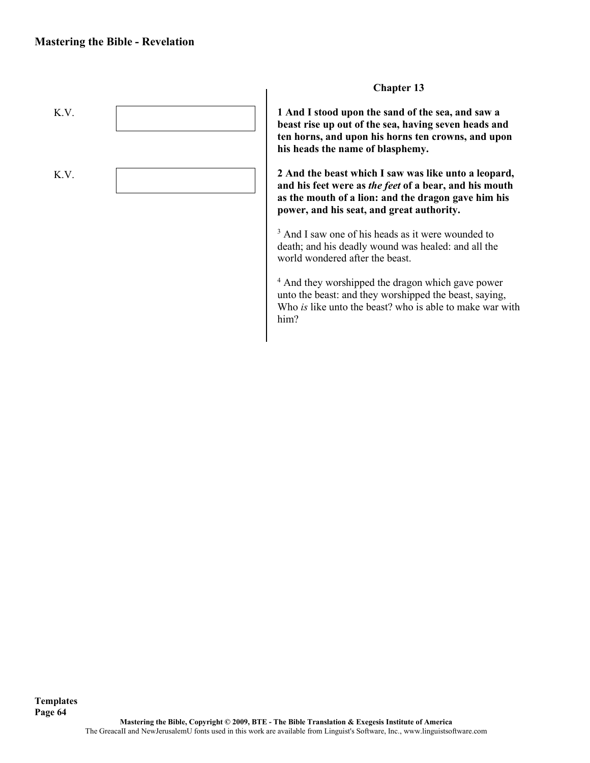### Chapter 13

K.V.

**1 And I stood upon the sand of the sea, and saw a beast rise up out of the sea, having seven heads and ten horns, and upon his horns ten crowns, and upon his heads the name of blasphemy.**

K.V.

**2 And the beast which I saw was like unto a leopard, and his feet were as *the feet* of a bear, and his mouth as the mouth of a lion: and the dragon gave him his power, and his seat, and great authority.**

3 And I saw one of his heads as it were wounded to death; and his deadly wound was healed: and all the world wondered after the beast.

4 And they worshipped the dragon which gave power unto the beast: and they worshipped the beast, saying, Who *is* like unto the beast? who is able to make war with him?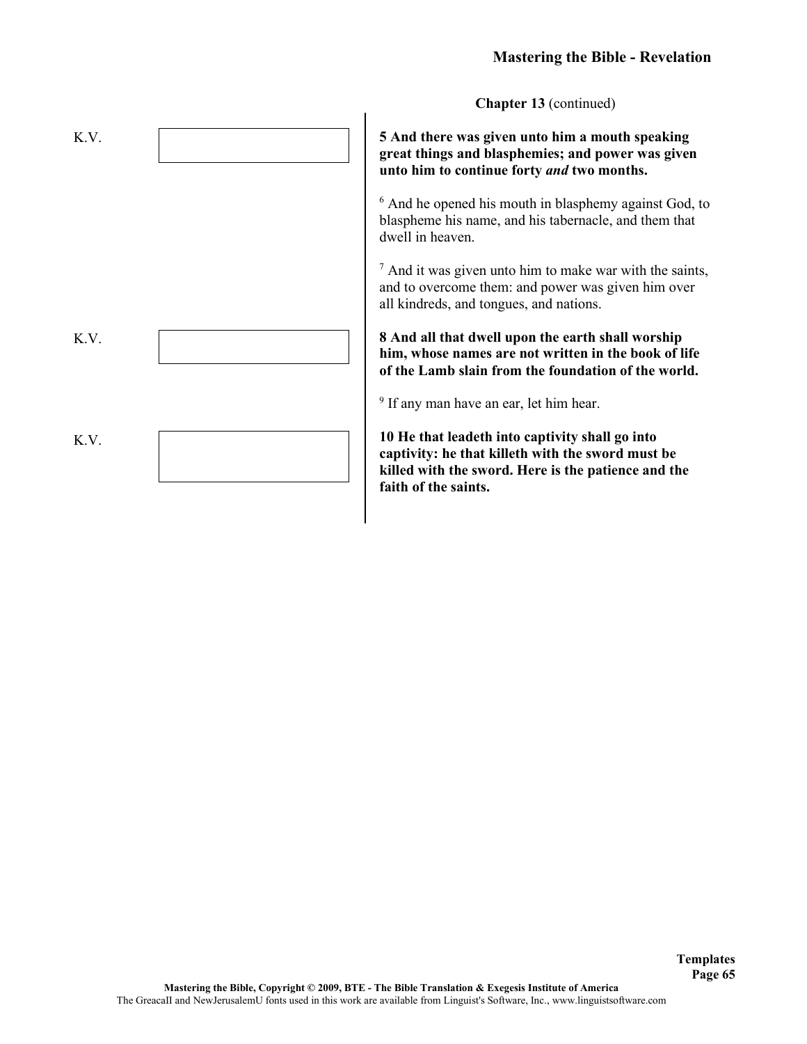**Chapter 13** (continued)

K.V.

**5 And there was given unto him a mouth speaking great things and blasphemies; and power was given unto him to continue forty *and* two months.**

6 And he opened his mouth in blasphemy against God, to blaspheme his name, and his tabernacle, and them that dwell in heaven.

7 And it was given unto him to make war with the saints, and to overcome them: and power was given him over all kindreds, and tongues, and nations.

K.V.

**8 And all that dwell upon the earth shall worship him, whose names are not written in the book of life of the Lamb slain from the foundation of the world.**

9 If any man have an ear, let him hear.

K.V.

**10 He that leadeth into captivity shall go into captivity: he that killeth with the sword must be killed with the sword. Here is the patience and the faith of the saints.**

Mastering the Bible, Copyright © 2009, BTE - The Bible Translation & Exegesis Institute of America
The GreacaII and NewJerusalemU fonts used in this work are available from Linguist's Software, Inc., www.linguistsoftware.com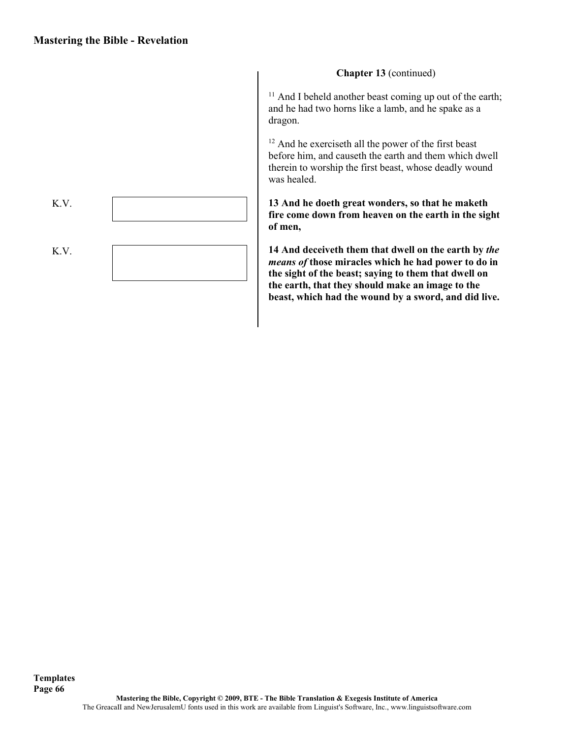**Chapter 13** (continued)

[11] And I beheld another beast coming up out of the earth; and he had two horns like a lamb, and he spake as a dragon.

[12] And he exerciseth all the power of the first beast before him, and causeth the earth and them which dwell therein to worship the first beast, whose deadly wound was healed.

K.V.

**13 And he doeth great wonders, so that he maketh fire come down from heaven on the earth in the sight of men,**

K.V.

**14 And deceiveth them that dwell on the earth by *the means of* those miracles which he had power to do in the sight of the beast; saying to them that dwell on the earth, that they should make an image to the beast, which had the wound by a sword, and did live.**

**Templates**

Mastering the Bible, Copyright © 2009, BTE - The Bible Translation & Exegesis Institute of America
The GreacaII and NewJerusalemU fonts used in this work are available from Linguist's Software, Inc., www.linguistsoftware.com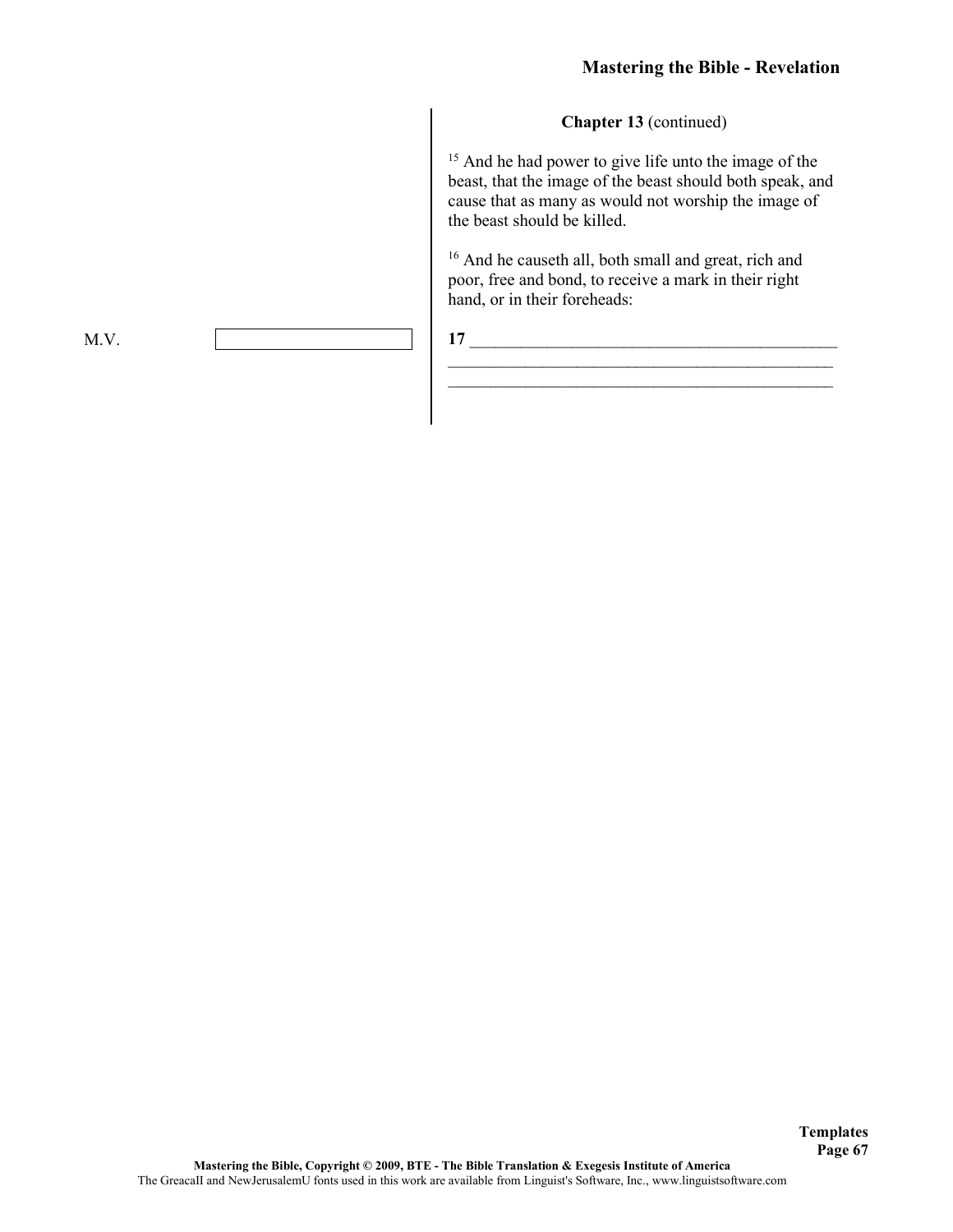**Chapter 13** (continued)

[15] And he had power to give life unto the image of the beast, that the image of the beast should both speak, and cause that as many as would not worship the image of the beast should be killed.

[16] And he causeth all, both small and great, rich and poor, free and bond, to receive a mark in their right hand, or in their foreheads:

M.V. ____________________

**17** ______________________________________________
______________________________________________
______________________________________________

Mastering the Bible, Copyright © 2009, BTE - The Bible Translation & Exegesis Institute of America

The GreacaII and NewJerusalemU fonts used in this work are available from Linguist's Software, Inc., www.linguistsoftware.com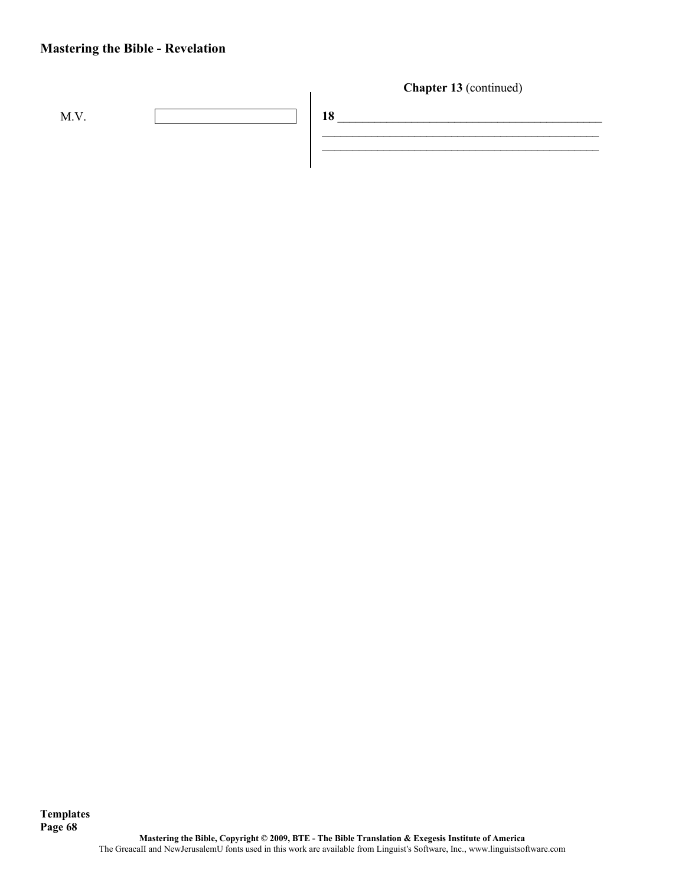**Chapter 13** (continued)

M.V. [ ]

**18** ___________________________________________
_______________________________________________
_______________________________________________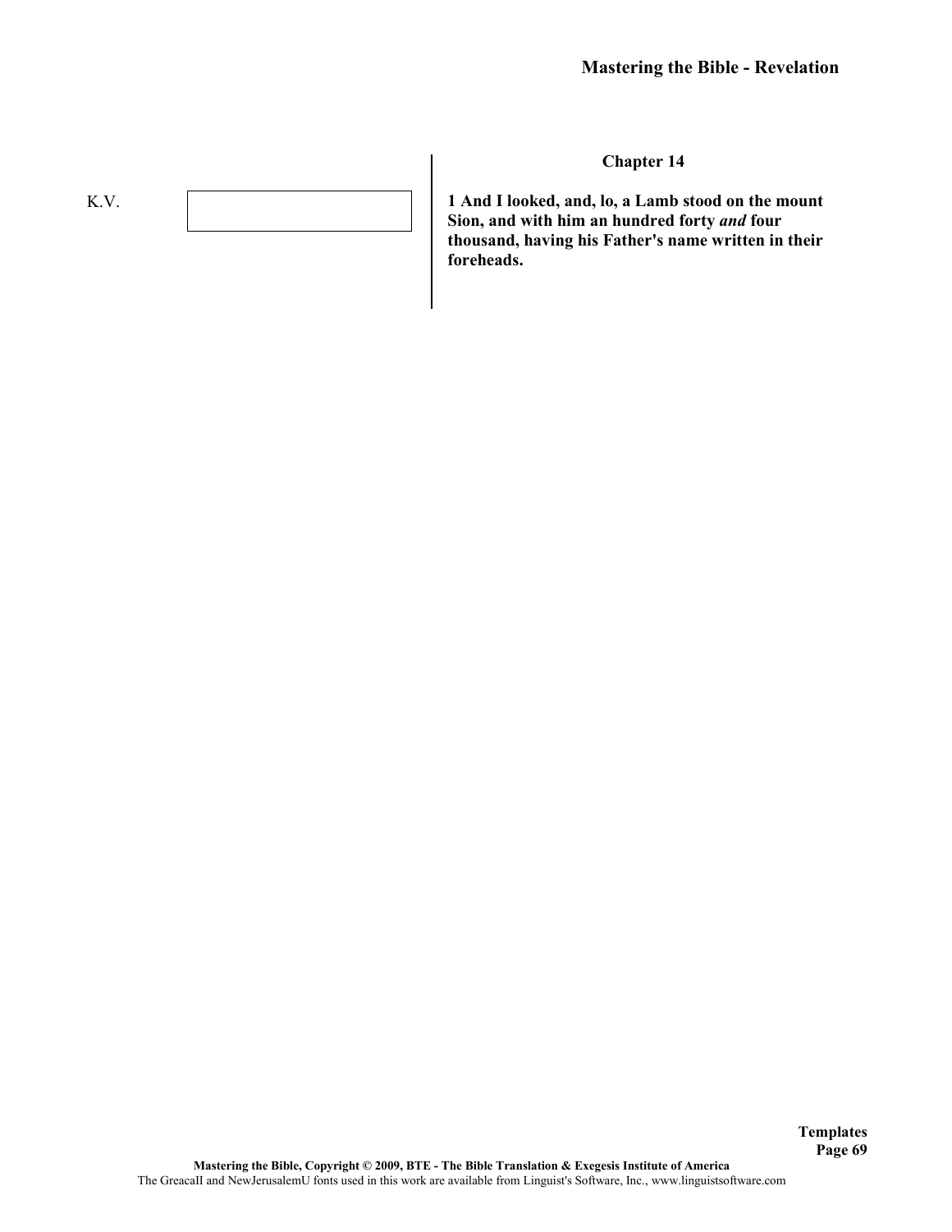**Chapter 14**

K.V.

**1 And I looked, and, lo, a Lamb stood on the mount Sion, and with him an hundred forty *and* four thousand, having his Father's name written in their foreheads.**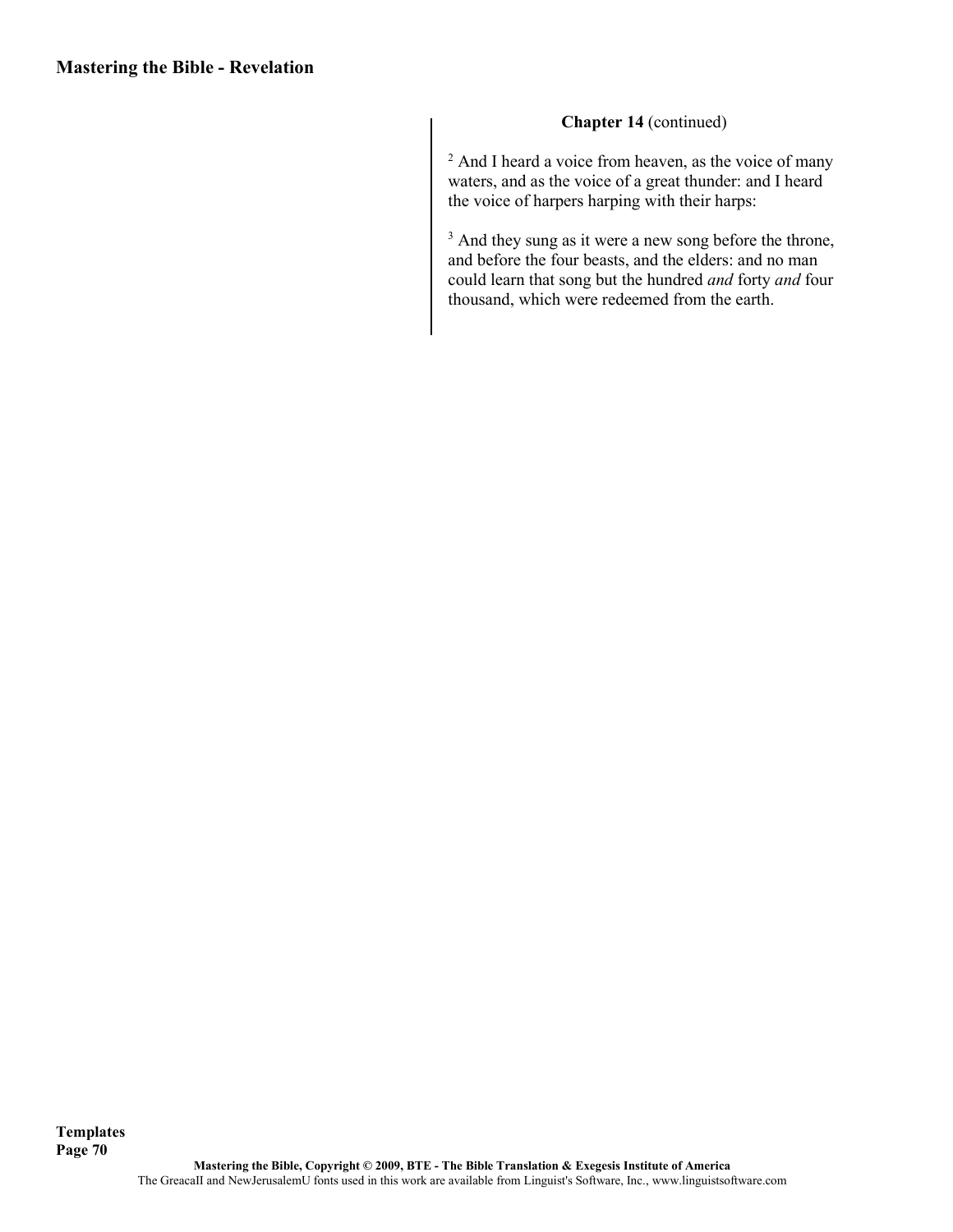**Chapter 14** (continued)

[2] And I heard a voice from heaven, as the voice of many waters, and as the voice of a great thunder: and I heard the voice of harpers harping with their harps:

[3] And they sung as it were a new song before the throne, and before the four beasts, and the elders: and no man could learn that song but the hundred *and* forty *and* four thousand, which were redeemed from the earth.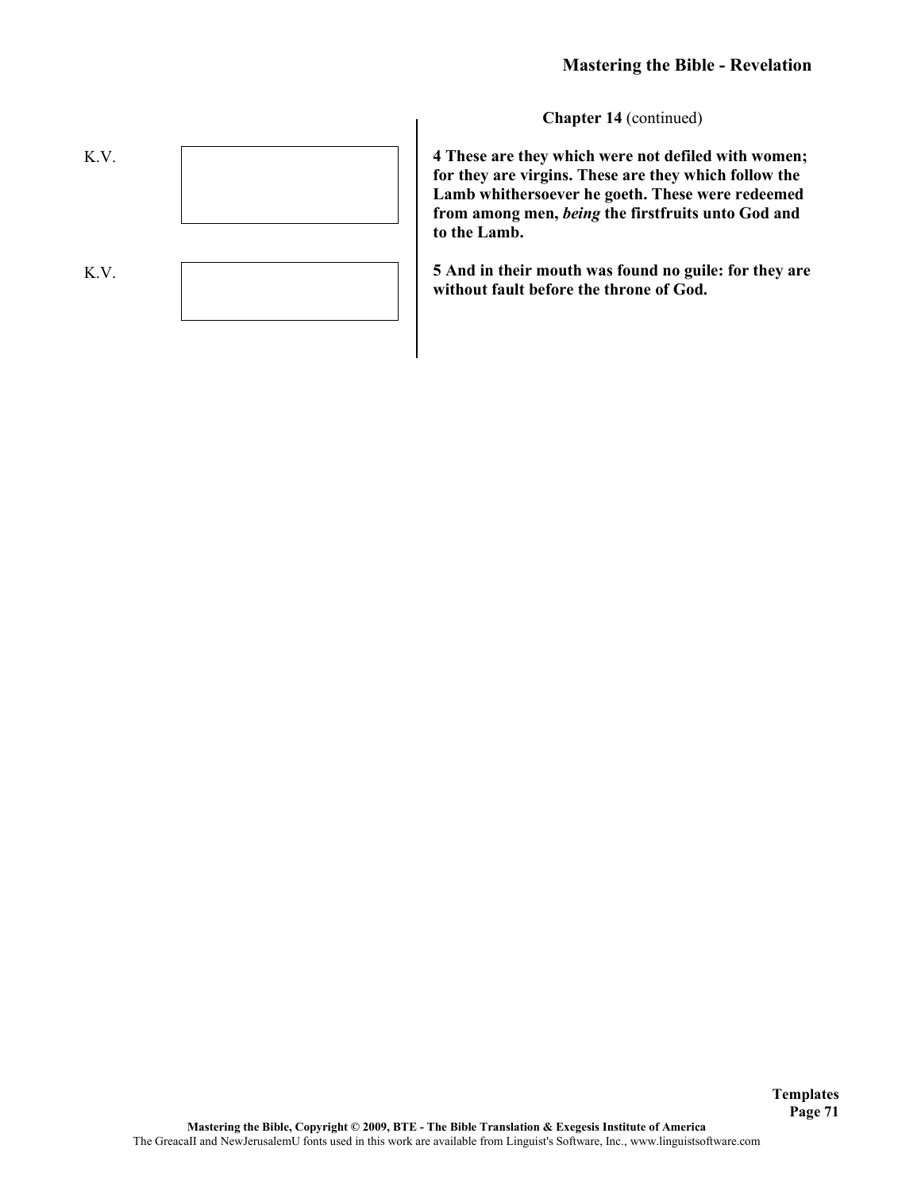**Chapter 14** (continued)

K.V.

**4 These are they which were not defiled with women; for they are virgins. These are they which follow the Lamb whithersoever he goeth. These were redeemed from among men, *being* the firstfruits unto God and to the Lamb.**

K.V.

**5 And in their mouth was found no guile: for they are without fault before the throne of God.**

Mastering the Bible, Copyright © 2009, BTE - The Bible Translation & Exegesis Institute of America

The GreacaII and NewJerusalemU fonts used in this work are available from Linguist's Software, Inc., www.linguistsoftware.com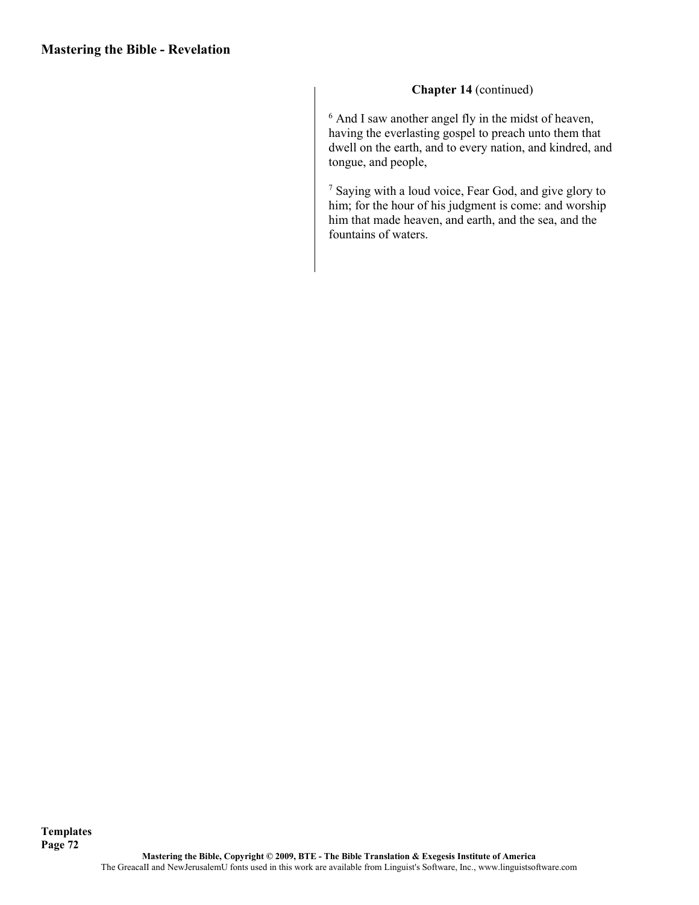**Chapter 14** (continued)

[6] And I saw another angel fly in the midst of heaven, having the everlasting gospel to preach unto them that dwell on the earth, and to every nation, and kindred, and tongue, and people,

[7] Saying with a loud voice, Fear God, and give glory to him; for the hour of his judgment is come: and worship him that made heaven, and earth, and the sea, and the fountains of waters.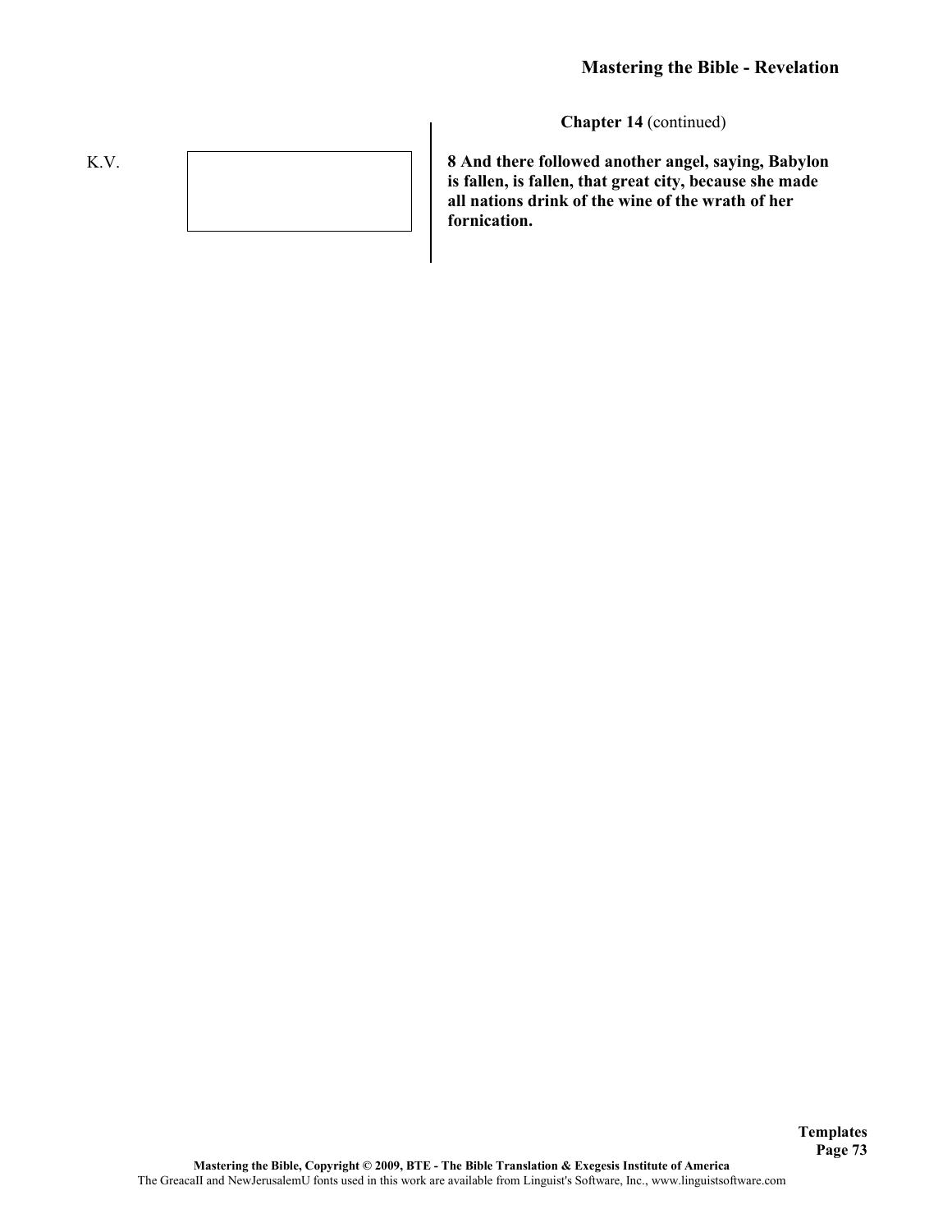**Chapter 14** (continued)

K.V.

**8 And there followed another angel, saying, Babylon is fallen, is fallen, that great city, because she made all nations drink of the wine of the wrath of her fornication.**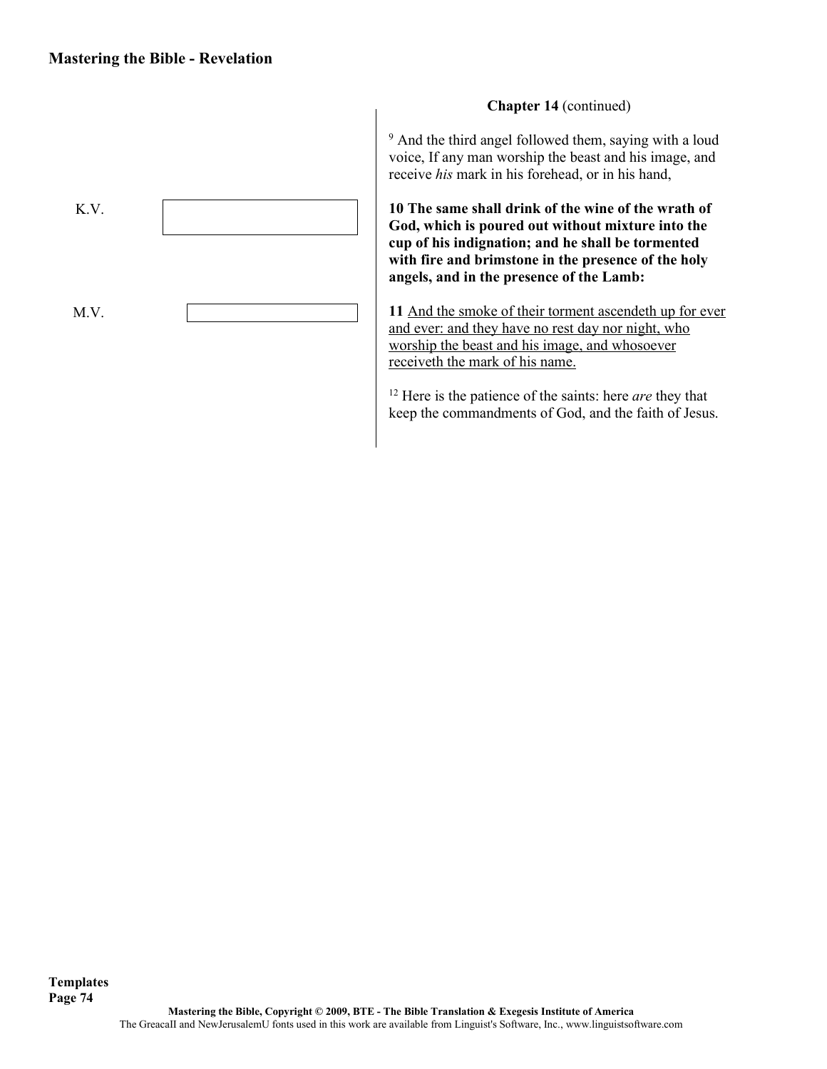**Chapter 14** (continued)

K.V. [ ]

M.V. [ ]

[9] And the third angel followed them, saying with a loud voice, If any man worship the beast and his image, and receive *his* mark in his forehead, or in his hand,

**10 The same shall drink of the wine of the wrath of God, which is poured out without mixture into the cup of his indignation; and he shall be tormented with fire and brimstone in the presence of the holy angels, and in the presence of the Lamb:**

**11** <u>And the smoke of their torment ascendeth up for ever and ever: and they have no rest day nor night, who worship the beast and his image, and whosoever receiveth the mark of his name.</u>

[12] Here is the patience of the saints: here *are* they that keep the commandments of God, and the faith of Jesus.

Templates

Mastering the Bible, Copyright © 2009, BTE - The Bible Translation & Exegesis Institute of America

The GreacaII and NewJerusalemU fonts used in this work are available from Linguist's Software, Inc., www.linguistsoftware.com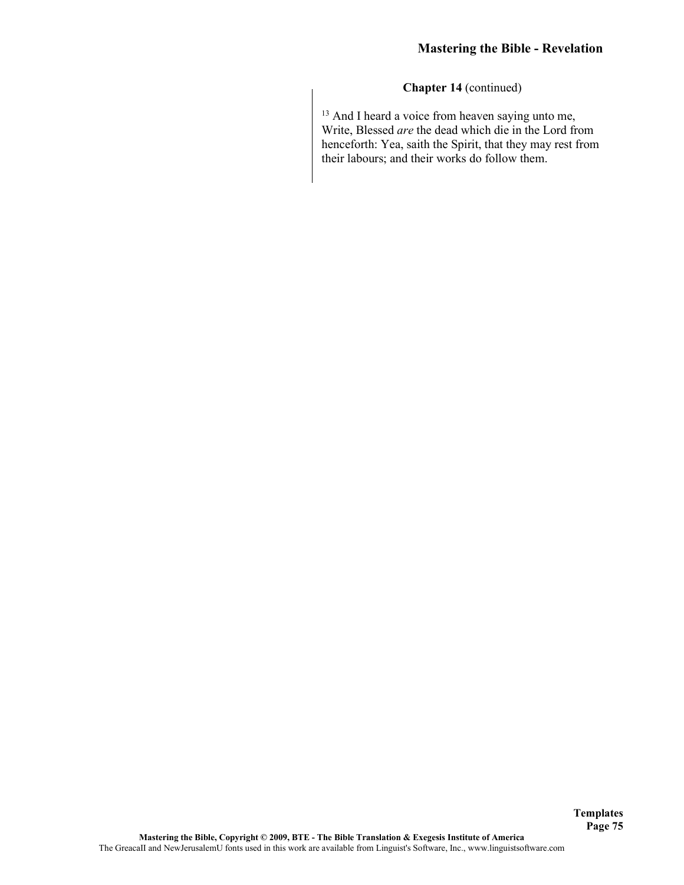**Chapter 14** (continued)

[13] And I heard a voice from heaven saying unto me, Write, Blessed *are* the dead which die in the Lord from henceforth: Yea, saith the Spirit, that they may rest from their labours; and their works do follow them.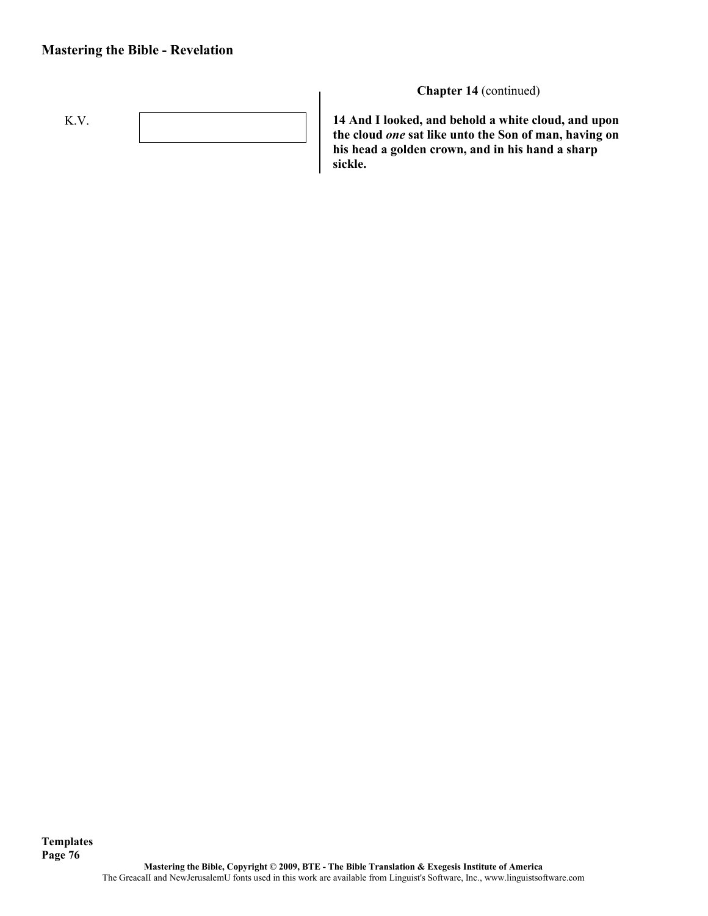**Chapter 14** (continued)

K.V.

**14 And I looked, and behold a white cloud, and upon the cloud *one* sat like unto the Son of man, having on his head a golden crown, and in his hand a sharp sickle.**

**Templates**

Mastering the Bible, Copyright © 2009, BTE - The Bible Translation & Exegesis Institute of America

The GreacaII and NewJerusalemU fonts used in this work are available from Linguist's Software, Inc., www.linguistsoftware.com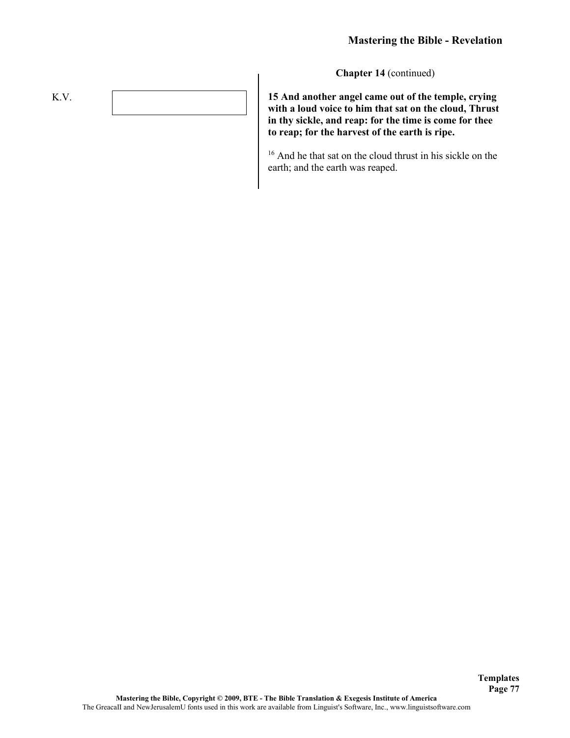**Chapter 14** (continued)

K.V.

**15 And another angel came out of the temple, crying with a loud voice to him that sat on the cloud, Thrust in thy sickle, and reap: for the time is come for thee to reap; for the harvest of the earth is ripe.**

16 And he that sat on the cloud thrust in his sickle on the earth; and the earth was reaped.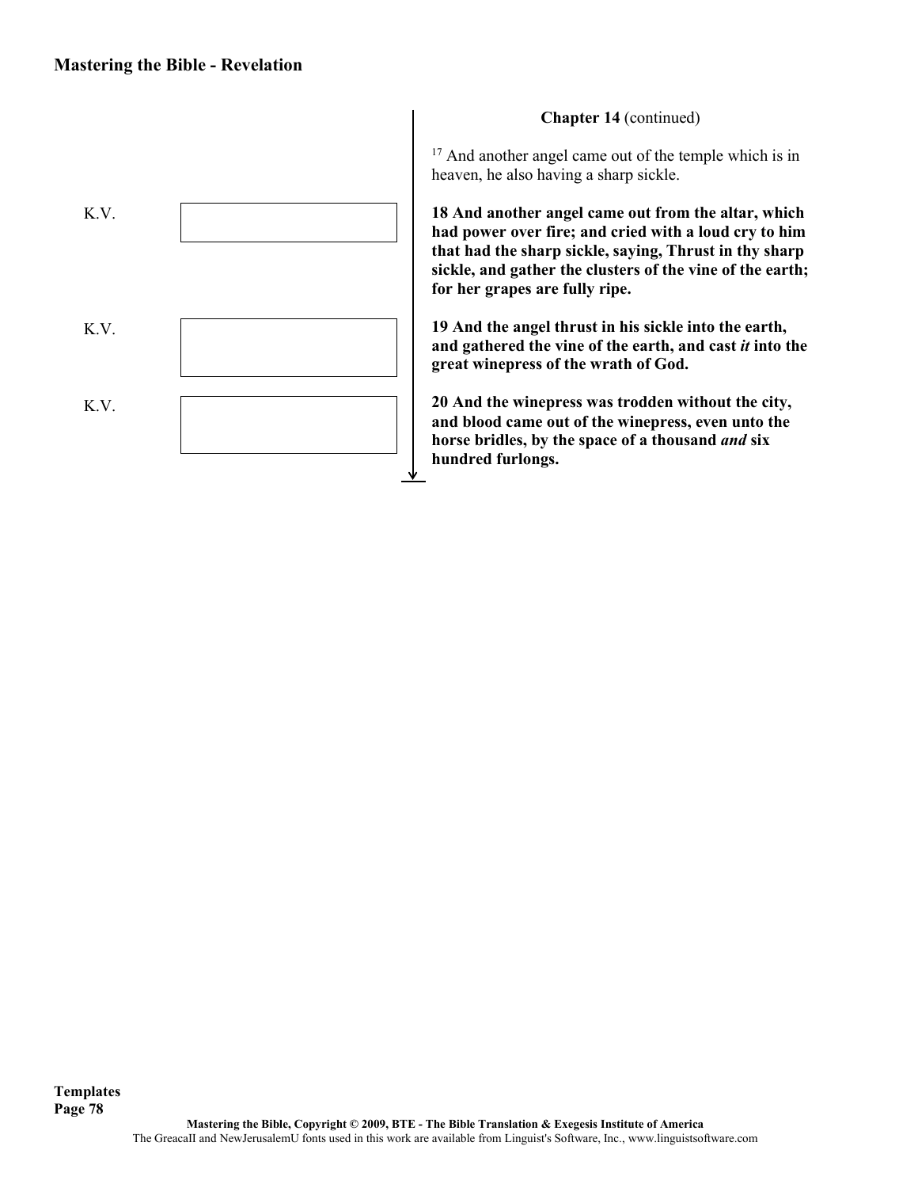**Chapter 14** (continued)

[17] And another angel came out of the temple which is in heaven, he also having a sharp sickle.

K.V.

**18 And another angel came out from the altar, which had power over fire; and cried with a loud cry to him that had the sharp sickle, saying, Thrust in thy sharp sickle, and gather the clusters of the vine of the earth; for her grapes are fully ripe.**

K.V.

**19 And the angel thrust in his sickle into the earth, and gathered the vine of the earth, and cast *it* into the great winepress of the wrath of God.**

K.V.

**20 And the winepress was trodden without the city, and blood came out of the winepress, even unto the horse bridles, by the space of a thousand *and* six hundred furlongs.**

**Templates**

**Mastering the Bible, Copyright © 2009, BTE - The Bible Translation & Exegesis Institute of America**

The GreacaII and NewJerusalemU fonts used in this work are available from Linguist's Software, Inc., www.linguistsoftware.com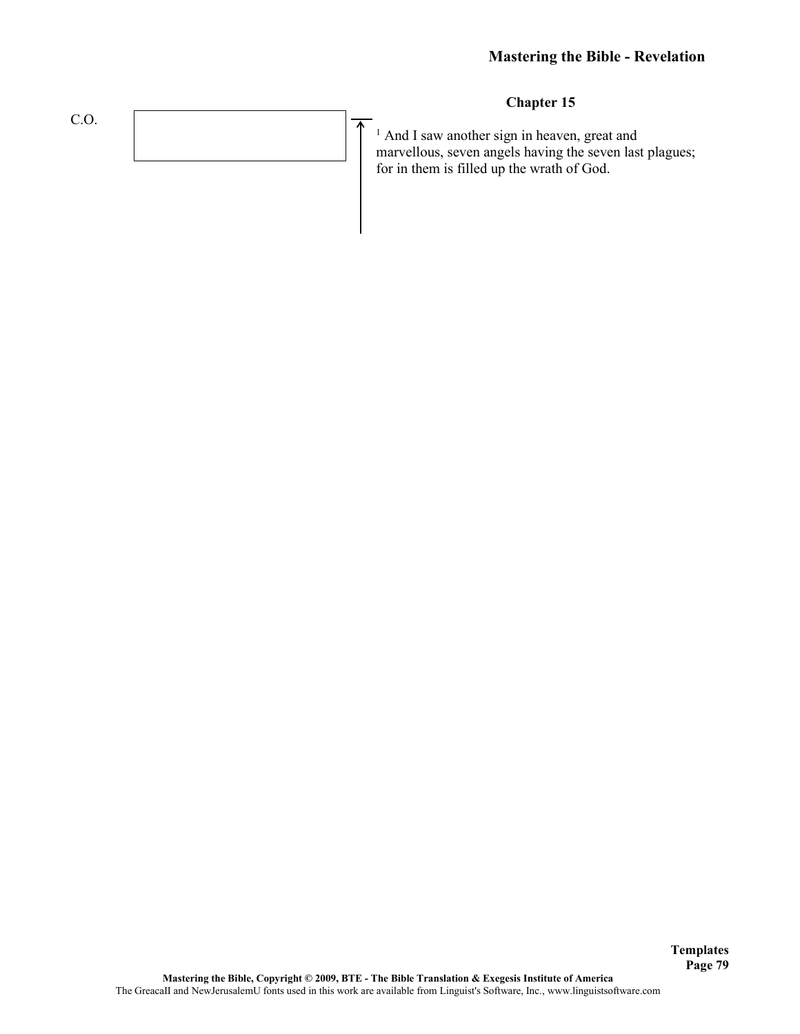## Chapter 15

C.O.

[1] And I saw another sign in heaven, great and marvellous, seven angels having the seven last plagues; for in them is filled up the wrath of God.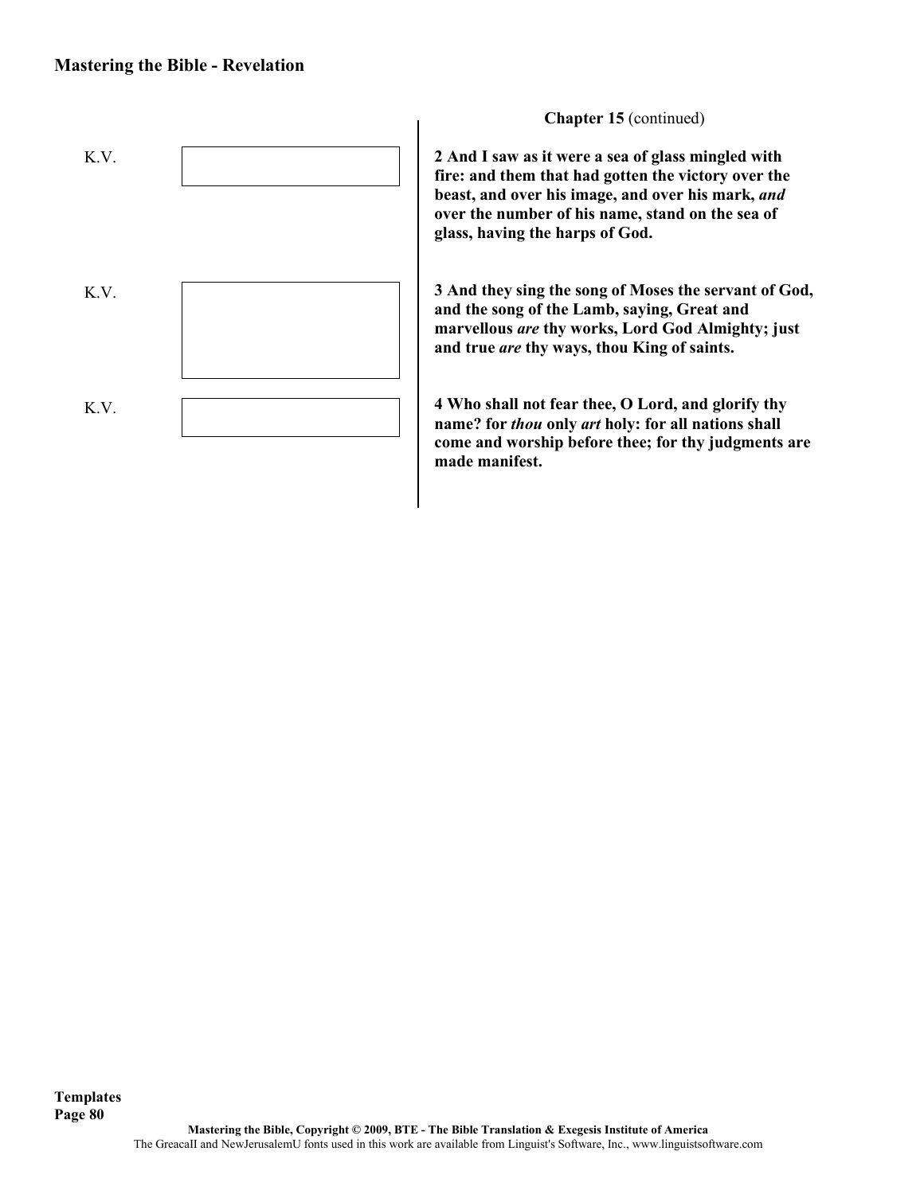**Chapter 15** (continued)

K.V.

**2 And I saw as it were a sea of glass mingled with fire: and them that had gotten the victory over the beast, and over his image, and over his mark, *and* over the number of his name, stand on the sea of glass, having the harps of God.**

K.V.

**3 And they sing the song of Moses the servant of God, and the song of the Lamb, saying, Great and marvellous *are* thy works, Lord God Almighty; just and true *are* thy ways, thou King of saints.**

K.V.

**4 Who shall not fear thee, O Lord, and glorify thy name? for *thou* only *art* holy: for all nations shall come and worship before thee; for thy judgments are made manifest.**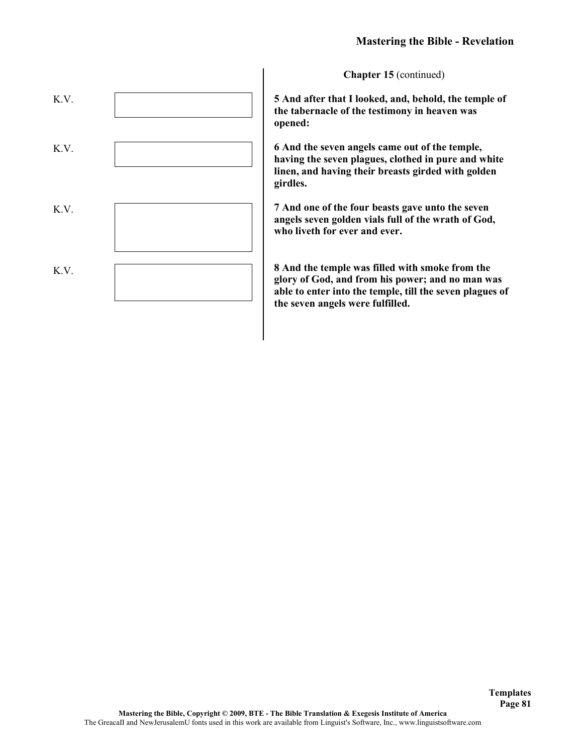**Chapter 15** (continued)

K.V.

**5 And after that I looked, and, behold, the temple of the tabernacle of the testimony in heaven was opened:**

K.V.

**6 And the seven angels came out of the temple, having the seven plagues, clothed in pure and white linen, and having their breasts girded with golden girdles.**

K.V.

**7 And one of the four beasts gave unto the seven angels seven golden vials full of the wrath of God, who liveth for ever and ever.**

K.V.

**8 And the temple was filled with smoke from the glory of God, and from his power; and no man was able to enter into the temple, till the seven plagues of the seven angels were fulfilled.**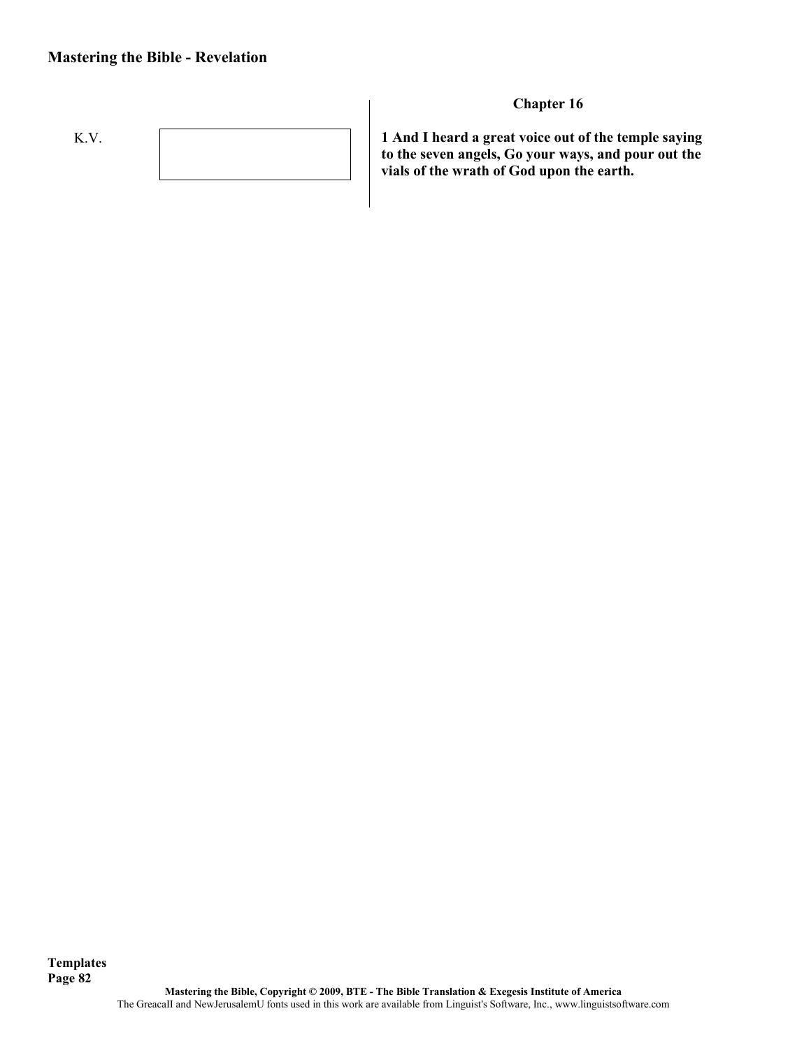### Chapter 16

K.V.

**1 And I heard a great voice out of the temple saying to the seven angels, Go your ways, and pour out the vials of the wrath of God upon the earth.**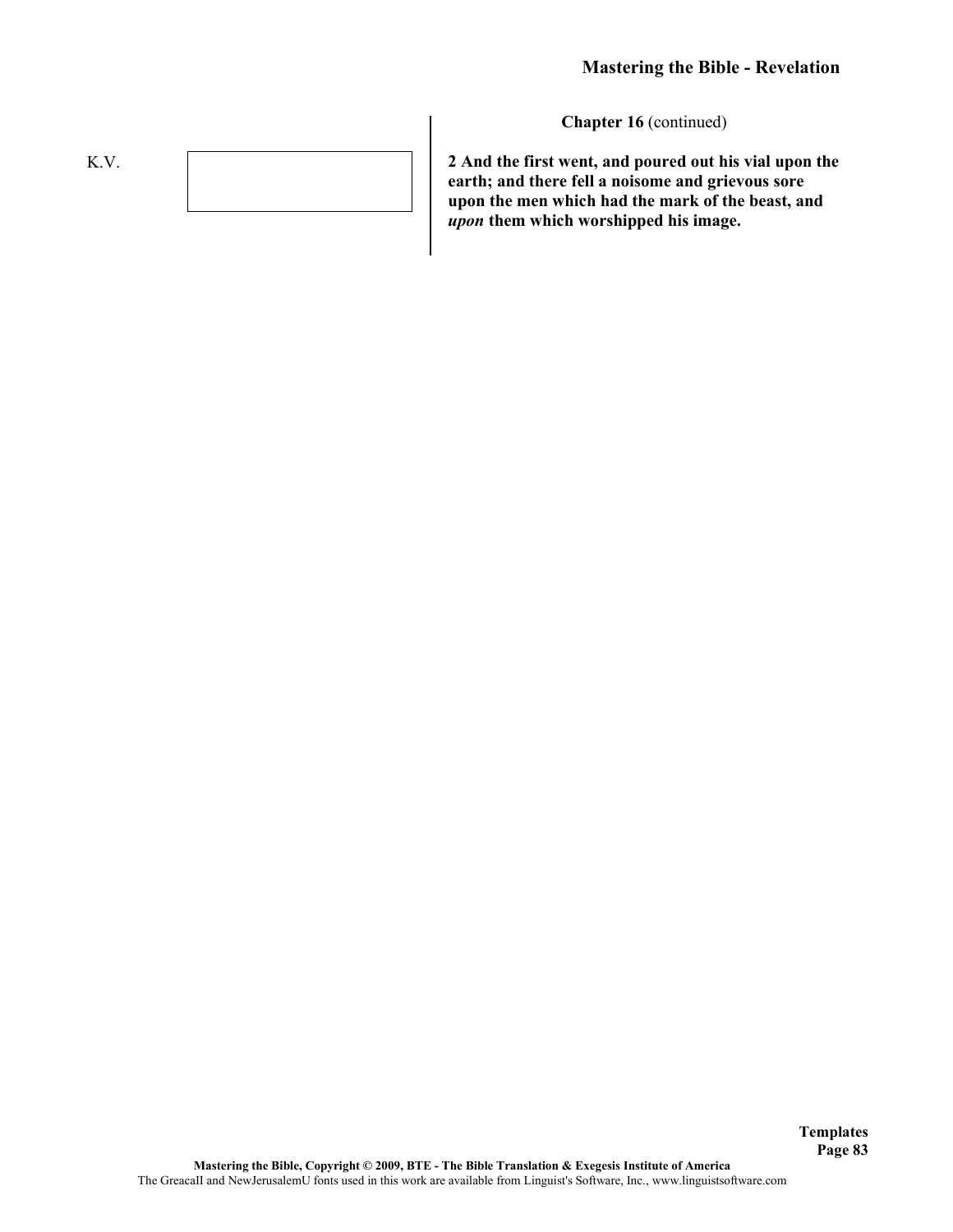**Chapter 16** (continued)

K.V.

**2 And the first went, and poured out his vial upon the earth; and there fell a noisome and grievous sore upon the men which had the mark of the beast, and *upon* them which worshipped his image.**

**Templates**

**Mastering the Bible, Copyright © 2009, BTE - The Bible Translation & Exegesis Institute of America**

The GreacaII and NewJerusalemU fonts used in this work are available from Linguist's Software, Inc., www.linguistsoftware.com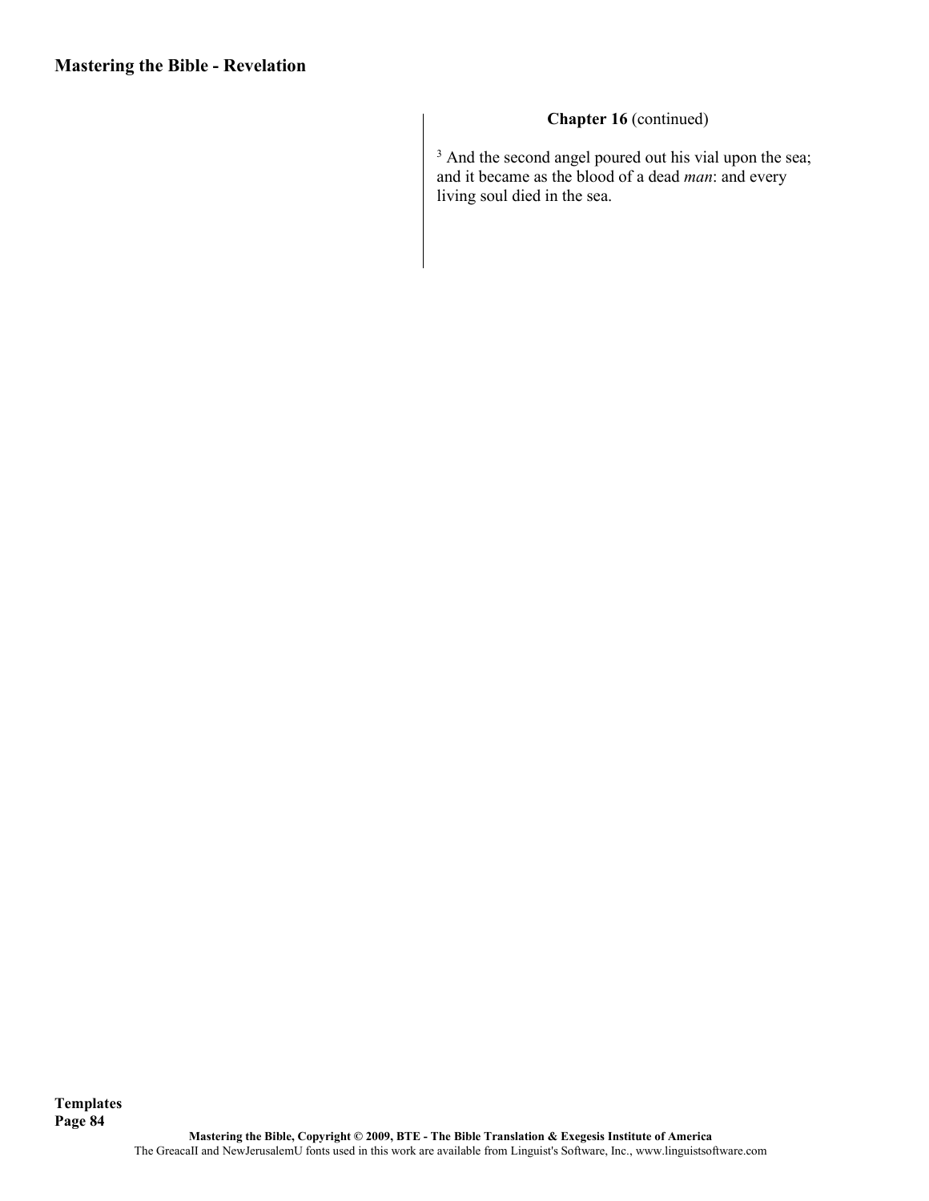**Chapter 16** (continued)

[3] And the second angel poured out his vial upon the sea; and it became as the blood of a dead *man*: and every living soul died in the sea.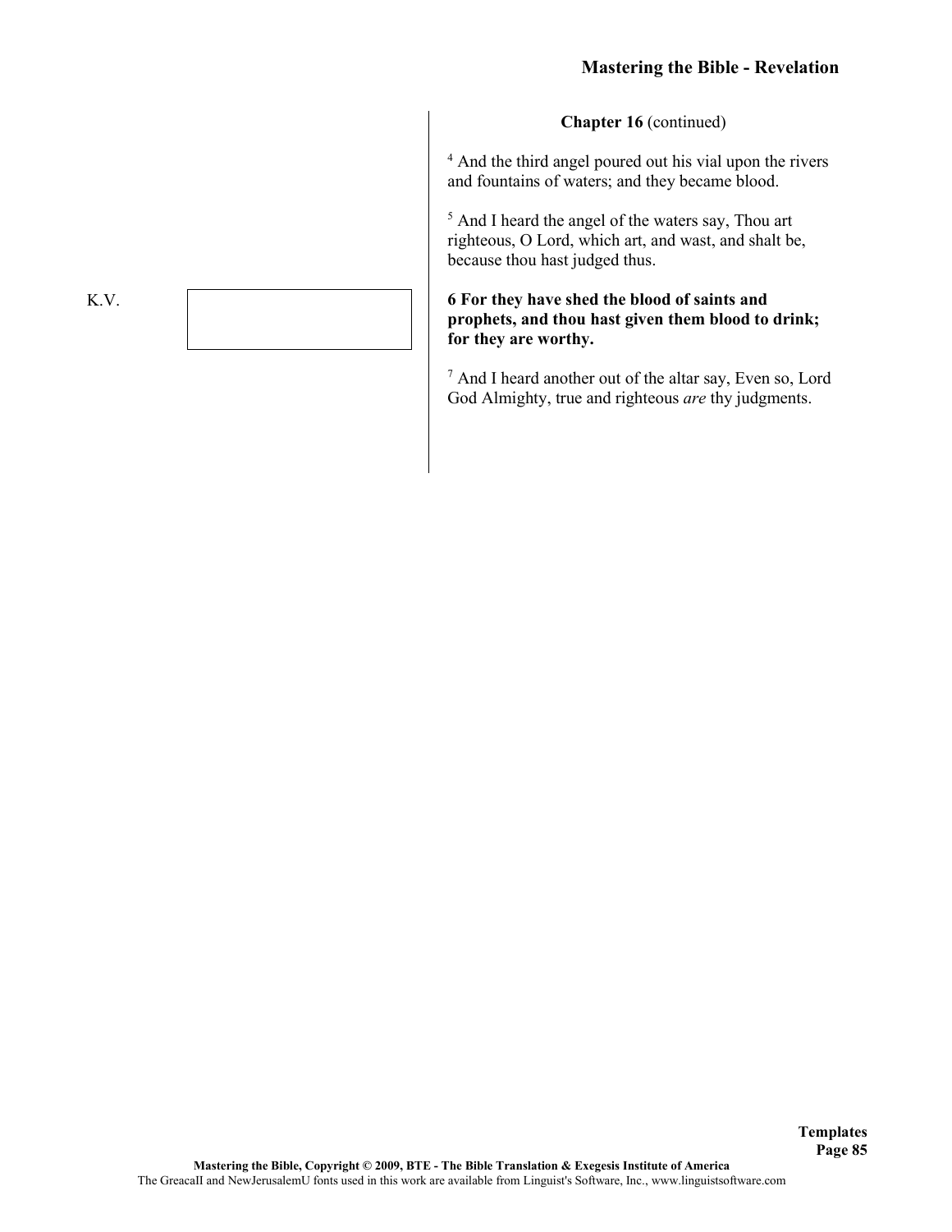**Chapter 16** (continued)

[4] And the third angel poured out his vial upon the rivers and fountains of waters; and they became blood.

[5] And I heard the angel of the waters say, Thou art righteous, O Lord, which art, and wast, and shalt be, because thou hast judged thus.

K.V.

**6 For they have shed the blood of saints and prophets, and thou hast given them blood to drink; for they are worthy.**

[7] And I heard another out of the altar say, Even so, Lord God Almighty, true and righteous *are* thy judgments.

Templates

Mastering the Bible, Copyright © 2009, BTE - The Bible Translation & Exegesis Institute of America

The GreacaII and NewJerusalemU fonts used in this work are available from Linguist's Software, Inc., www.linguistsoftware.com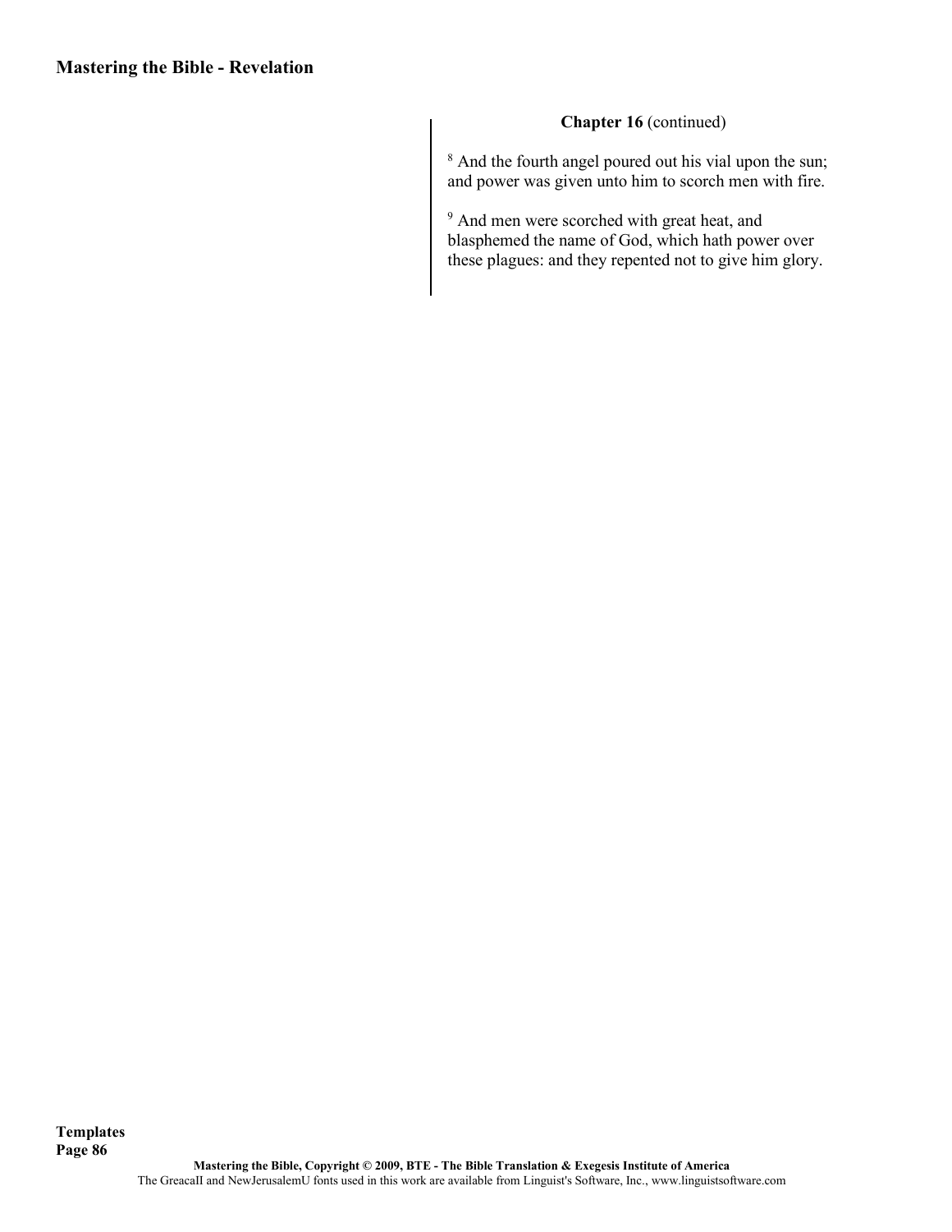**Chapter 16** (continued)

[8] And the fourth angel poured out his vial upon the sun; and power was given unto him to scorch men with fire.

[9] And men were scorched with great heat, and blasphemed the name of God, which hath power over these plagues: and they repented not to give him glory.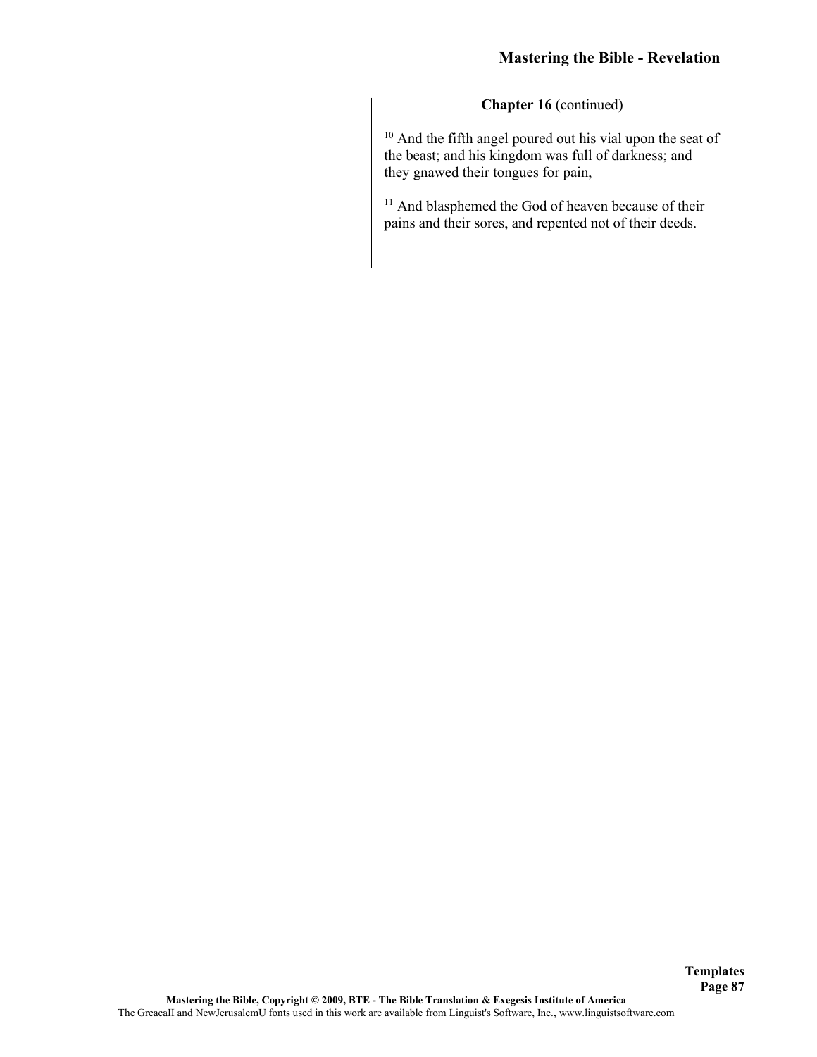**Chapter 16** (continued)

[10] And the fifth angel poured out his vial upon the seat of the beast; and his kingdom was full of darkness; and they gnawed their tongues for pain,

[11] And blasphemed the God of heaven because of their pains and their sores, and repented not of their deeds.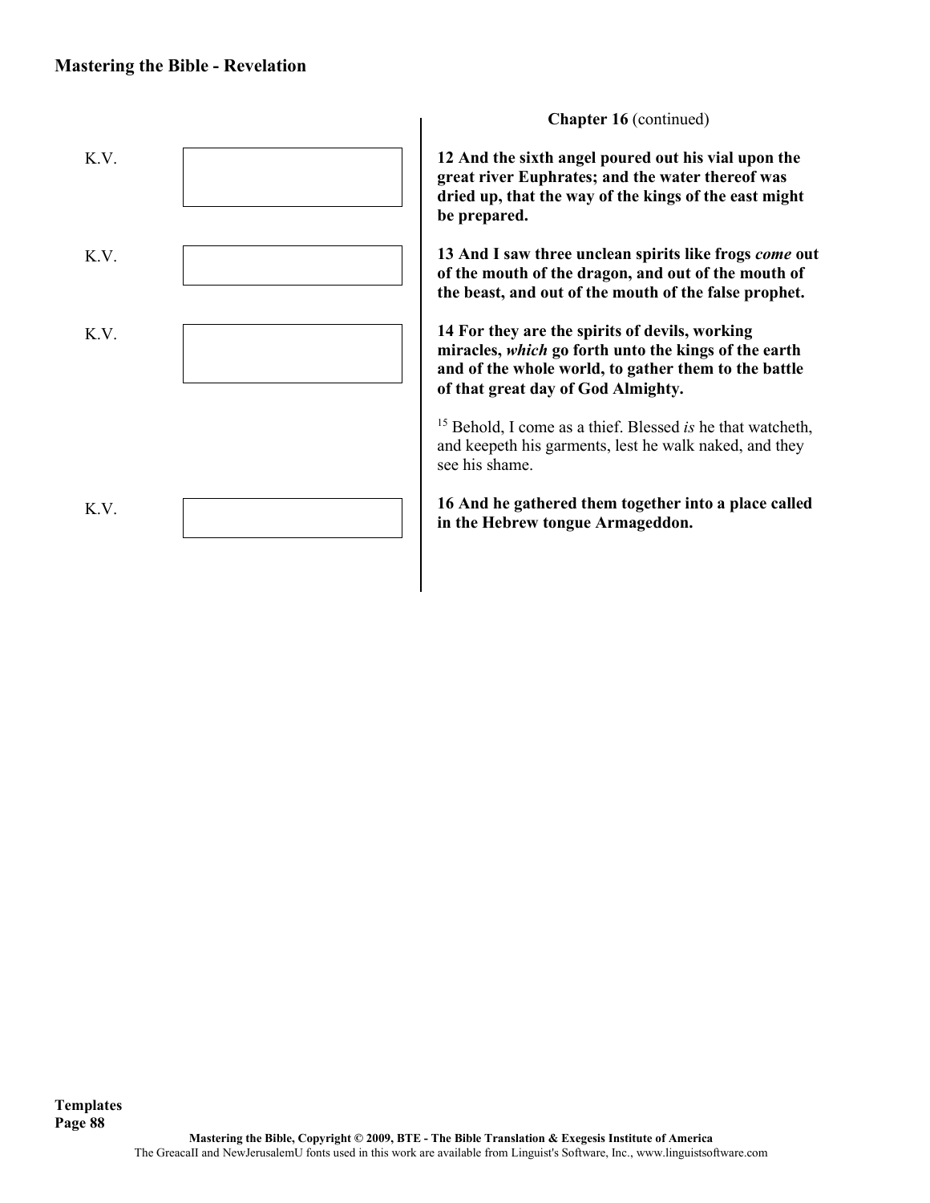**Chapter 16** (continued)

K.V.

**12 And the sixth angel poured out his vial upon the great river Euphrates; and the water thereof was dried up, that the way of the kings of the east might be prepared.**

K.V.

**13 And I saw three unclean spirits like frogs *come* out of the mouth of the dragon, and out of the mouth of the beast, and out of the mouth of the false prophet.**

K.V.

**14 For they are the spirits of devils, working miracles, *which* go forth unto the kings of the earth and of the whole world, to gather them to the battle of that great day of God Almighty.**

15 Behold, I come as a thief. Blessed *is* he that watcheth, and keepeth his garments, lest he walk naked, and they see his shame.

K.V.

**16 And he gathered them together into a place called in the Hebrew tongue Armageddon.**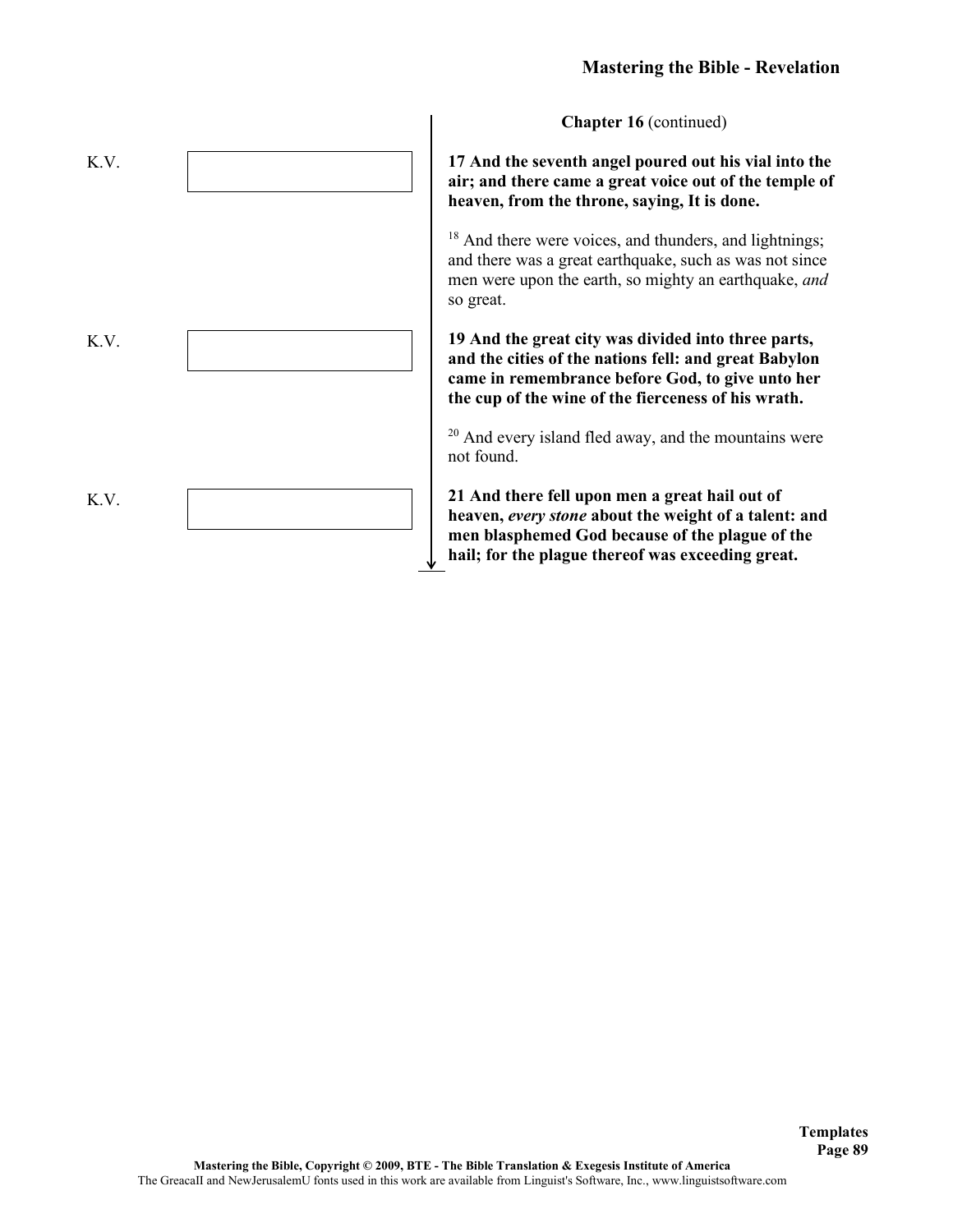**Chapter 16** (continued)

K.V.

**17 And the seventh angel poured out his vial into the air; and there came a great voice out of the temple of heaven, from the throne, saying, It is done.**

[18] And there were voices, and thunders, and lightnings; and there was a great earthquake, such as was not since men were upon the earth, so mighty an earthquake, *and* so great.

K.V.

**19 And the great city was divided into three parts, and the cities of the nations fell: and great Babylon came in remembrance before God, to give unto her the cup of the wine of the fierceness of his wrath.**

[20] And every island fled away, and the mountains were not found.

K.V.

**21 And there fell upon men a great hail out of heaven, *every stone* about the weight of a talent: and men blasphemed God because of the plague of the hail; for the plague thereof was exceeding great.**

**Templates**

Mastering the Bible, Copyright © 2009, BTE - The Bible Translation & Exegesis Institute of America

The GreacaII and NewJerusalemU fonts used in this work are available from Linguist's Software, Inc., www.linguistsoftware.com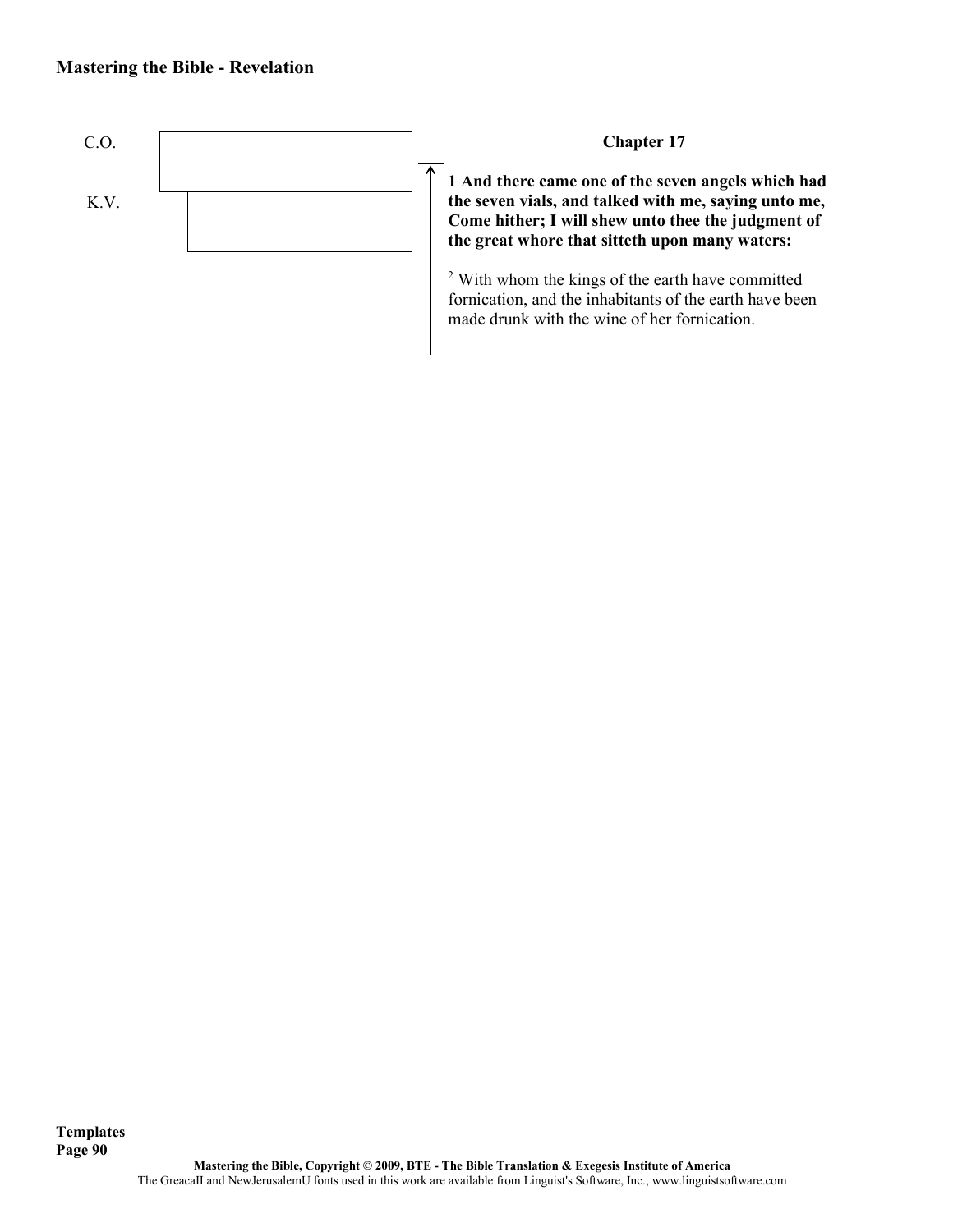C.O.

K.V.

**Chapter 17**

**1 And there came one of the seven angels which had the seven vials, and talked with me, saying unto me, Come hither; I will shew unto thee the judgment of the great whore that sitteth upon many waters:**

2 With whom the kings of the earth have committed fornication, and the inhabitants of the earth have been made drunk with the wine of her fornication.

**Templates**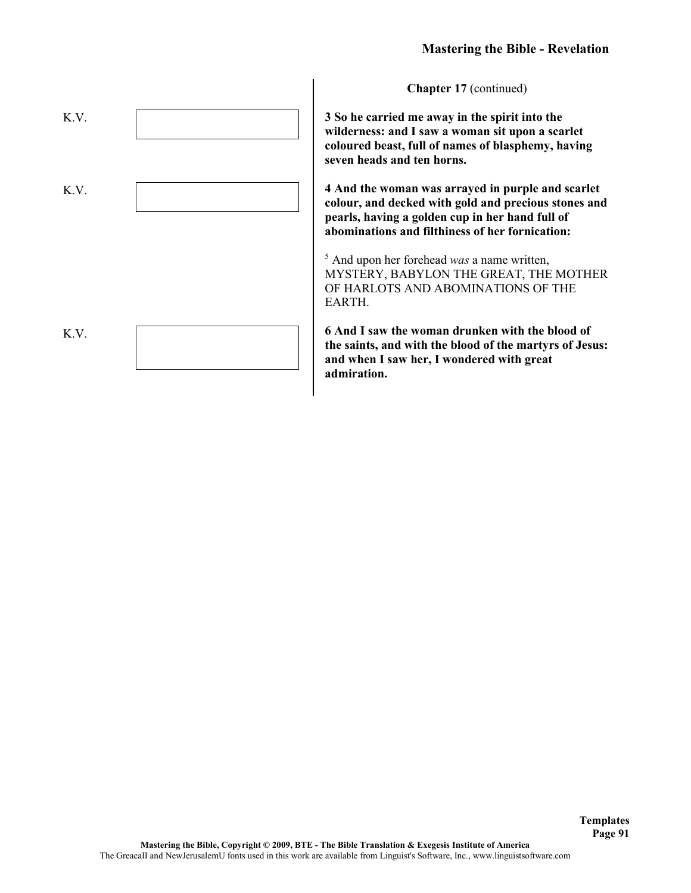**Chapter 17** (continued)

K.V.

**3 So he carried me away in the spirit into the wilderness: and I saw a woman sit upon a scarlet coloured beast, full of names of blasphemy, having seven heads and ten horns.**

K.V.

**4 And the woman was arrayed in purple and scarlet colour, and decked with gold and precious stones and pearls, having a golden cup in her hand full of abominations and filthiness of her fornication:**

5 And upon her forehead *was* a name written, MYSTERY, BABYLON THE GREAT, THE MOTHER OF HARLOTS AND ABOMINATIONS OF THE EARTH.

K.V.

**6 And I saw the woman drunken with the blood of the saints, and with the blood of the martyrs of Jesus: and when I saw her, I wondered with great admiration.**

Mastering the Bible, Copyright © 2009, BTE - The Bible Translation & Exegesis Institute of America
The GreacaII and NewJerusalemU fonts used in this work are available from Linguist's Software, Inc., www.linguistsoftware.com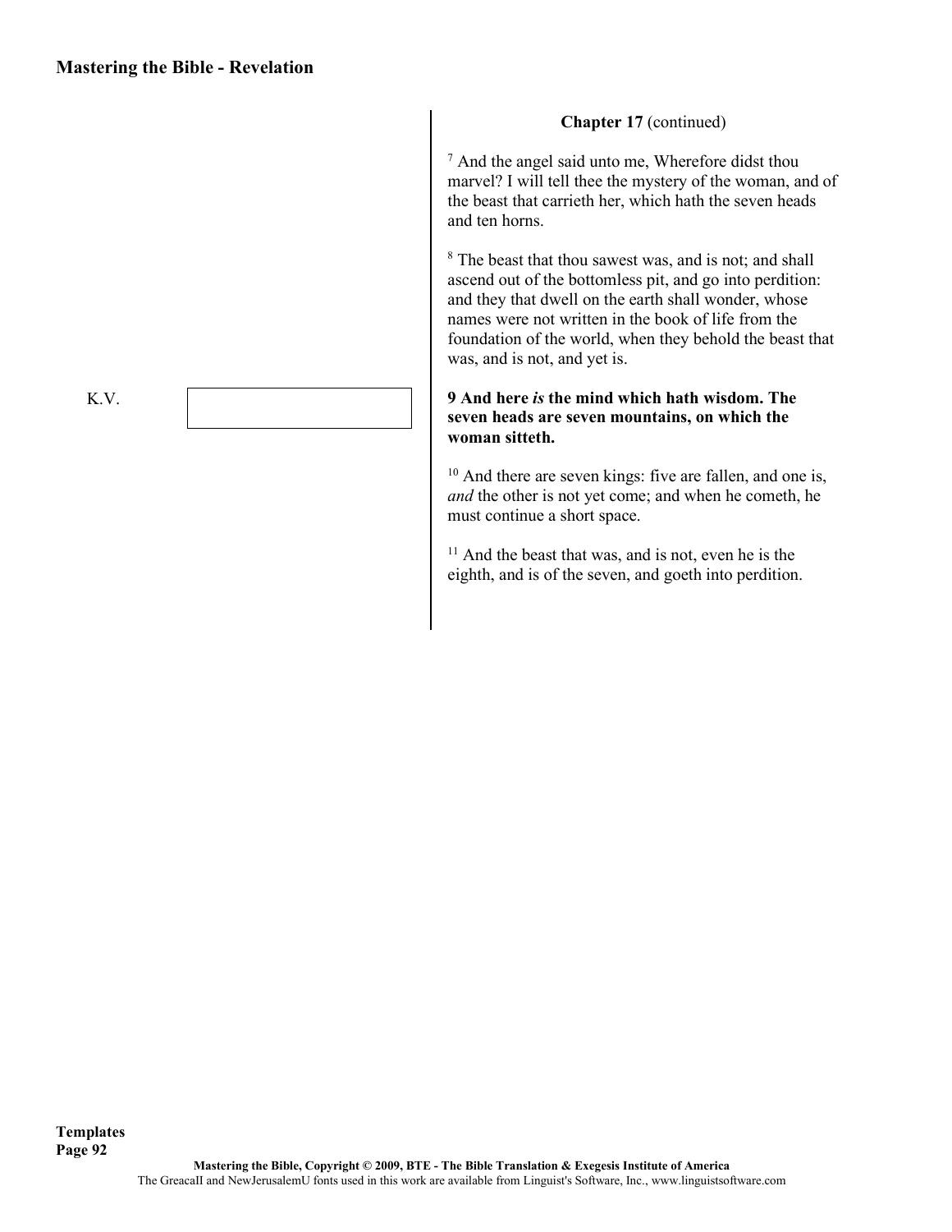**Chapter 17** (continued)

[7] And the angel said unto me, Wherefore didst thou marvel? I will tell thee the mystery of the woman, and of the beast that carrieth her, which hath the seven heads and ten horns.

[8] The beast that thou sawest was, and is not; and shall ascend out of the bottomless pit, and go into perdition: and they that dwell on the earth shall wonder, whose names were not written in the book of life from the foundation of the world, when they behold the beast that was, and is not, and yet is.

K.V.

**9 And here *is* the mind which hath wisdom. The seven heads are seven mountains, on which the woman sitteth.**

[10] And there are seven kings: five are fallen, and one is, *and* the other is not yet come; and when he cometh, he must continue a short space.

[11] And the beast that was, and is not, even he is the eighth, and is of the seven, and goeth into perdition.

Mastering the Bible, Copyright © 2009, BTE - The Bible Translation & Exegesis Institute of America
The GreacaII and NewJerusalemU fonts used in this work are available from Linguist's Software, Inc., www.linguistsoftware.com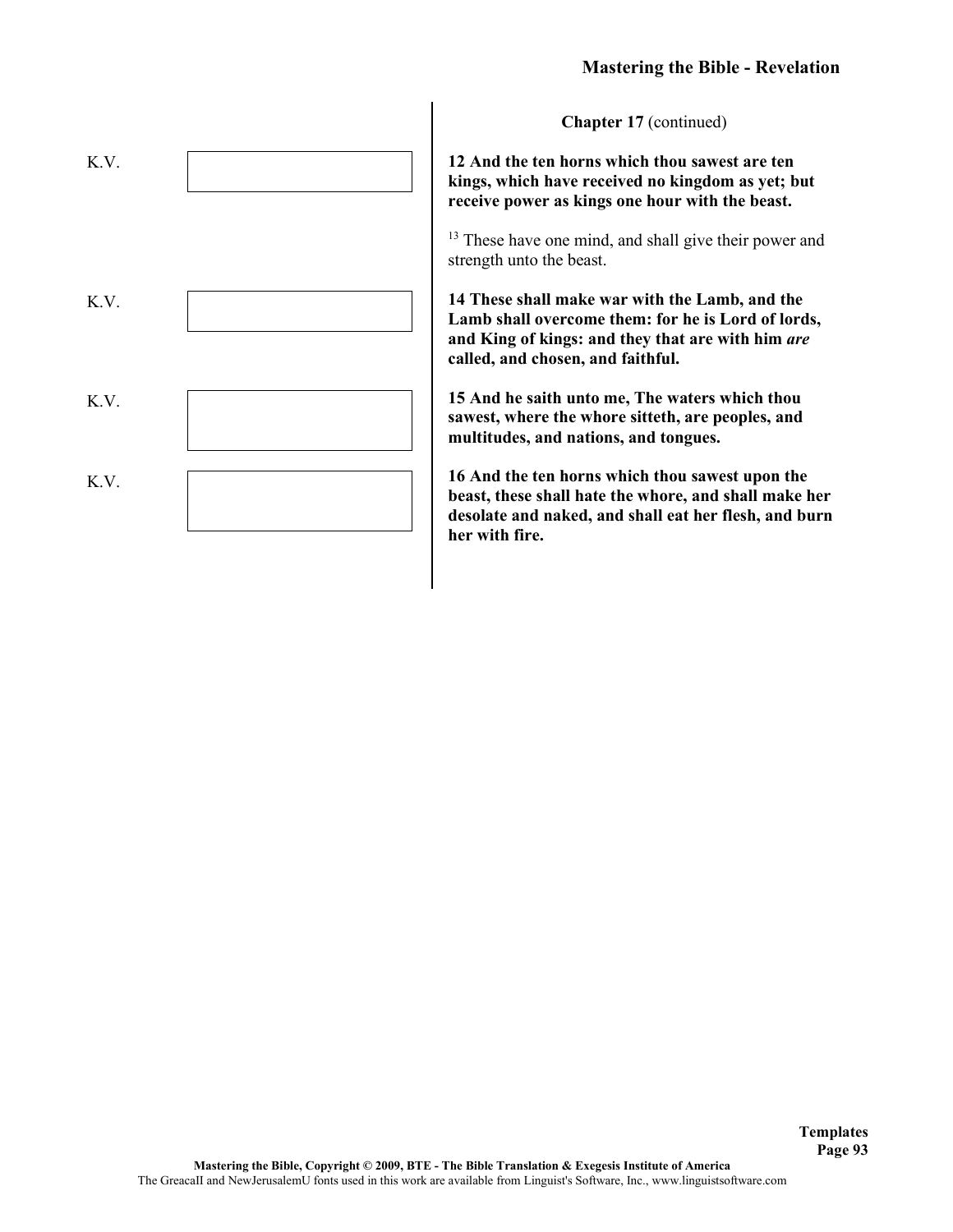**Chapter 17** (continued)

K.V.

**12 And the ten horns which thou sawest are ten kings, which have received no kingdom as yet; but receive power as kings one hour with the beast.**

13 These have one mind, and shall give their power and strength unto the beast.

K.V.

**14 These shall make war with the Lamb, and the Lamb shall overcome them: for he is Lord of lords, and King of kings: and they that are with him *are* called, and chosen, and faithful.**

K.V.

**15 And he saith unto me, The waters which thou sawest, where the whore sitteth, are peoples, and multitudes, and nations, and tongues.**

K.V.

**16 And the ten horns which thou sawest upon the beast, these shall hate the whore, and shall make her desolate and naked, and shall eat her flesh, and burn her with fire.**

Mastering the Bible, Copyright © 2009, BTE - The Bible Translation & Exegesis Institute of America
The GreacaII and NewJerusalemU fonts used in this work are available from Linguist's Software, Inc., www.linguistsoftware.com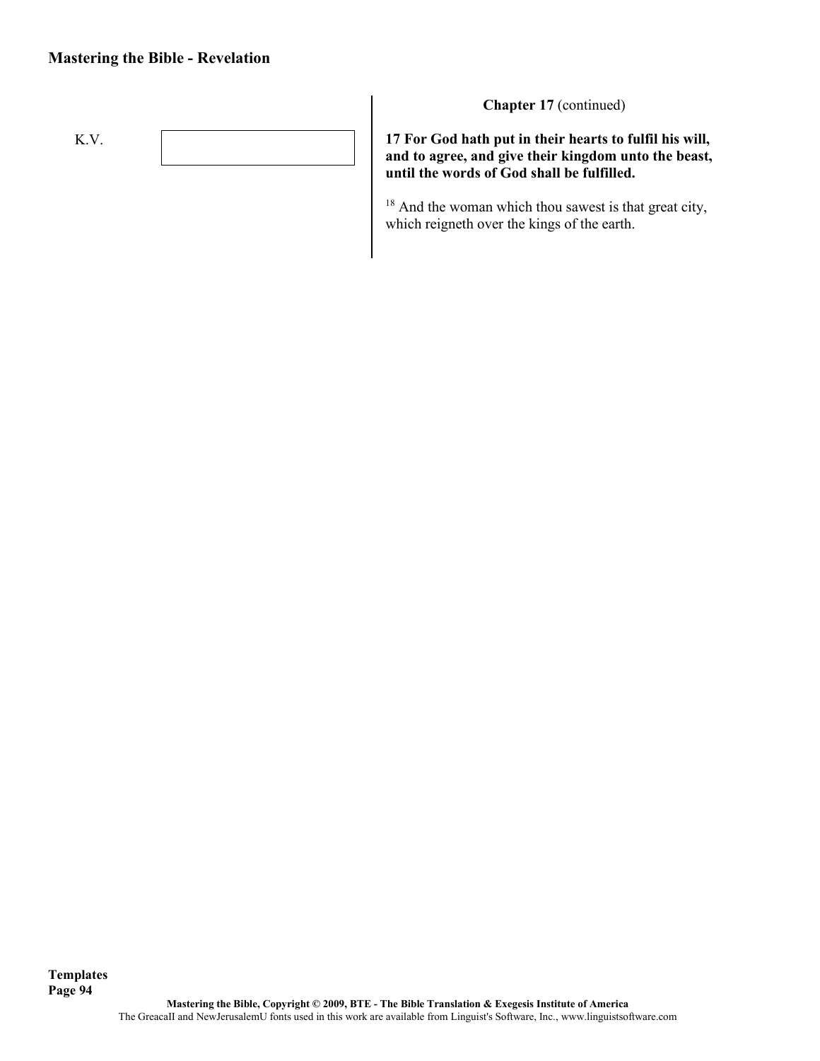K.V.

**Chapter 17** (continued)

**17 For God hath put in their hearts to fulfil his will, and to agree, and give their kingdom unto the beast, until the words of God shall be fulfilled.**

18 And the woman which thou sawest is that great city, which reigneth over the kings of the earth.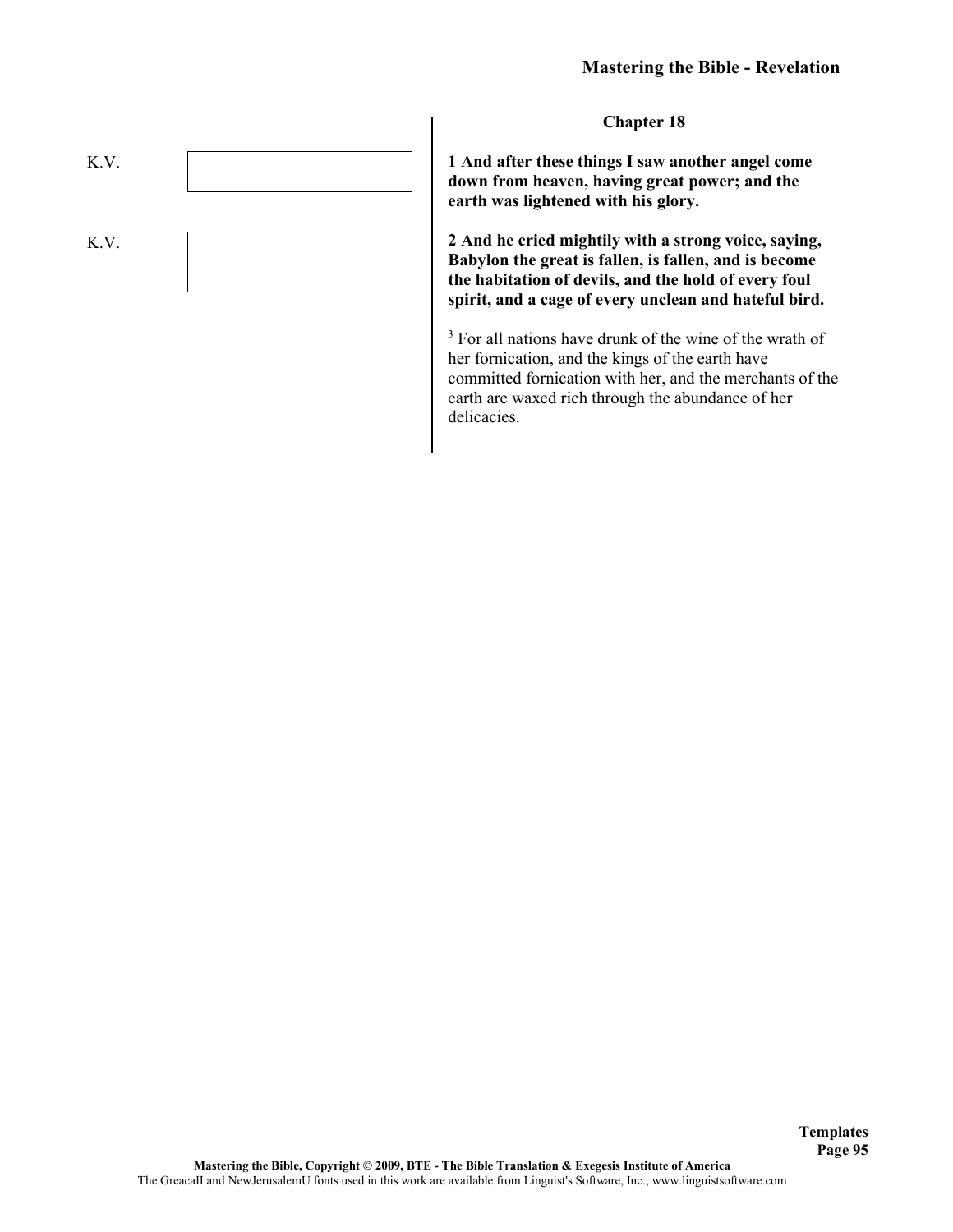## Chapter 18

K.V.

**1 And after these things I saw another angel come down from heaven, having great power; and the earth was lightened with his glory.**

K.V.

**2 And he cried mightily with a strong voice, saying, Babylon the great is fallen, is fallen, and is become the habitation of devils, and the hold of every foul spirit, and a cage of every unclean and hateful bird.**

3 For all nations have drunk of the wine of the wrath of her fornication, and the kings of the earth have committed fornication with her, and the merchants of the earth are waxed rich through the abundance of her delicacies.

Templates

Mastering the Bible, Copyright © 2009, BTE - The Bible Translation & Exegesis Institute of America

The GreacaII and NewJerusalemU fonts used in this work are available from Linguist's Software, Inc., www.linguistsoftware.com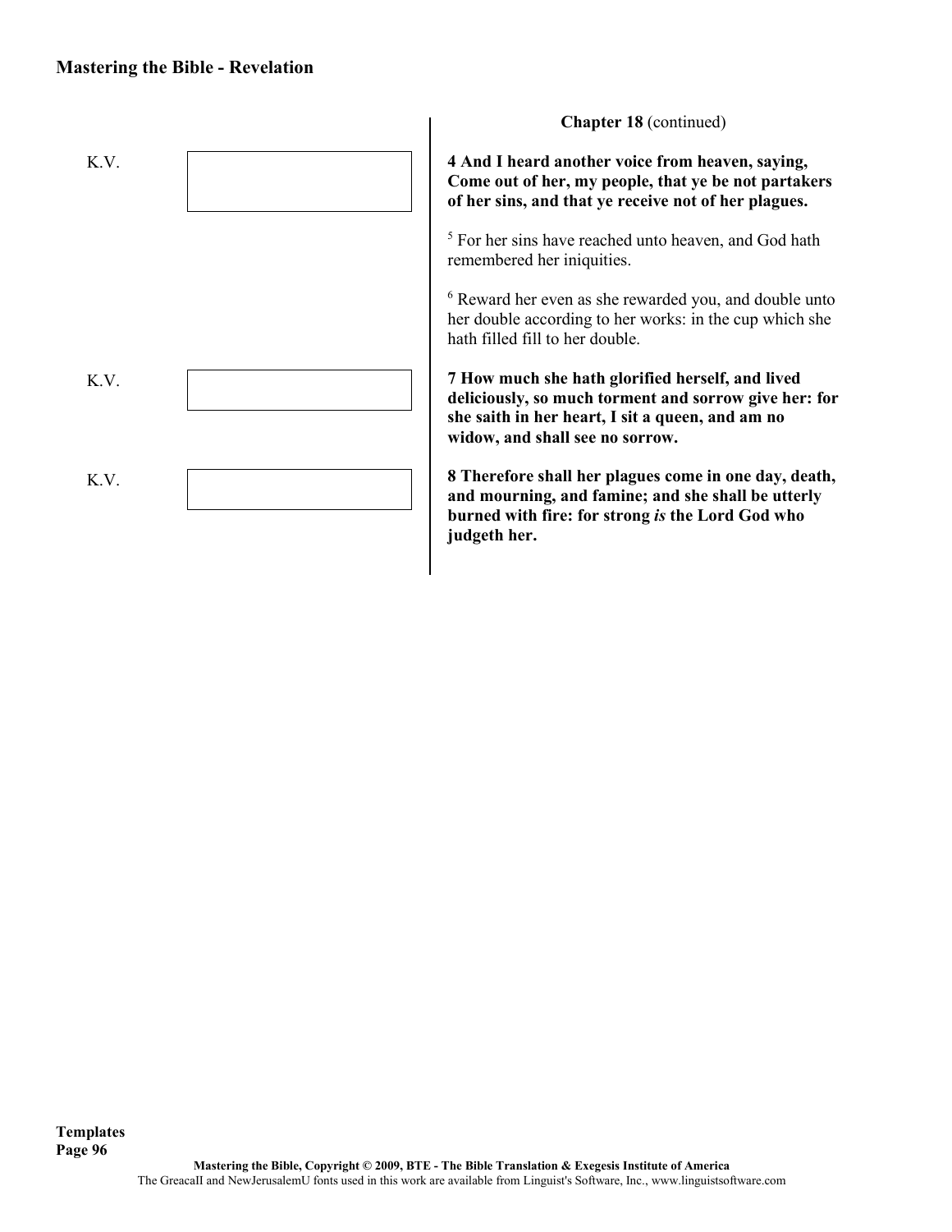**Chapter 18** (continued)

K.V.

**4 And I heard another voice from heaven, saying, Come out of her, my people, that ye be not partakers of her sins, and that ye receive not of her plagues.**

5 For her sins have reached unto heaven, and God hath remembered her iniquities.

6 Reward her even as she rewarded you, and double unto her double according to her works: in the cup which she hath filled fill to her double.

K.V.

**7 How much she hath glorified herself, and lived deliciously, so much torment and sorrow give her: for she saith in her heart, I sit a queen, and am no widow, and shall see no sorrow.**

K.V.

**8 Therefore shall her plagues come in one day, death, and mourning, and famine; and she shall be utterly burned with fire: for strong *is* the Lord God who judgeth her.**

Templates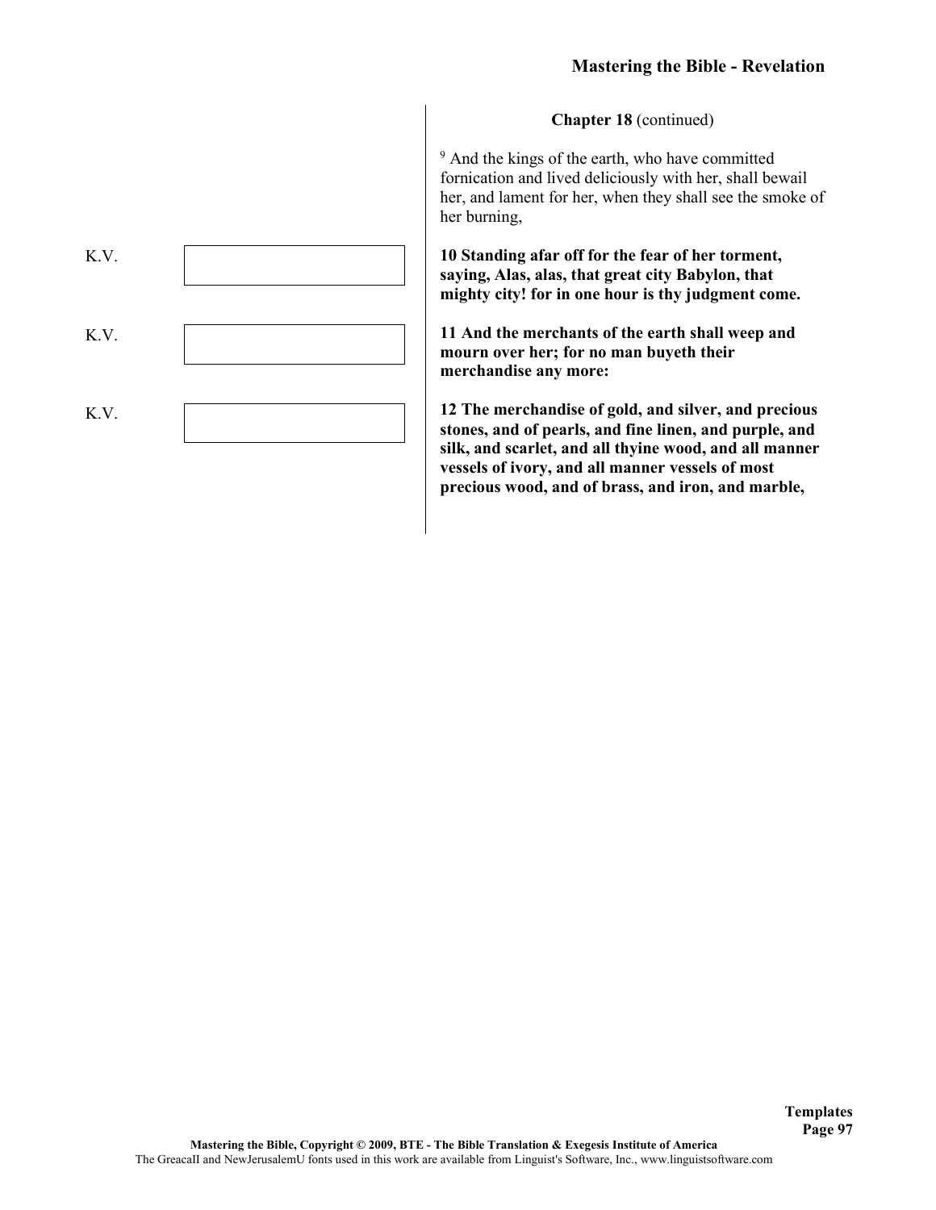**Chapter 18** (continued)

[9] And the kings of the earth, who have committed fornication and lived deliciously with her, shall bewail her, and lament for her, when they shall see the smoke of her burning,

K.V.

**10 Standing afar off for the fear of her torment, saying, Alas, alas, that great city Babylon, that mighty city! for in one hour is thy judgment come.**

K.V.

**11 And the merchants of the earth shall weep and mourn over her; for no man buyeth their merchandise any more:**

K.V.

**12 The merchandise of gold, and silver, and precious stones, and of pearls, and fine linen, and purple, and silk, and scarlet, and all thyine wood, and all manner vessels of ivory, and all manner vessels of most precious wood, and of brass, and iron, and marble,**

**Templates**

**Mastering the Bible, Copyright © 2009, BTE - The Bible Translation & Exegesis Institute of America**
The GreacaII and NewJerusalemU fonts used in this work are available from Linguist's Software, Inc., www.linguistsoftware.com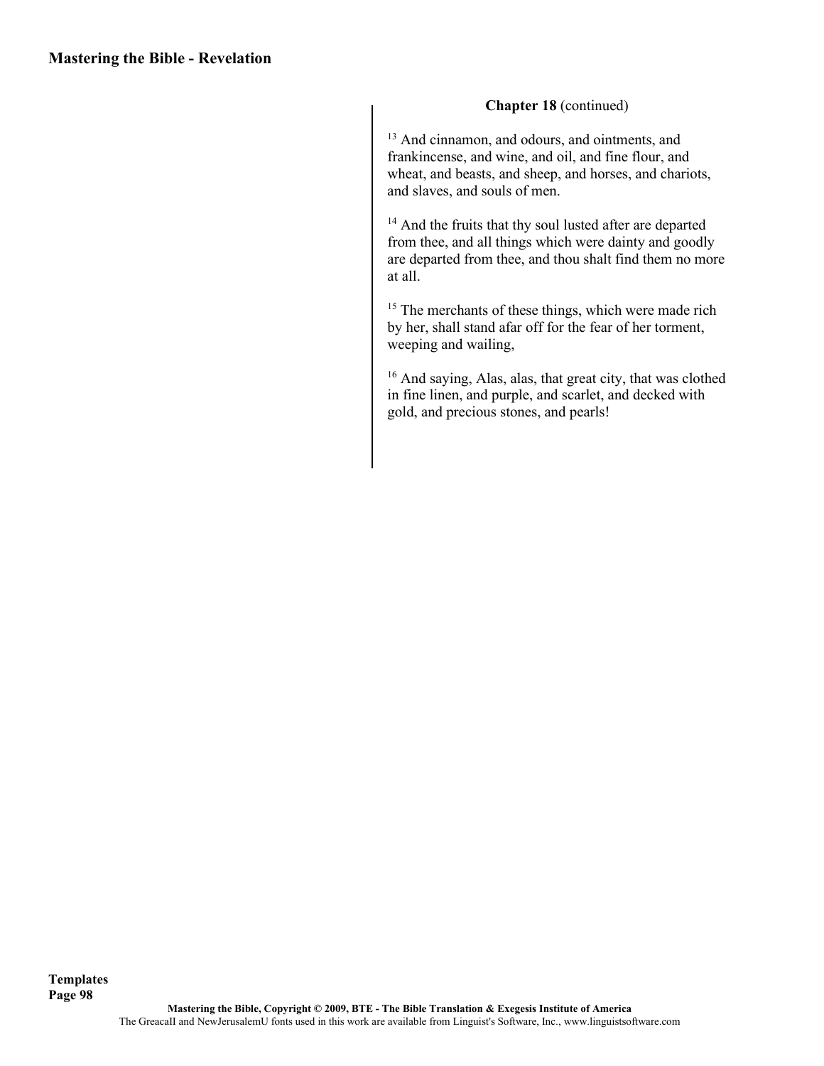**Chapter 18** (continued)

[13] And cinnamon, and odours, and ointments, and frankincense, and wine, and oil, and fine flour, and wheat, and beasts, and sheep, and horses, and chariots, and slaves, and souls of men.

[14] And the fruits that thy soul lusted after are departed from thee, and all things which were dainty and goodly are departed from thee, and thou shalt find them no more at all.

[15] The merchants of these things, which were made rich by her, shall stand afar off for the fear of her torment, weeping and wailing,

[16] And saying, Alas, alas, that great city, that was clothed in fine linen, and purple, and scarlet, and decked with gold, and precious stones, and pearls!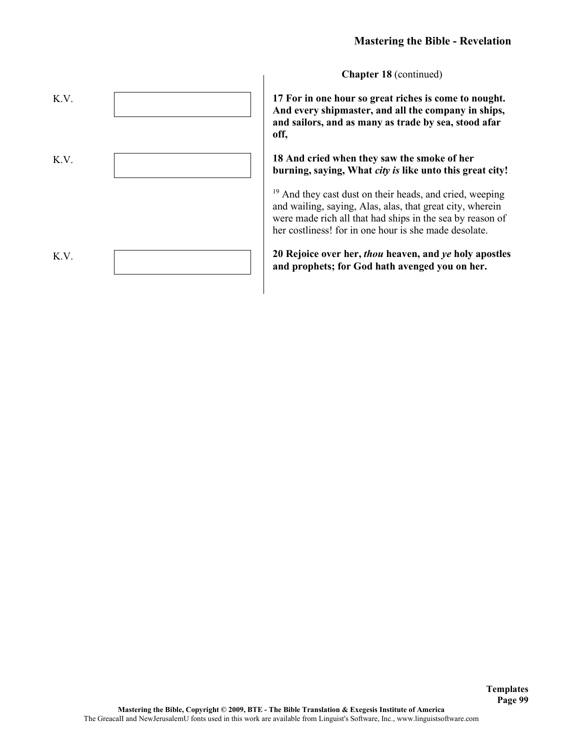**Chapter 18** (continued)

K.V.

**17 For in one hour so great riches is come to nought. And every shipmaster, and all the company in ships, and sailors, and as many as trade by sea, stood afar off,**

K.V.

**18 And cried when they saw the smoke of her burning, saying, What *city is* like unto this great city!**

[19] And they cast dust on their heads, and cried, weeping and wailing, saying, Alas, alas, that great city, wherein were made rich all that had ships in the sea by reason of her costliness! for in one hour is she made desolate.

K.V.

**20 Rejoice over her, *thou* heaven, and *ye* holy apostles and prophets; for God hath avenged you on her.**

**Mastering the Bible, Copyright © 2009, BTE - The Bible Translation & Exegesis Institute of America**
The GreacaII and NewJerusalemU fonts used in this work are available from Linguist's Software, Inc., www.linguistsoftware.com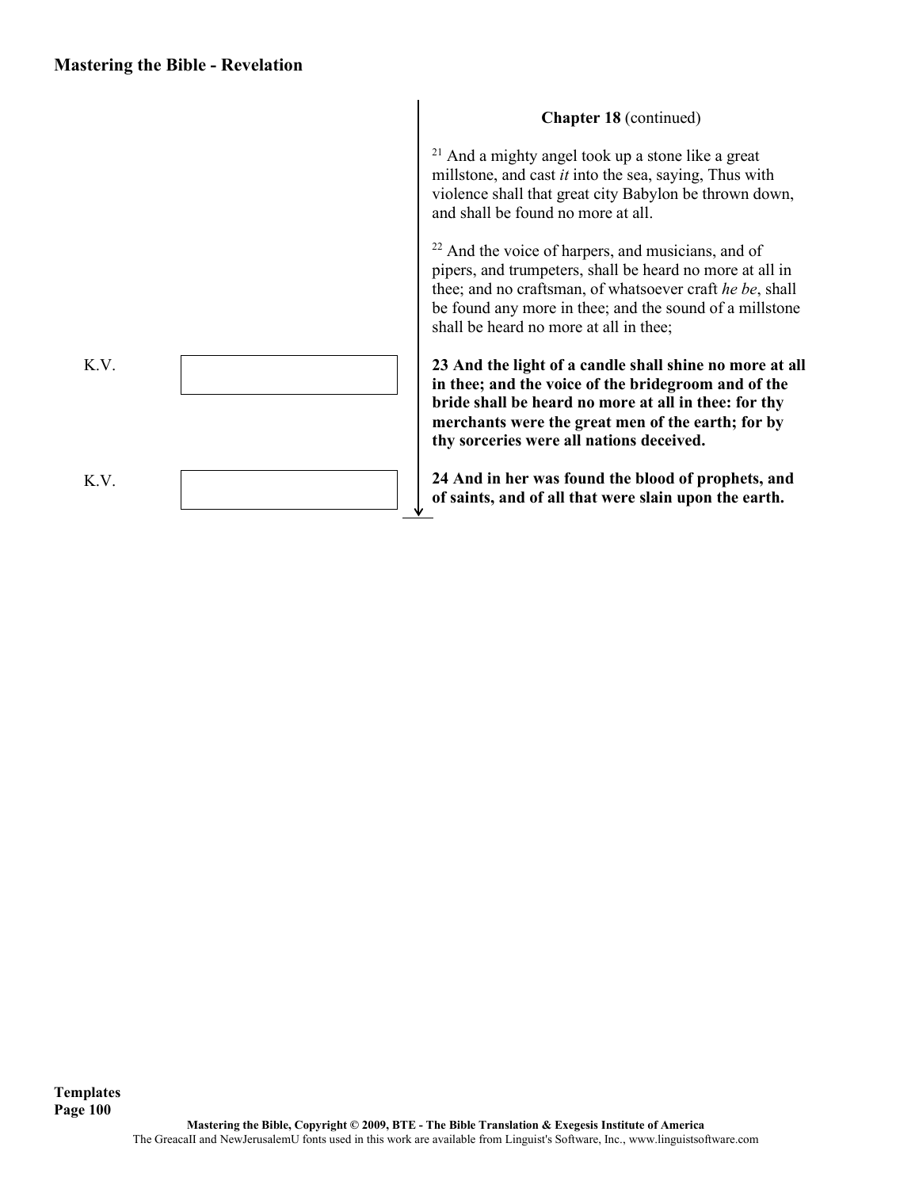**Chapter 18** (continued)

[21] And a mighty angel took up a stone like a great millstone, and cast *it* into the sea, saying, Thus with violence shall that great city Babylon be thrown down, and shall be found no more at all.

[22] And the voice of harpers, and musicians, and of pipers, and trumpeters, shall be heard no more at all in thee; and no craftsman, of whatsoever craft *he be*, shall be found any more in thee; and the sound of a millstone shall be heard no more at all in thee;

K.V.

**23 And the light of a candle shall shine no more at all in thee; and the voice of the bridegroom and of the bride shall be heard no more at all in thee: for thy merchants were the great men of the earth; for by thy sorceries were all nations deceived.**

K.V.

**24 And in her was found the blood of prophets, and of saints, and of all that were slain upon the earth.**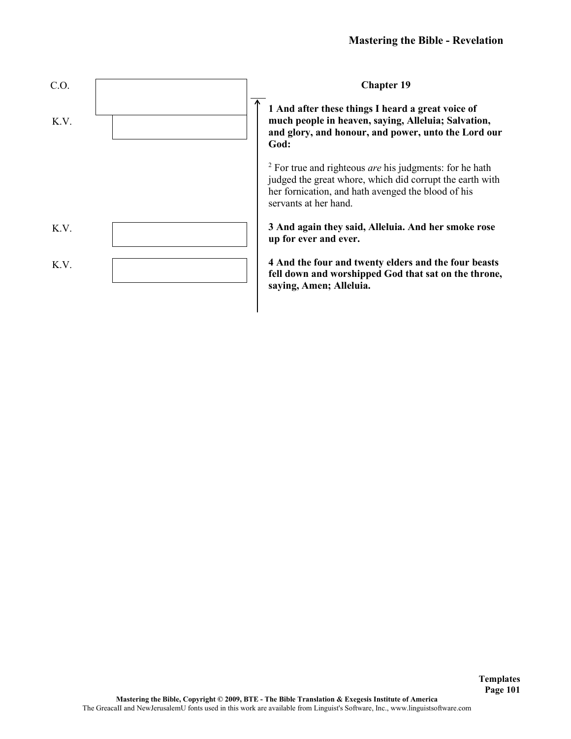C.O.

K.V.

**Chapter 19**

**1 And after these things I heard a great voice of much people in heaven, saying, Alleluia; Salvation, and glory, and honour, and power, unto the Lord our God:**

2 For true and righteous *are* his judgments: for he hath judged the great whore, which did corrupt the earth with her fornication, and hath avenged the blood of his servants at her hand.

K.V.

**3 And again they said, Alleluia. And her smoke rose up for ever and ever.**

K.V.

**4 And the four and twenty elders and the four beasts fell down and worshipped God that sat on the throne, saying, Amen; Alleluia.**

Mastering the Bible, Copyright © 2009, BTE - The Bible Translation & Exegesis Institute of America
The GreacaII and NewJerusalemU fonts used in this work are available from Linguist's Software, Inc., www.linguistsoftware.com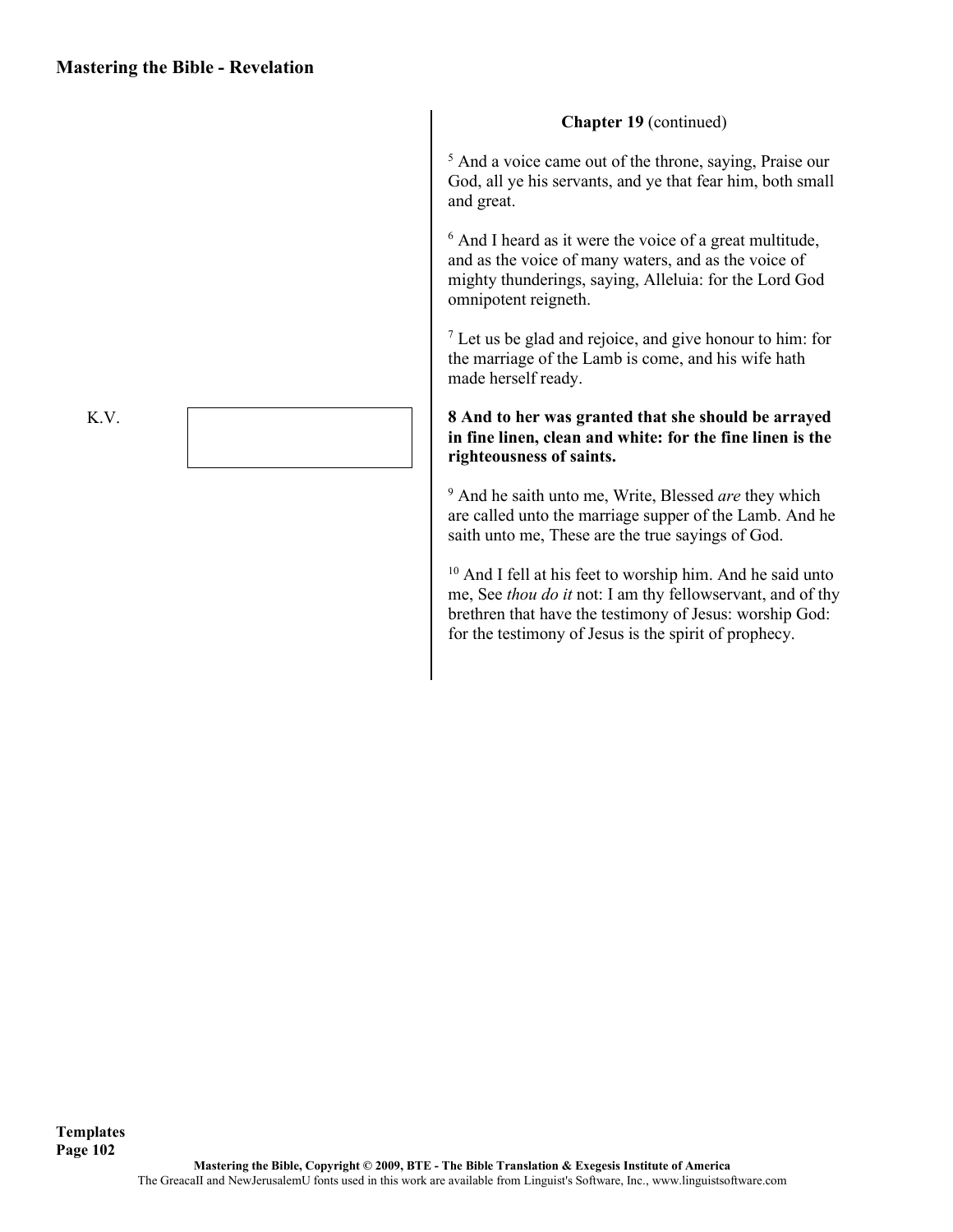**Chapter 19** (continued)

[5] And a voice came out of the throne, saying, Praise our God, all ye his servants, and ye that fear him, both small and great.

[6] And I heard as it were the voice of a great multitude, and as the voice of many waters, and as the voice of mighty thunderings, saying, Alleluia: for the Lord God omnipotent reigneth.

[7] Let us be glad and rejoice, and give honour to him: for the marriage of the Lamb is come, and his wife hath made herself ready.

K.V.

**8 And to her was granted that she should be arrayed in fine linen, clean and white: for the fine linen is the righteousness of saints.**

[9] And he saith unto me, Write, Blessed *are* they which are called unto the marriage supper of the Lamb. And he saith unto me, These are the true sayings of God.

[10] And I fell at his feet to worship him. And he said unto me, See *thou do it* not: I am thy fellowservant, and of thy brethren that have the testimony of Jesus: worship God: for the testimony of Jesus is the spirit of prophecy.

Templates

Mastering the Bible, Copyright © 2009, BTE - The Bible Translation & Exegesis Institute of America

The GreacaII and NewJerusalemU fonts used in this work are available from Linguist's Software, Inc., www.linguistsoftware.com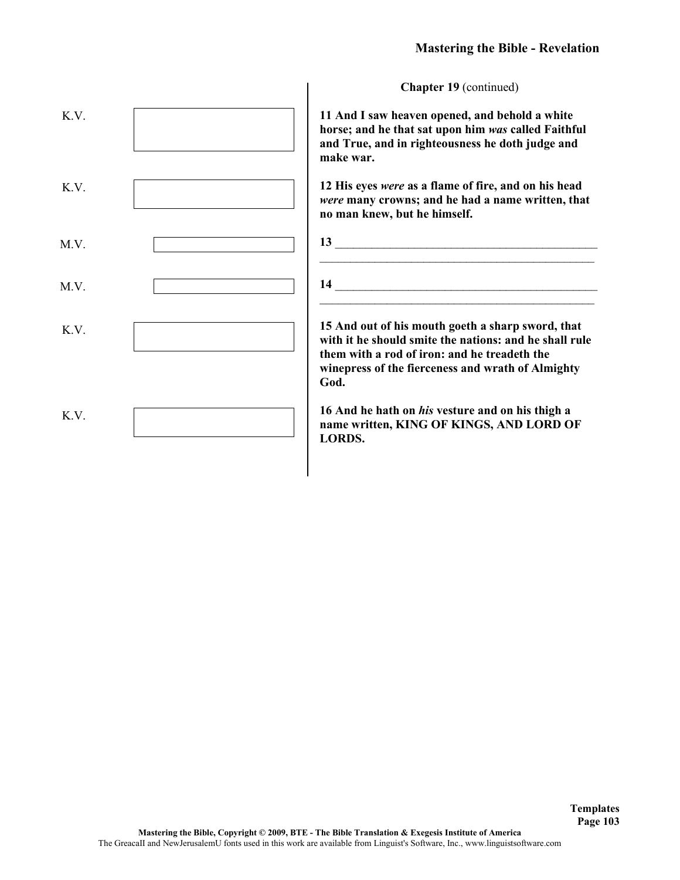**Chapter 19** (continued)

K.V.

**11 And I saw heaven opened, and behold a white horse; and he that sat upon him *was* called Faithful and True, and in righteousness he doth judge and make war.**

K.V.

**12 His eyes *were* as a flame of fire, and on his head *were* many crowns; and he had a name written, that no man knew, but he himself.**

M.V.

**13** ____________________________________________
______________________________________________

M.V.

**14** ____________________________________________
______________________________________________

K.V.

**15 And out of his mouth goeth a sharp sword, that with it he should smite the nations: and he shall rule them with a rod of iron: and he treadeth the winepress of the fierceness and wrath of Almighty God.**

K.V.

**16 And he hath on *his* vesture and on his thigh a name written, KING OF KINGS, AND LORD OF LORDS.**

**Mastering the Bible, Copyright © 2009, BTE - The Bible Translation & Exegesis Institute of America**
The GreacaII and NewJerusalemU fonts used in this work are available from Linguist's Software, Inc., www.linguistsoftware.com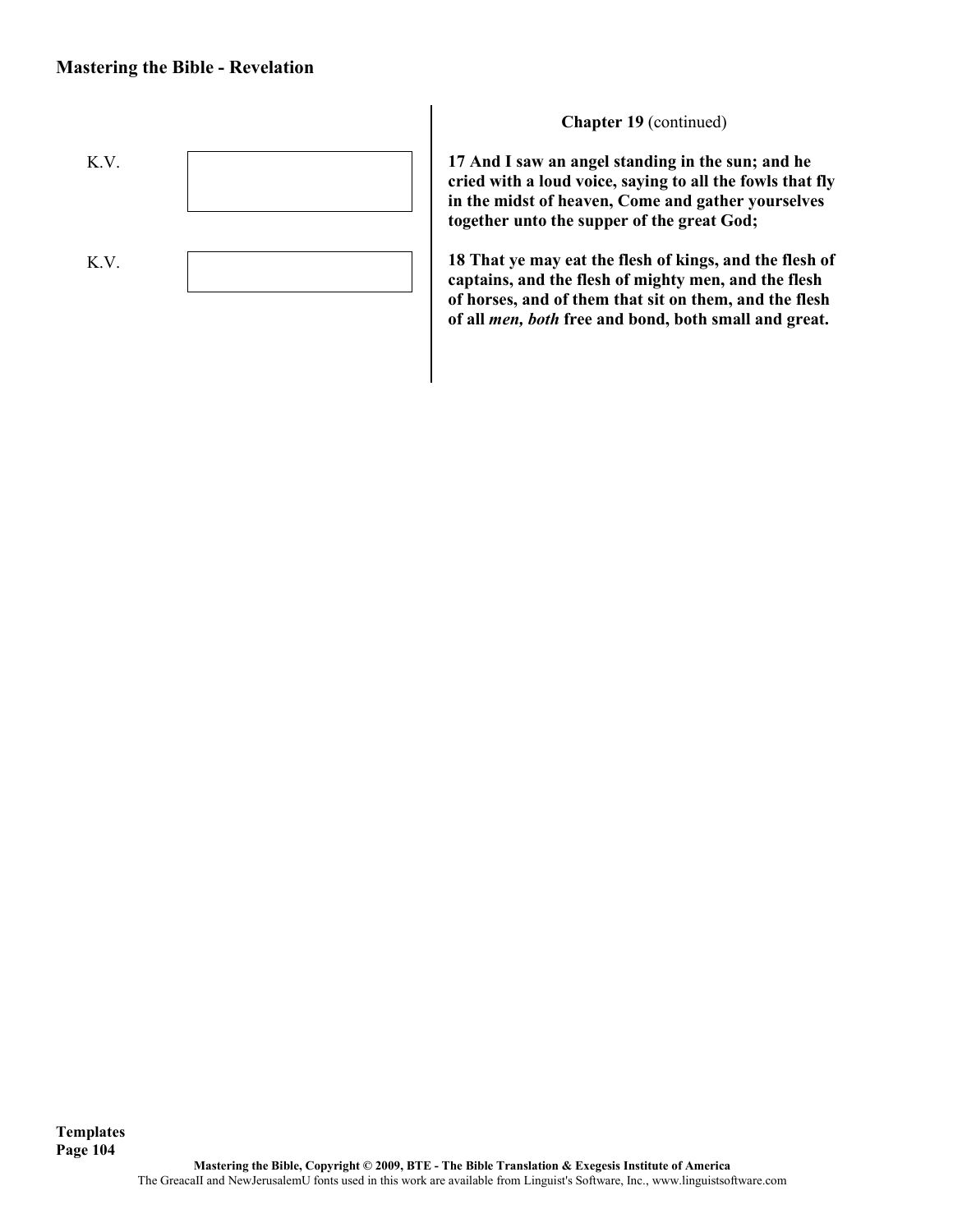**Chapter 19** (continued)

K.V.

**17 And I saw an angel standing in the sun; and he cried with a loud voice, saying to all the fowls that fly in the midst of heaven, Come and gather yourselves together unto the supper of the great God;**

K.V.

**18 That ye may eat the flesh of kings, and the flesh of captains, and the flesh of mighty men, and the flesh of horses, and of them that sit on them, and the flesh of all *men, both* free and bond, both small and great.**

**Mastering the Bible, Copyright © 2009, BTE - The Bible Translation & Exegesis Institute of America**
The GreacaII and NewJerusalemU fonts used in this work are available from Linguist's Software, Inc., www.linguistsoftware.com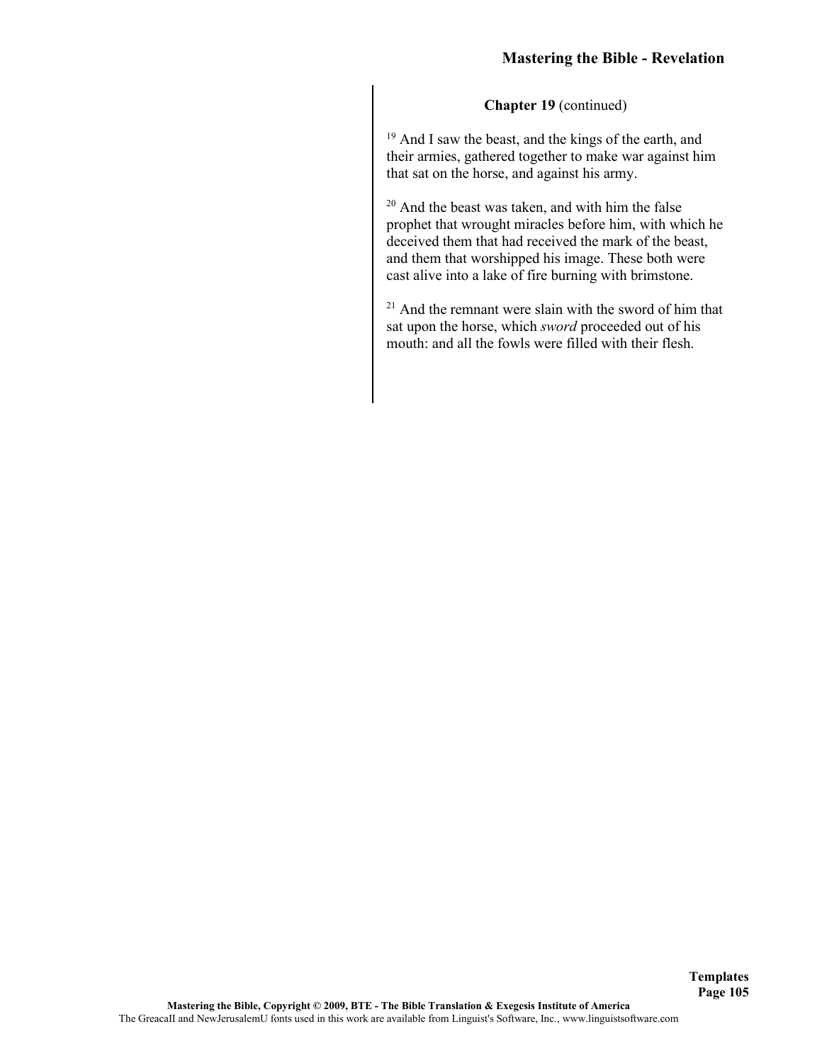**Chapter 19** (continued)

[19] And I saw the beast, and the kings of the earth, and their armies, gathered together to make war against him that sat on the horse, and against his army.

[20] And the beast was taken, and with him the false prophet that wrought miracles before him, with which he deceived them that had received the mark of the beast, and them that worshipped his image. These both were cast alive into a lake of fire burning with brimstone.

[21] And the remnant were slain with the sword of him that sat upon the horse, which *sword* proceeded out of his mouth: and all the fowls were filled with their flesh.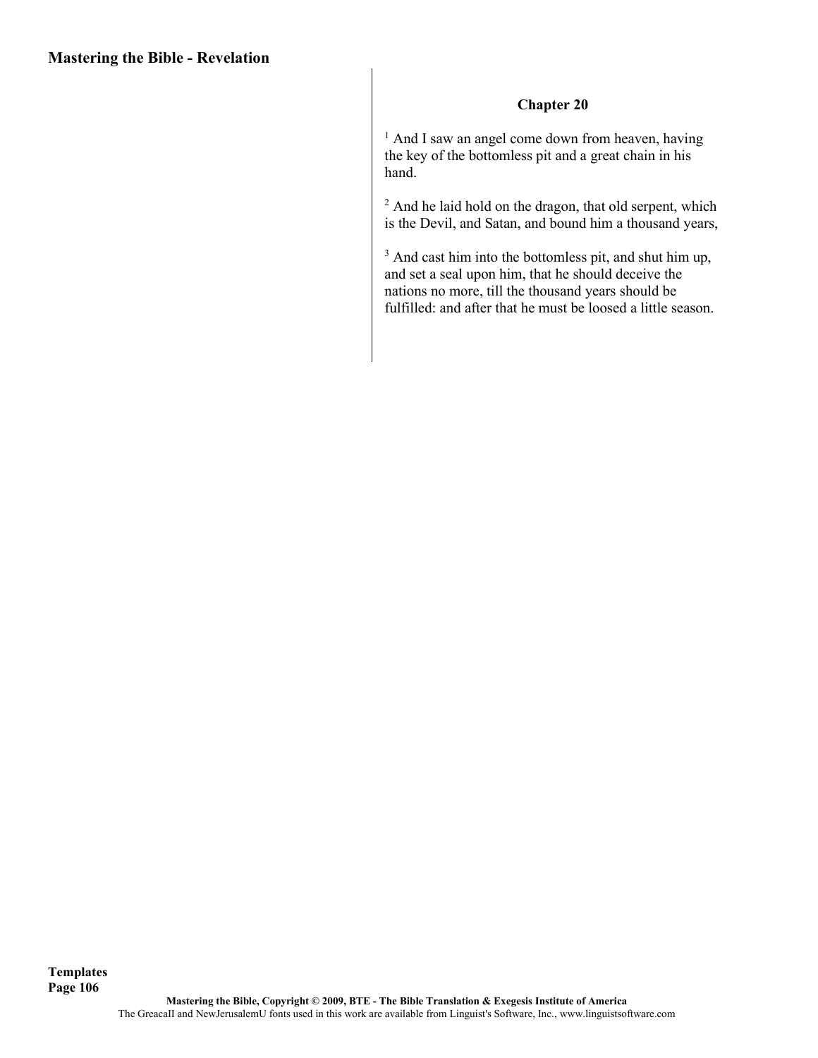## Chapter 20

[1] And I saw an angel come down from heaven, having the key of the bottomless pit and a great chain in his hand.

[2] And he laid hold on the dragon, that old serpent, which is the Devil, and Satan, and bound him a thousand years,

[3] And cast him into the bottomless pit, and shut him up, and set a seal upon him, that he should deceive the nations no more, till the thousand years should be fulfilled: and after that he must be loosed a little season.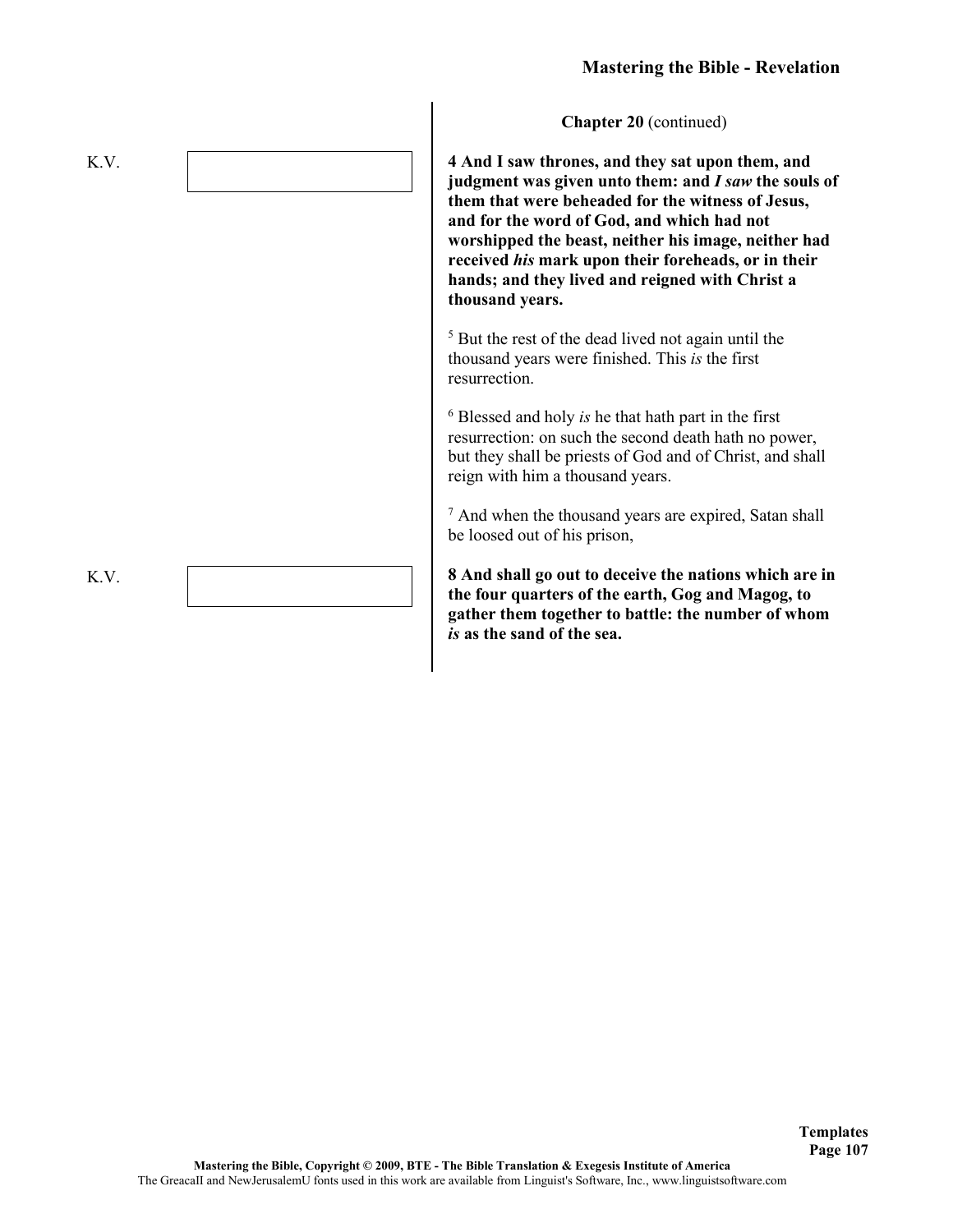**Chapter 20** (continued)

K.V.

**4 And I saw thrones, and they sat upon them, and judgment was given unto them: and *I saw* the souls of them that were beheaded for the witness of Jesus, and for the word of God, and which had not worshipped the beast, neither his image, neither had received *his* mark upon their foreheads, or in their hands; and they lived and reigned with Christ a thousand years.**

[5] But the rest of the dead lived not again until the thousand years were finished. This *is* the first resurrection.

[6] Blessed and holy *is* he that hath part in the first resurrection: on such the second death hath no power, but they shall be priests of God and of Christ, and shall reign with him a thousand years.

[7] And when the thousand years are expired, Satan shall be loosed out of his prison,

K.V.

**8 And shall go out to deceive the nations which are in the four quarters of the earth, Gog and Magog, to gather them together to battle: the number of whom *is* as the sand of the sea.**

**Templates**

Mastering the Bible, Copyright © 2009, BTE - The Bible Translation & Exegesis Institute of America

The GreacaII and NewJerusalemU fonts used in this work are available from Linguist's Software, Inc., www.linguistsoftware.com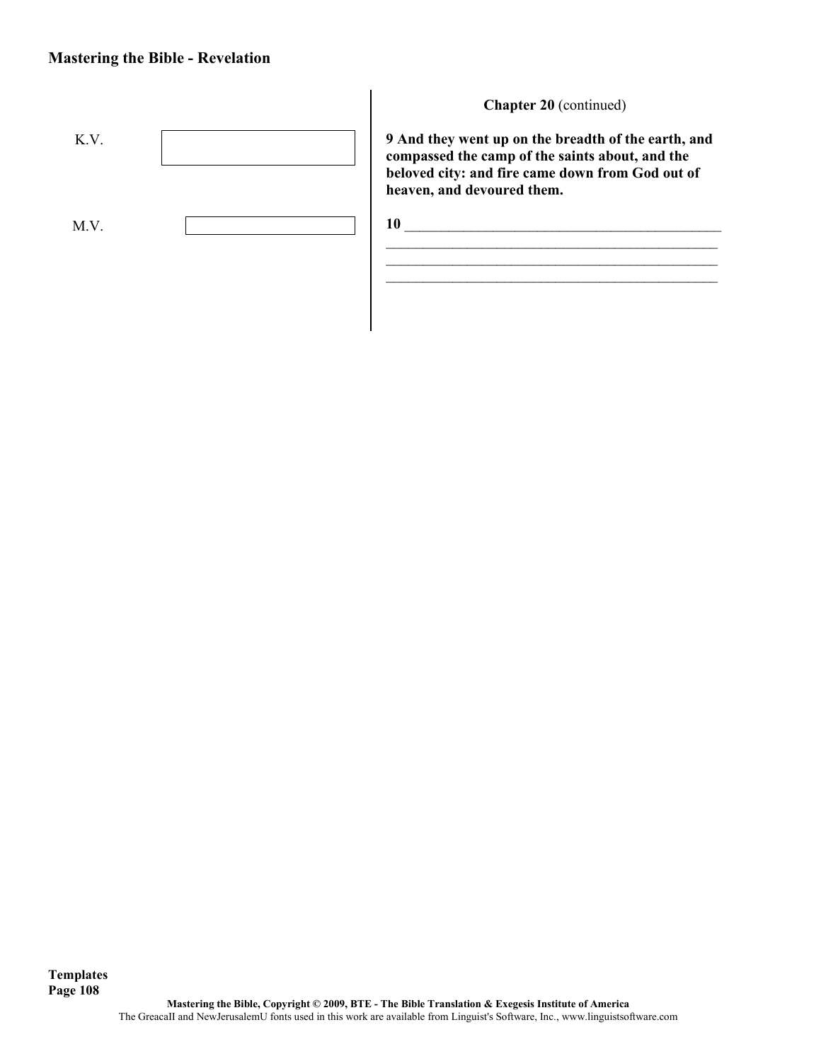**Chapter 20** (continued)

K.V.

**9 And they went up on the breadth of the earth, and compassed the camp of the saints about, and the beloved city: and fire came down from God out of heaven, and devoured them.**

M.V.

**10** ____________________________________________
________________________________________________
________________________________________________
________________________________________________

**Templates**

Mastering the Bible, Copyright © 2009, BTE - The Bible Translation & Exegesis Institute of America
The GreacaII and NewJerusalemU fonts used in this work are available from Linguist's Software, Inc., www.linguistsoftware.com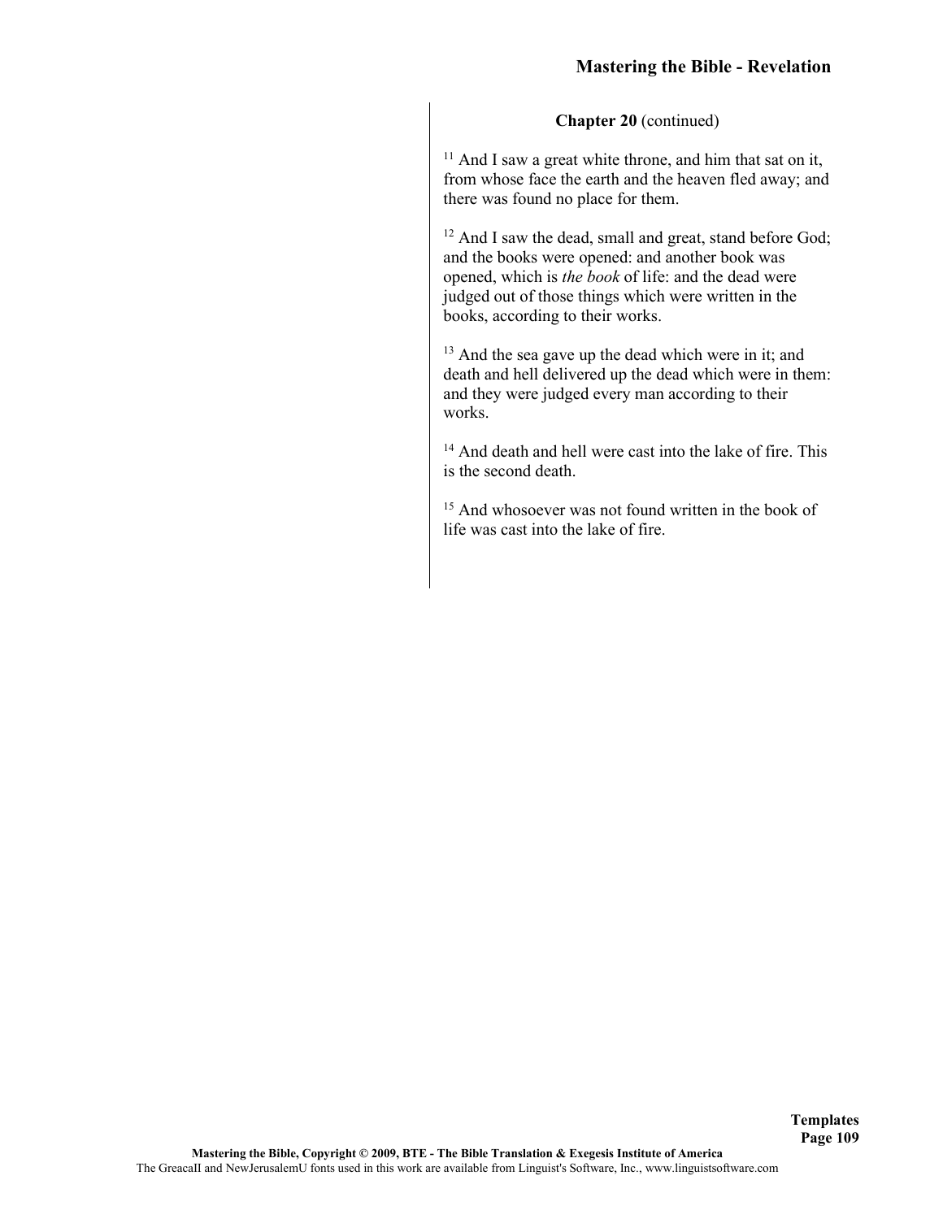**Chapter 20** (continued)

[11] And I saw a great white throne, and him that sat on it, from whose face the earth and the heaven fled away; and there was found no place for them.

[12] And I saw the dead, small and great, stand before God; and the books were opened: and another book was opened, which is *the book* of life: and the dead were judged out of those things which were written in the books, according to their works.

[13] And the sea gave up the dead which were in it; and death and hell delivered up the dead which were in them: and they were judged every man according to their works.

[14] And death and hell were cast into the lake of fire. This is the second death.

[15] And whosoever was not found written in the book of life was cast into the lake of fire.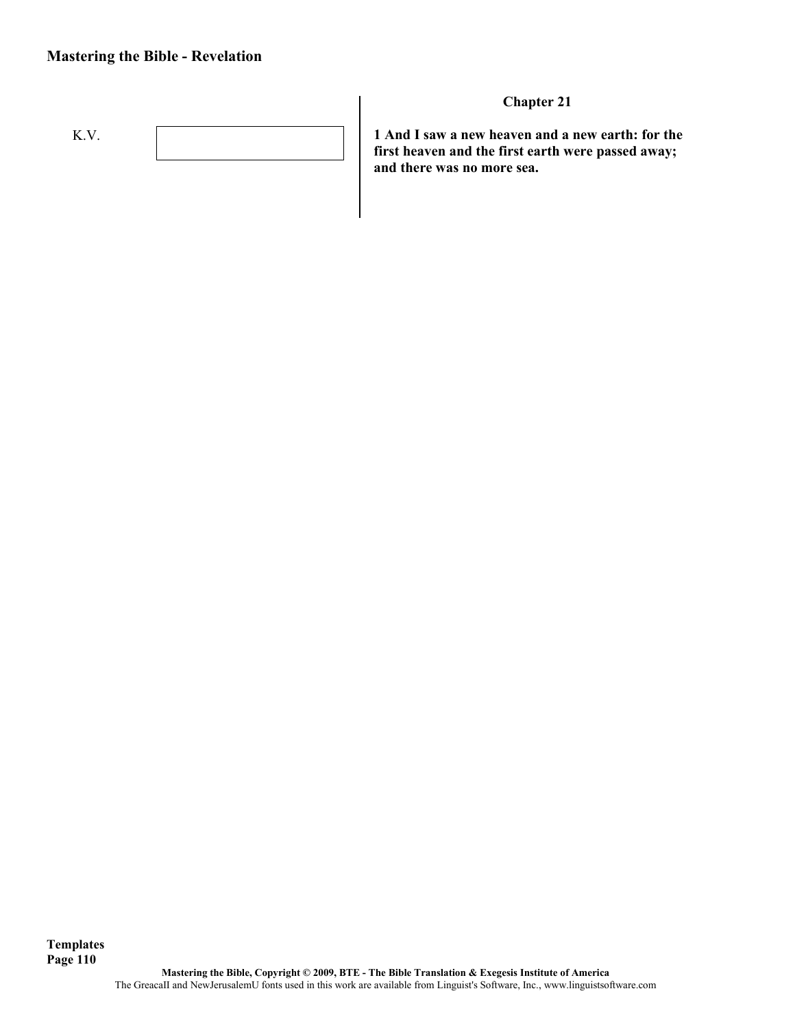K.V.

## Chapter 21

**1 And I saw a new heaven and a new earth: for the first heaven and the first earth were passed away; and there was no more sea.**

Templates

Mastering the Bible, Copyright © 2009, BTE - The Bible Translation & Exegesis Institute of America

The GreacaII and NewJerusalemU fonts used in this work are available from Linguist's Software, Inc., www.linguistsoftware.com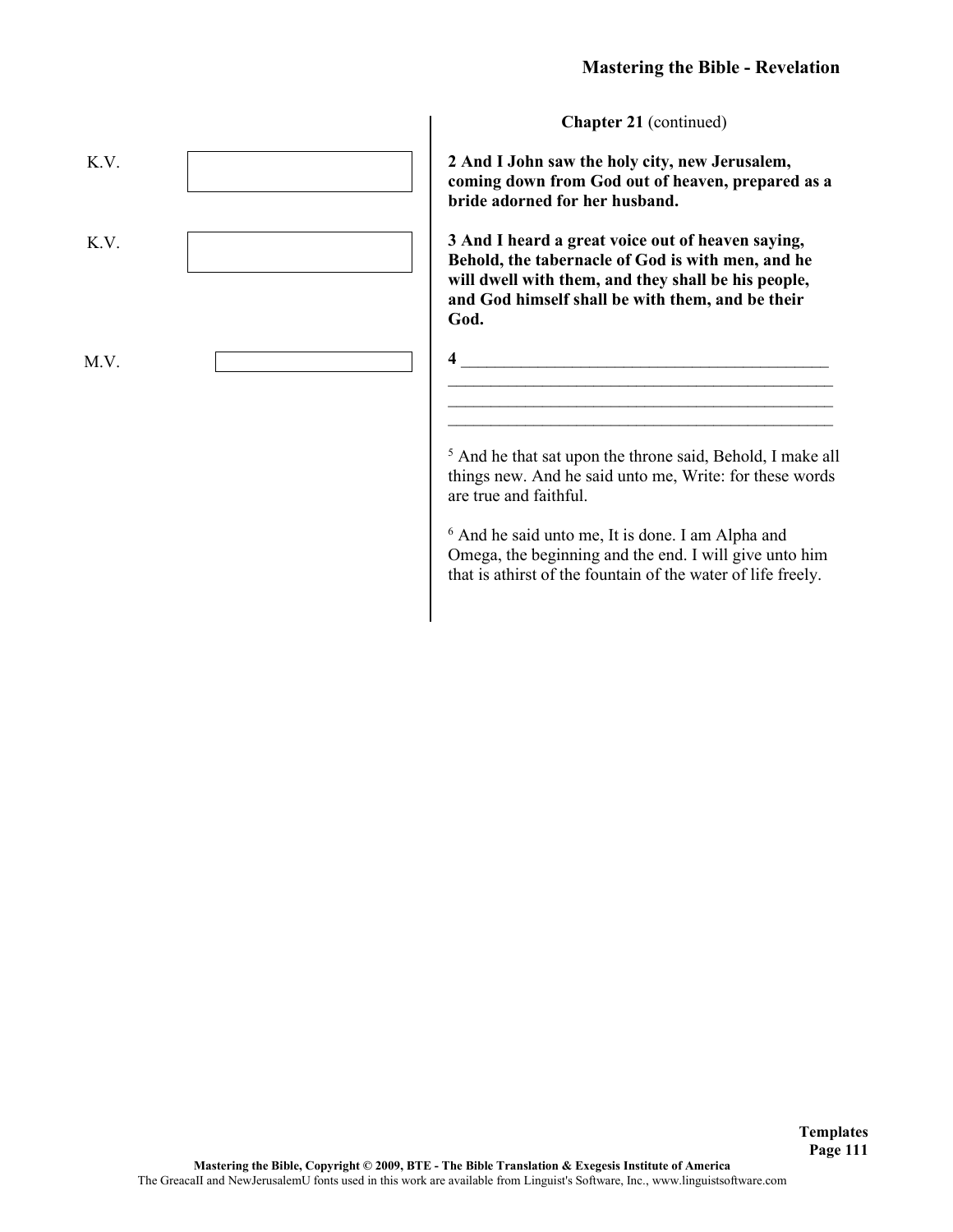**Chapter 21** (continued)

K.V. [ ]

**2 And I John saw the holy city, new Jerusalem, coming down from God out of heaven, prepared as a bride adorned for her husband.**

K.V. [ ]

**3 And I heard a great voice out of heaven saying, Behold, the tabernacle of God is with men, and he will dwell with them, and they shall be his people, and God himself shall be with them, and be their God.**

M.V. [ ]

**4** ___________________________________________
_______________________________________________
_______________________________________________
_______________________________________________

[5] And he that sat upon the throne said, Behold, I make all things new. And he said unto me, Write: for these words are true and faithful.

[6] And he said unto me, It is done. I am Alpha and Omega, the beginning and the end. I will give unto him that is athirst of the fountain of the water of life freely.

**Templates**

Mastering the Bible, Copyright © 2009, BTE - The Bible Translation & Exegesis Institute of America

The GreacaII and NewJerusalemU fonts used in this work are available from Linguist's Software, Inc., www.linguistsoftware.com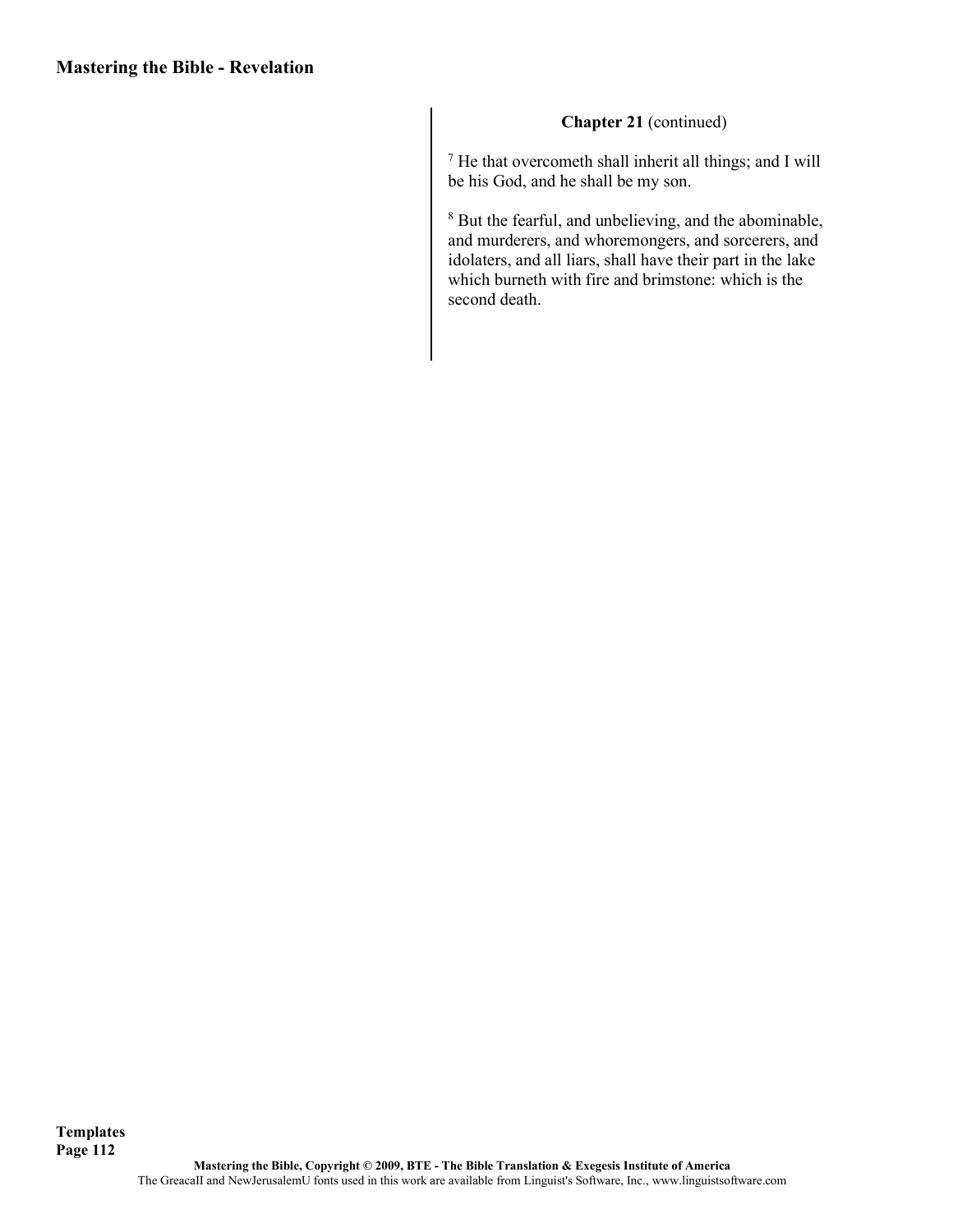**Chapter 21** (continued)

[7] He that overcometh shall inherit all things; and I will be his God, and he shall be my son.

[8] But the fearful, and unbelieving, and the abominable, and murderers, and whoremongers, and sorcerers, and idolaters, and all liars, shall have their part in the lake which burneth with fire and brimstone: which is the second death.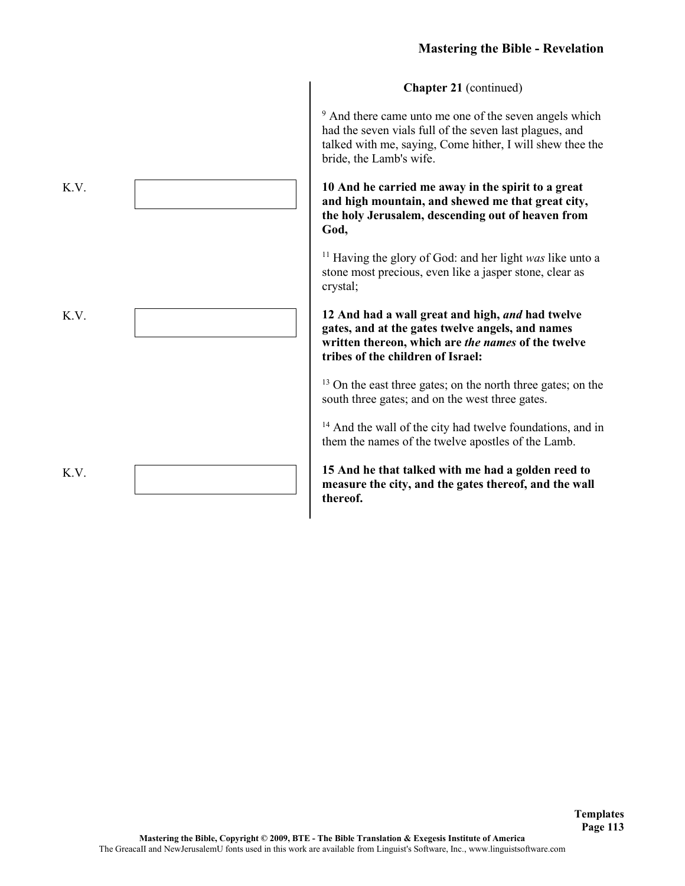**Chapter 21** (continued)

[9] And there came unto me one of the seven angels which had the seven vials full of the seven last plagues, and talked with me, saying, Come hither, I will shew thee the bride, the Lamb's wife.

K.V.

**10 And he carried me away in the spirit to a great and high mountain, and shewed me that great city, the holy Jerusalem, descending out of heaven from God,**

[11] Having the glory of God: and her light *was* like unto a stone most precious, even like a jasper stone, clear as crystal;

K.V.

**12 And had a wall great and high, *and* had twelve gates, and at the gates twelve angels, and names written thereon, which are *the names* of the twelve tribes of the children of Israel:**

[13] On the east three gates; on the north three gates; on the south three gates; and on the west three gates.

[14] And the wall of the city had twelve foundations, and in them the names of the twelve apostles of the Lamb.

K.V.

**15 And he that talked with me had a golden reed to measure the city, and the gates thereof, and the wall thereof.**

**Templates**

Mastering the Bible, Copyright © 2009, BTE - The Bible Translation & Exegesis Institute of America

The GreacaII and NewJerusalemU fonts used in this work are available from Linguist's Software, Inc., www.linguistsoftware.com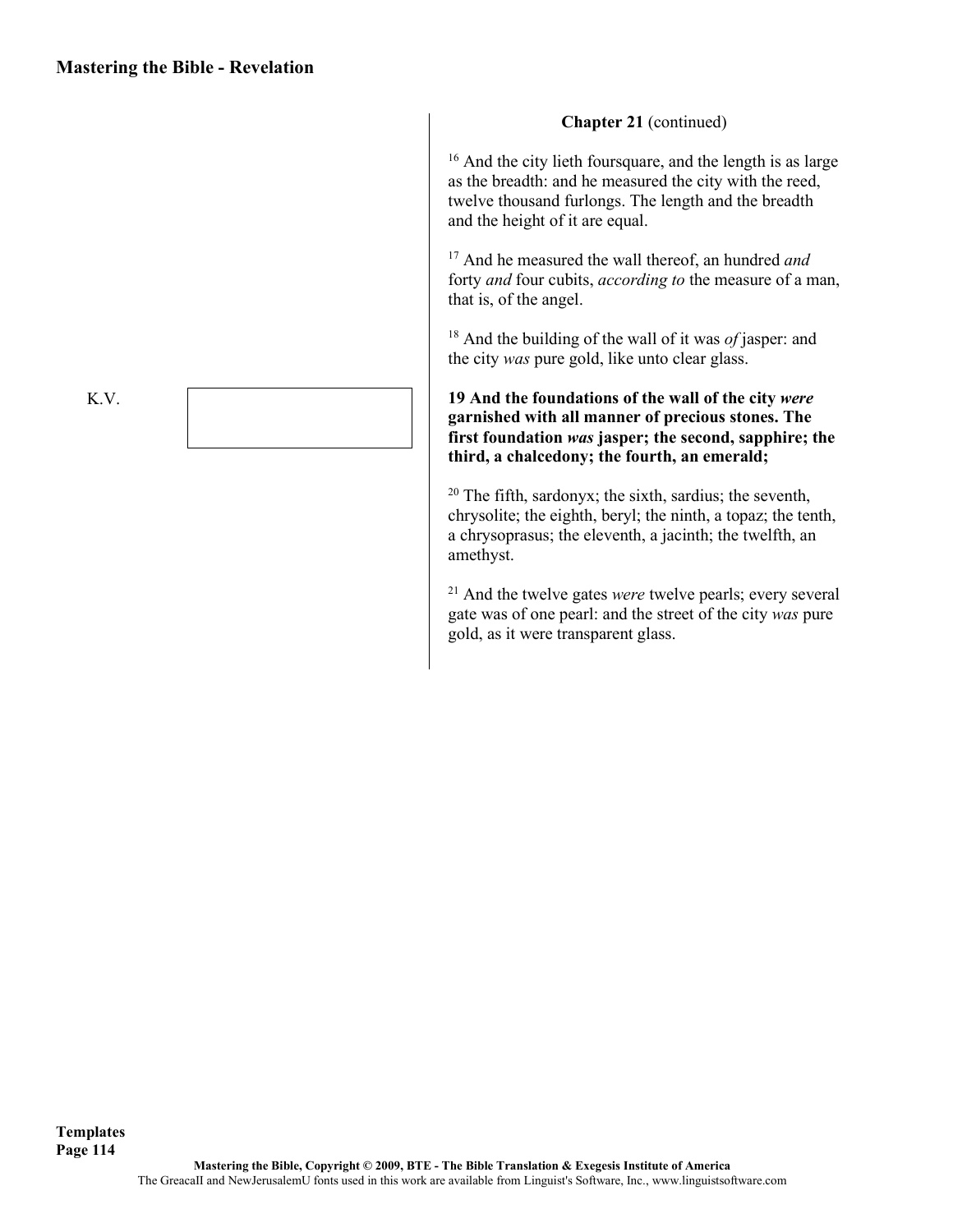**Chapter 21** (continued)

16 And the city lieth foursquare, and the length is as large as the breadth: and he measured the city with the reed, twelve thousand furlongs. The length and the breadth and the height of it are equal.

17 And he measured the wall thereof, an hundred *and* forty *and* four cubits, *according to* the measure of a man, that is, of the angel.

18 And the building of the wall of it was *of* jasper: and the city *was* pure gold, like unto clear glass.

K.V.

**19 And the foundations of the wall of the city *were* garnished with all manner of precious stones. The first foundation *was* jasper; the second, sapphire; the third, a chalcedony; the fourth, an emerald;**

20 The fifth, sardonyx; the sixth, sardius; the seventh, chrysolite; the eighth, beryl; the ninth, a topaz; the tenth, a chrysoprasus; the eleventh, a jacinth; the twelfth, an amethyst.

21 And the twelve gates *were* twelve pearls; every several gate was of one pearl: and the street of the city *was* pure gold, as it were transparent glass.

**Templates**

Mastering the Bible, Copyright © 2009, BTE - The Bible Translation & Exegesis Institute of America

The GreacaII and NewJerusalemU fonts used in this work are available from Linguist's Software, Inc., www.linguistsoftware.com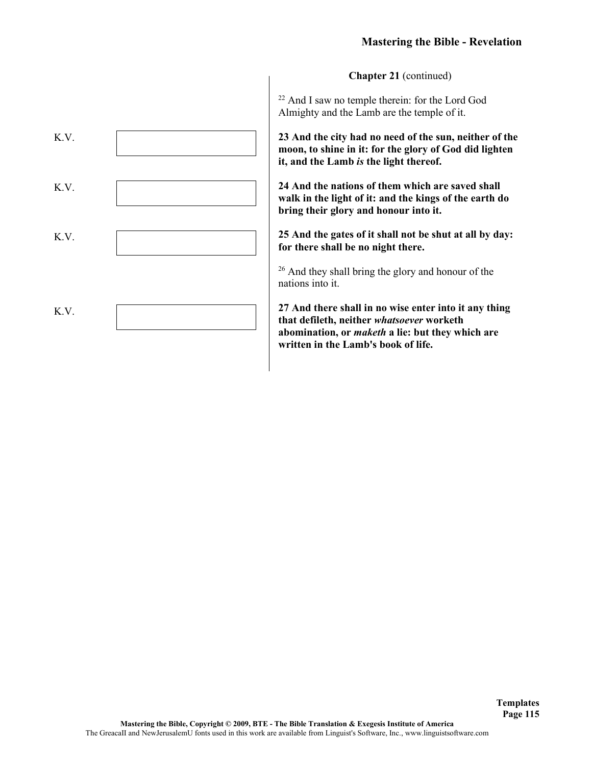**Chapter 21** (continued)

[22] And I saw no temple therein: for the Lord God Almighty and the Lamb are the temple of it.

K.V.

**23 And the city had no need of the sun, neither of the moon, to shine in it: for the glory of God did lighten it, and the Lamb *is* the light thereof.**

K.V.

**24 And the nations of them which are saved shall walk in the light of it: and the kings of the earth do bring their glory and honour into it.**

K.V.

**25 And the gates of it shall not be shut at all by day: for there shall be no night there.**

[26] And they shall bring the glory and honour of the nations into it.

K.V.

**27 And there shall in no wise enter into it any thing that defileth, neither *whatsoever* worketh abomination, or *maketh* a lie: but they which are written in the Lamb's book of life.**

Templates

Mastering the Bible, Copyright © 2009, BTE - The Bible Translation & Exegesis Institute of America
The GreacaII and NewJerusalemU fonts used in this work are available from Linguist's Software, Inc., www.linguistsoftware.com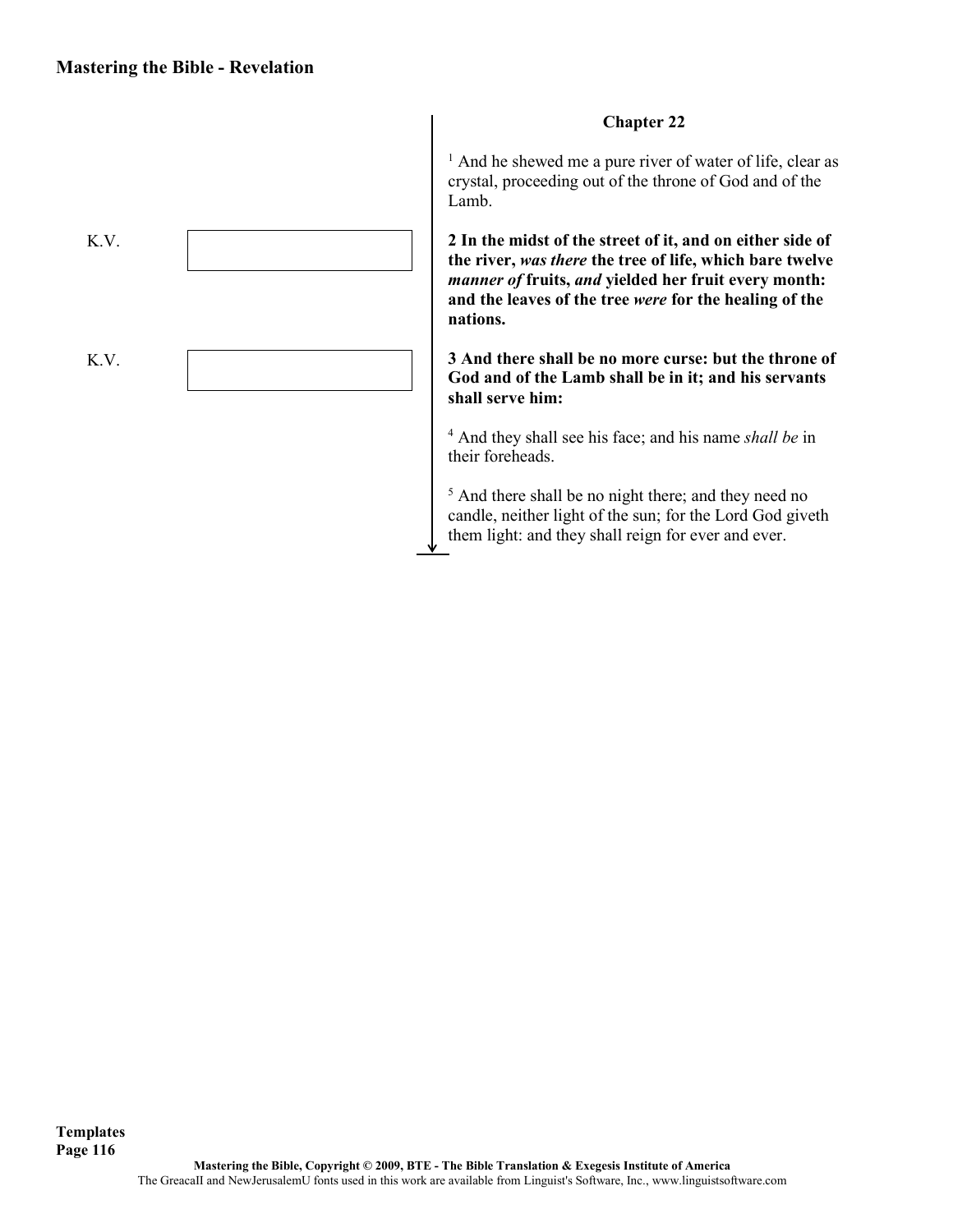## Chapter 22

[1] And he shewed me a pure river of water of life, clear as crystal, proceeding out of the throne of God and of the Lamb.

K.V.

**2 In the midst of the street of it, and on either side of the river, *was there* the tree of life, which bare twelve *manner of* fruits, *and* yielded her fruit every month: and the leaves of the tree *were* for the healing of the nations.**

K.V.

**3 And there shall be no more curse: but the throne of God and of the Lamb shall be in it; and his servants shall serve him:**

[4] And they shall see his face; and his name *shall be* in their foreheads.

[5] And there shall be no night there; and they need no candle, neither light of the sun; for the Lord God giveth them light: and they shall reign for ever and ever.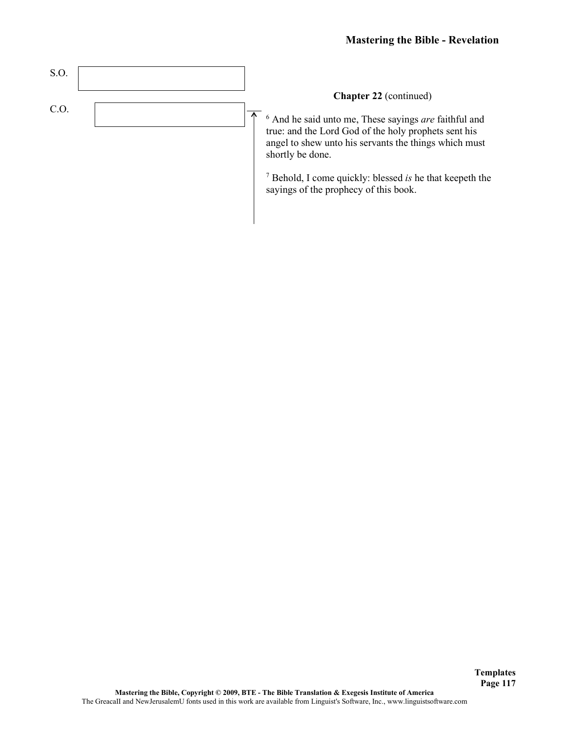S.O.

C.O.

**Chapter 22** (continued)

[6] And he said unto me, These sayings *are* faithful and true: and the Lord God of the holy prophets sent his angel to shew unto his servants the things which must shortly be done.

[7] Behold, I come quickly: blessed *is* he that keepeth the sayings of the prophecy of this book.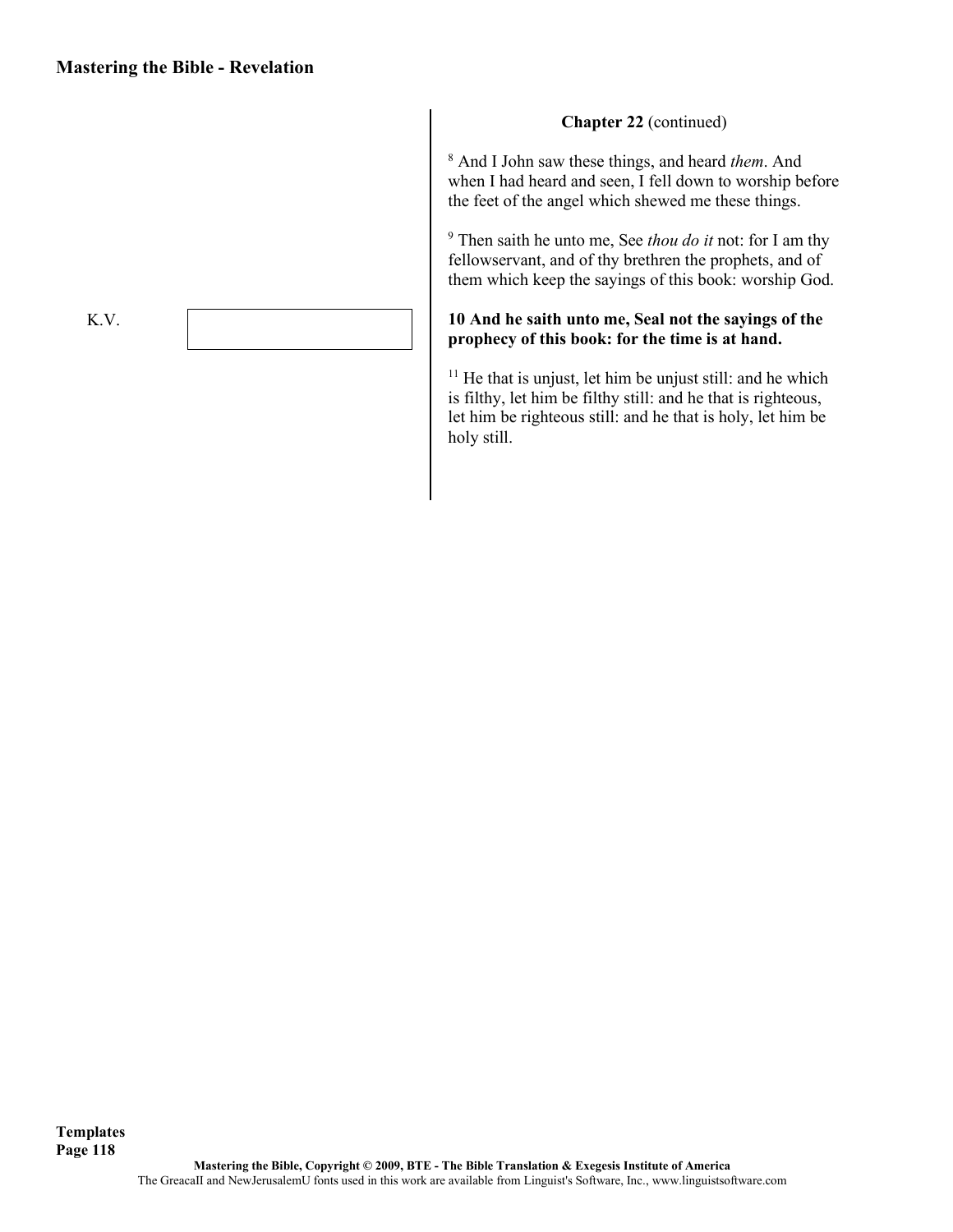**Chapter 22** (continued)

[8] And I John saw these things, and heard *them*. And when I had heard and seen, I fell down to worship before the feet of the angel which shewed me these things.

[9] Then saith he unto me, See *thou do it* not: for I am thy fellowservant, and of thy brethren the prophets, and of them which keep the sayings of this book: worship God.

K.V.

**10 And he saith unto me, Seal not the sayings of the prophecy of this book: for the time is at hand.**

[11] He that is unjust, let him be unjust still: and he which is filthy, let him be filthy still: and he that is righteous, let him be righteous still: and he that is holy, let him be holy still.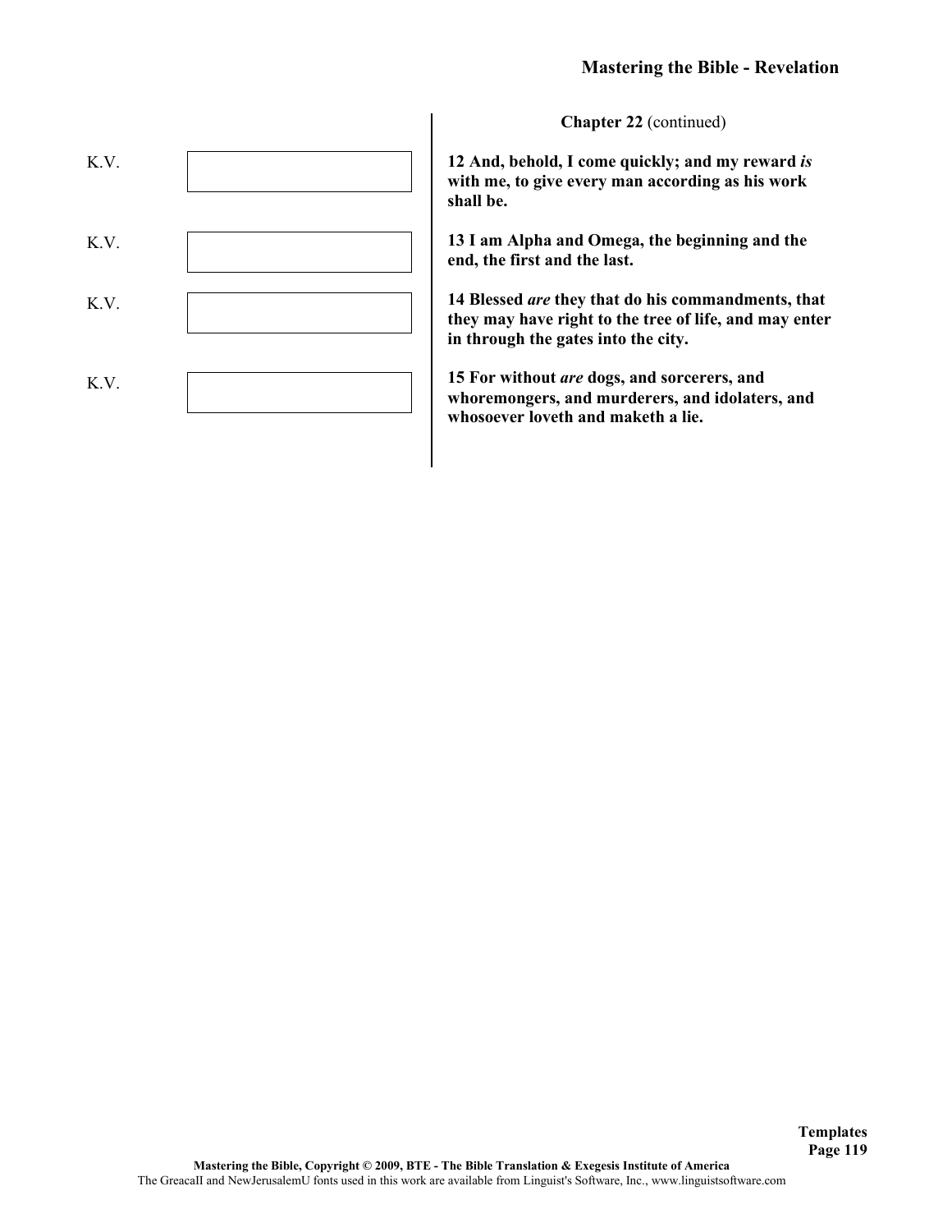**Chapter 22** (continued)

K.V.

**12 And, behold, I come quickly; and my reward *is* with me, to give every man according as his work shall be.**

K.V.

**13 I am Alpha and Omega, the beginning and the end, the first and the last.**

K.V.

**14 Blessed *are* they that do his commandments, that they may have right to the tree of life, and may enter in through the gates into the city.**

K.V.

**15 For without *are* dogs, and sorcerers, and whoremongers, and murderers, and idolaters, and whosoever loveth and maketh a lie.**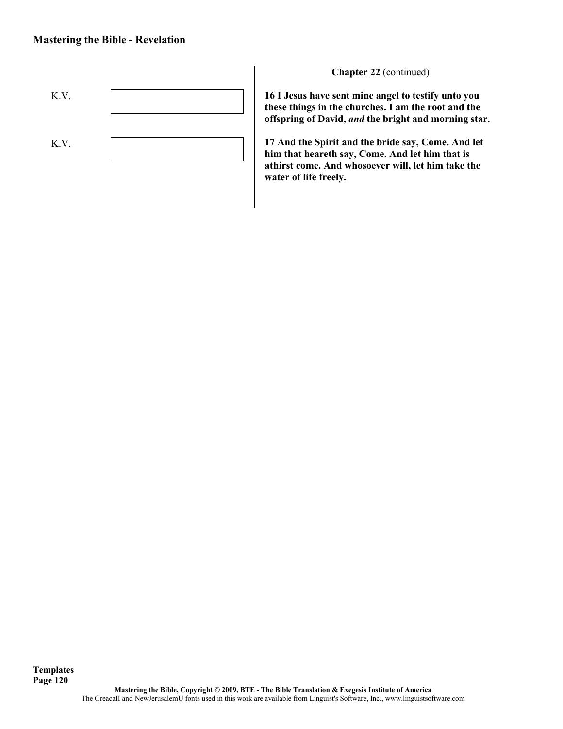**Chapter 22** (continued)

K.V.

**16 I Jesus have sent mine angel to testify unto you these things in the churches. I am the root and the offspring of David, *and* the bright and morning star.**

K.V.

**17 And the Spirit and the bride say, Come. And let him that heareth say, Come. And let him that is athirst come. And whosoever will, let him take the water of life freely.**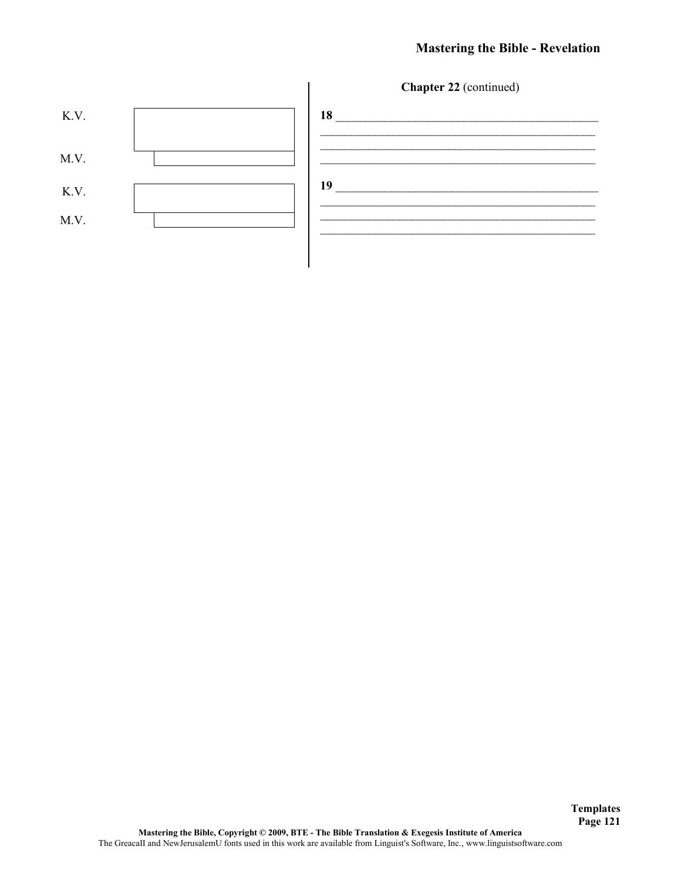**Chapter 22** (continued)

K.V.

M.V.

K.V.

M.V.

**18** ____________________________________________
________________________________________________
________________________________________________
________________________________________________

**19** ____________________________________________
________________________________________________
________________________________________________
________________________________________________

**Templates**

**Mastering the Bible, Copyright © 2009, BTE - The Bible Translation & Exegesis Institute of America**
The GreacaII and NewJerusalemU fonts used in this work are available from Linguist's Software, Inc., www.linguistsoftware.com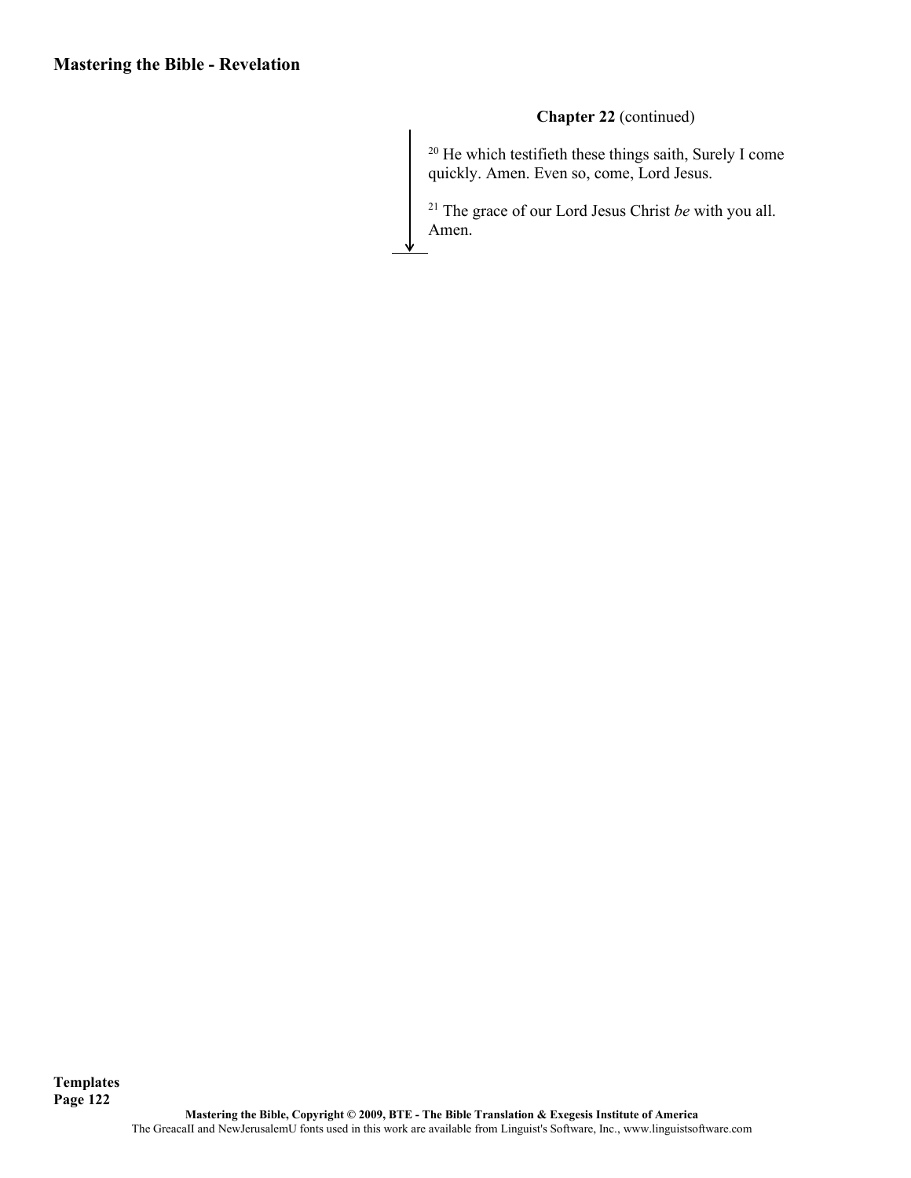**Chapter 22** (continued)

[20] He which testifieth these things saith, Surely I come quickly. Amen. Even so, come, Lord Jesus.

[21] The grace of our Lord Jesus Christ *be* with you all. Amen.